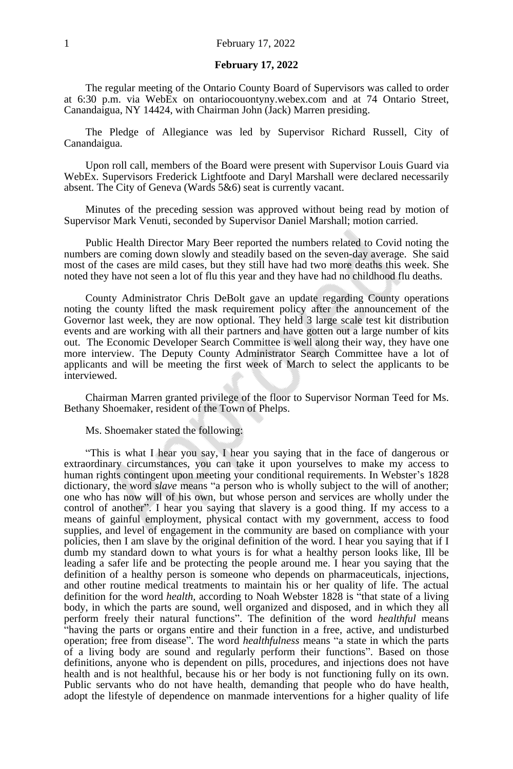**February 17, 2022**

The regular meeting of the Ontario County Board of Supervisors was called to order at 6:30 p.m. via WebEx on ontariocouontyny.webex.com and at 74 Ontario Street, Canandaigua, NY 14424, with Chairman John (Jack) Marren presiding.

The Pledge of Allegiance was led by Supervisor Richard Russell, City of Canandaigua.

Upon roll call, members of the Board were present with Supervisor Louis Guard via WebEx. Supervisors Frederick Lightfoote and Daryl Marshall were declared necessarily absent. The City of Geneva (Wards 5&6) seat is currently vacant.

Minutes of the preceding session was approved without being read by motion of Supervisor Mark Venuti, seconded by Supervisor Daniel Marshall; motion carried.

Public Health Director Mary Beer reported the numbers related to Covid noting the numbers are coming down slowly and steadily based on the seven-day average. She said most of the cases are mild cases, but they still have had two more deaths this week. She noted they have not seen a lot of flu this year and they have had no childhood flu deaths.

County Administrator Chris DeBolt gave an update regarding County operations noting the county lifted the mask requirement policy after the announcement of the Governor last week, they are now optional. They held 3 large scale test kit distribution events and are working with all their partners and have gotten out a large number of kits out. The Economic Developer Search Committee is well along their way, they have one more interview. The Deputy County Administrator Search Committee have a lot of applicants and will be meeting the first week of March to select the applicants to be interviewed.

Chairman Marren granted privilege of the floor to Supervisor Norman Teed for Ms. Bethany Shoemaker, resident of the Town of Phelps.

Ms. Shoemaker stated the following:

"This is what I hear you say, I hear you saying that in the face of dangerous or extraordinary circumstances, you can take it upon yourselves to make my access to human rights contingent upon meeting your conditional requirements. In Webster's 1828 dictionary, the word *slave* means "a person who is wholly subject to the will of another; one who has now will of his own, but whose person and services are wholly under the control of another". I hear you saying that slavery is a good thing. If my access to a means of gainful employment, physical contact with my government, access to food supplies, and level of engagement in the community are based on compliance with your policies, then I am slave by the original definition of the word. I hear you saying that if I dumb my standard down to what yours is for what a healthy person looks like, Ill be leading a safer life and be protecting the people around me. I hear you saying that the definition of a healthy person is someone who depends on pharmaceuticals, injections, and other routine medical treatments to maintain his or her quality of life. The actual definition for the word *health*, according to Noah Webster 1828 is "that state of a living body, in which the parts are sound, well organized and disposed, and in which they all perform freely their natural functions". The definition of the word *healthful* means "having the parts or organs entire and their function in a free, active, and undisturbed operation; free from disease". The word *healthfulness* means "a state in which the parts of a living body are sound and regularly perform their functions". Based on those definitions, anyone who is dependent on pills, procedures, and injections does not have health and is not healthful, because his or her body is not functioning fully on its own. Public servants who do not have health, demanding that people who do have health, adopt the lifestyle of dependence on manmade interventions for a higher quality of life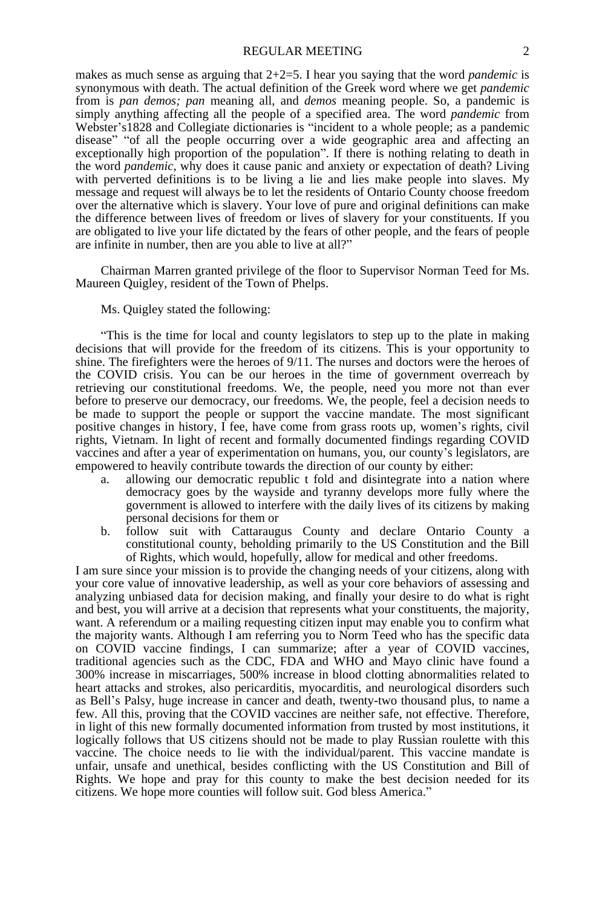makes as much sense as arguing that 2+2=5. I hear you saying that the word *pandemic* is synonymous with death. The actual definition of the Greek word where we get *pandemic* from is *pan demos; pan* meaning all, and *demos* meaning people. So, a pandemic is simply anything affecting all the people of a specified area. The word *pandemic* from Webster's1828 and Collegiate dictionaries is "incident to a whole people; as a pandemic disease" "of all the people occurring over a wide geographic area and affecting an exceptionally high proportion of the population". If there is nothing relating to death in the word *pandemic*, why does it cause panic and anxiety or expectation of death? Living with perverted definitions is to be living a lie and lies make people into slaves. My message and request will always be to let the residents of Ontario County choose freedom over the alternative which is slavery. Your love of pure and original definitions can make the difference between lives of freedom or lives of slavery for your constituents. If you are obligated to live your life dictated by the fears of other people, and the fears of people are infinite in number, then are you able to live at all?"

Chairman Marren granted privilege of the floor to Supervisor Norman Teed for Ms. Maureen Quigley, resident of the Town of Phelps.

Ms. Quigley stated the following:

"This is the time for local and county legislators to step up to the plate in making decisions that will provide for the freedom of its citizens. This is your opportunity to shine. The firefighters were the heroes of 9/11. The nurses and doctors were the heroes of the COVID crisis. You can be our heroes in the time of government overreach by retrieving our constitutional freedoms. We, the people, need you more not than ever before to preserve our democracy, our freedoms. We, the people, feel a decision needs to be made to support the people or support the vaccine mandate. The most significant positive changes in history, I fee, have come from grass roots up, women's rights, civil rights, Vietnam. In light of recent and formally documented findings regarding COVID vaccines and after a year of experimentation on humans, you, our county's legislators, are empowered to heavily contribute towards the direction of our county by either:

a. allowing our democratic republic t fold and disintegrate into a nation where democracy goes by the wayside and tyranny develops more fully where the government is allowed to interfere with the daily lives of its citizens by making personal decisions for them or
b. follow suit with Cattaraugus County and declare Ontario County a constitutional county, beholding primarily to the US Constitution and the Bill of Rights, which would, hopefully, allow for medical and other freedoms.

I am sure since your mission is to provide the changing needs of your citizens, along with your core value of innovative leadership, as well as your core behaviors of assessing and analyzing unbiased data for decision making, and finally your desire to do what is right and best, you will arrive at a decision that represents what your constituents, the majority, want. A referendum or a mailing requesting citizen input may enable you to confirm what the majority wants. Although I am referring you to Norm Teed who has the specific data on COVID vaccine findings, I can summarize; after a year of COVID vaccines, traditional agencies such as the CDC, FDA and WHO and Mayo clinic have found a 300% increase in miscarriages, 500% increase in blood clotting abnormalities related to heart attacks and strokes, also pericarditis, myocarditis, and neurological disorders such as Bell's Palsy, huge increase in cancer and death, twenty-two thousand plus, to name a few. All this, proving that the COVID vaccines are neither safe, not effective. Therefore, in light of this new formally documented information from trusted by most institutions, it logically follows that US citizens should not be made to play Russian roulette with this vaccine. The choice needs to lie with the individual/parent. This vaccine mandate is unfair, unsafe and unethical, besides conflicting with the US Constitution and Bill of Rights. We hope and pray for this county to make the best decision needed for its citizens. We hope more counties will follow suit. God bless America."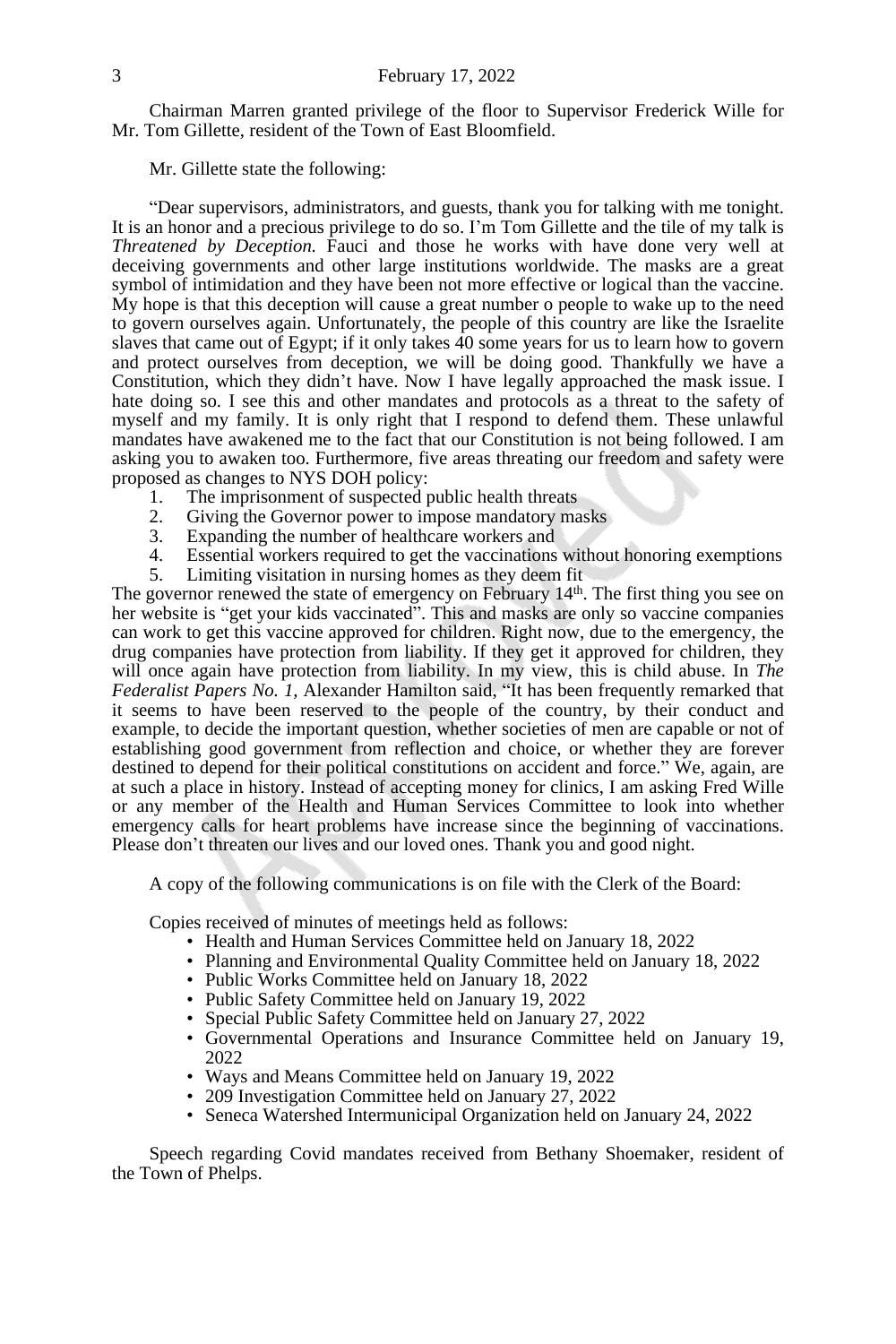Chairman Marren granted privilege of the floor to Supervisor Frederick Wille for Mr. Tom Gillette, resident of the Town of East Bloomfield.

Mr. Gillette state the following:

"Dear supervisors, administrators, and guests, thank you for talking with me tonight. It is an honor and a precious privilege to do so. I'm Tom Gillette and the tile of my talk is *Threatened by Deception.* Fauci and those he works with have done very well at deceiving governments and other large institutions worldwide. The masks are a great symbol of intimidation and they have been not more effective or logical than the vaccine. My hope is that this deception will cause a great number o people to wake up to the need to govern ourselves again. Unfortunately, the people of this country are like the Israelite slaves that came out of Egypt; if it only takes 40 some years for us to learn how to govern and protect ourselves from deception, we will be doing good. Thankfully we have a Constitution, which they didn't have. Now I have legally approached the mask issue. I hate doing so. I see this and other mandates and protocols as a threat to the safety of myself and my family. It is only right that I respond to defend them. These unlawful mandates have awakened me to the fact that our Constitution is not being followed. I am asking you to awaken too. Furthermore, five areas threating our freedom and safety were proposed as changes to NYS DOH policy:

1. The imprisonment of suspected public health threats
2. Giving the Governor power to impose mandatory masks
3. Expanding the number of healthcare workers and
4. Essential workers required to get the vaccinations without honoring exemptions
5. Limiting visitation in nursing homes as they deem fit

The governor renewed the state of emergency on February 14th. The first thing you see on her website is "get your kids vaccinated". This and masks are only so vaccine companies can work to get this vaccine approved for children. Right now, due to the emergency, the drug companies have protection from liability. If they get it approved for children, they will once again have protection from liability. In my view, this is child abuse. In *The Federalist Papers No. 1,* Alexander Hamilton said, "It has been frequently remarked that it seems to have been reserved to the people of the country, by their conduct and example, to decide the important question, whether societies of men are capable or not of establishing good government from reflection and choice, or whether they are forever destined to depend for their political constitutions on accident and force." We, again, are at such a place in history. Instead of accepting money for clinics, I am asking Fred Wille or any member of the Health and Human Services Committee to look into whether emergency calls for heart problems have increase since the beginning of vaccinations. Please don't threaten our lives and our loved ones. Thank you and good night.

A copy of the following communications is on file with the Clerk of the Board:

Copies received of minutes of meetings held as follows:

- Health and Human Services Committee held on January 18, 2022
- Planning and Environmental Quality Committee held on January 18, 2022
- Public Works Committee held on January 18, 2022
- Public Safety Committee held on January 19, 2022
- Special Public Safety Committee held on January 27, 2022
- Governmental Operations and Insurance Committee held on January 19, 2022
- Ways and Means Committee held on January 19, 2022
- 209 Investigation Committee held on January 27, 2022
- Seneca Watershed Intermunicipal Organization held on January 24, 2022

Speech regarding Covid mandates received from Bethany Shoemaker, resident of the Town of Phelps.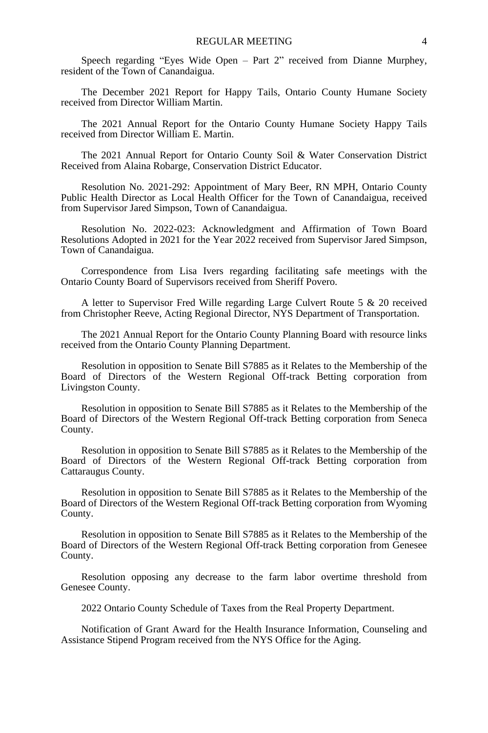Speech regarding "Eyes Wide Open – Part 2" received from Dianne Murphey, resident of the Town of Canandaigua.

The December 2021 Report for Happy Tails, Ontario County Humane Society received from Director William Martin.

The 2021 Annual Report for the Ontario County Humane Society Happy Tails received from Director William E. Martin.

The 2021 Annual Report for Ontario County Soil & Water Conservation District Received from Alaina Robarge, Conservation District Educator.

Resolution No. 2021-292: Appointment of Mary Beer, RN MPH, Ontario County Public Health Director as Local Health Officer for the Town of Canandaigua, received from Supervisor Jared Simpson, Town of Canandaigua.

Resolution No. 2022-023: Acknowledgment and Affirmation of Town Board Resolutions Adopted in 2021 for the Year 2022 received from Supervisor Jared Simpson, Town of Canandaigua.

Correspondence from Lisa Ivers regarding facilitating safe meetings with the Ontario County Board of Supervisors received from Sheriff Povero.

A letter to Supervisor Fred Wille regarding Large Culvert Route 5 & 20 received from Christopher Reeve, Acting Regional Director, NYS Department of Transportation.

The 2021 Annual Report for the Ontario County Planning Board with resource links received from the Ontario County Planning Department.

Resolution in opposition to Senate Bill S7885 as it Relates to the Membership of the Board of Directors of the Western Regional Off-track Betting corporation from Livingston County.

Resolution in opposition to Senate Bill S7885 as it Relates to the Membership of the Board of Directors of the Western Regional Off-track Betting corporation from Seneca County.

Resolution in opposition to Senate Bill S7885 as it Relates to the Membership of the Board of Directors of the Western Regional Off-track Betting corporation from Cattaraugus County.

Resolution in opposition to Senate Bill S7885 as it Relates to the Membership of the Board of Directors of the Western Regional Off-track Betting corporation from Wyoming County.

Resolution in opposition to Senate Bill S7885 as it Relates to the Membership of the Board of Directors of the Western Regional Off-track Betting corporation from Genesee County.

Resolution opposing any decrease to the farm labor overtime threshold from Genesee County.

2022 Ontario County Schedule of Taxes from the Real Property Department.

Notification of Grant Award for the Health Insurance Information, Counseling and Assistance Stipend Program received from the NYS Office for the Aging.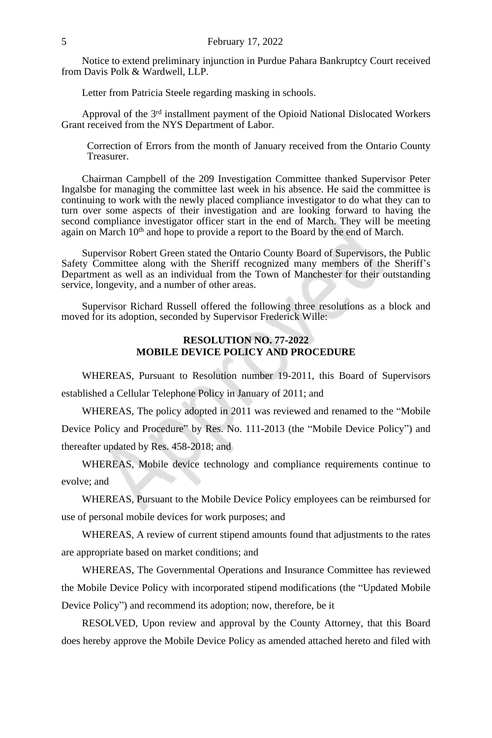Notice to extend preliminary injunction in Purdue Pahara Bankruptcy Court received from Davis Polk & Wardwell, LLP.

Letter from Patricia Steele regarding masking in schools.

Approval of the 3rd installment payment of the Opioid National Dislocated Workers Grant received from the NYS Department of Labor.

Correction of Errors from the month of January received from the Ontario County Treasurer.

Chairman Campbell of the 209 Investigation Committee thanked Supervisor Peter Ingalsbe for managing the committee last week in his absence. He said the committee is continuing to work with the newly placed compliance investigator to do what they can to turn over some aspects of their investigation and are looking forward to having the second compliance investigator officer start in the end of March. They will be meeting again on March 10th and hope to provide a report to the Board by the end of March.

Supervisor Robert Green stated the Ontario County Board of Supervisors, the Public Safety Committee along with the Sheriff recognized many members of the Sheriff's Department as well as an individual from the Town of Manchester for their outstanding service, longevity, and a number of other areas.

Supervisor Richard Russell offered the following three resolutions as a block and moved for its adoption, seconded by Supervisor Frederick Wille:

**RESOLUTION NO. 77-2022**
**MOBILE DEVICE POLICY AND PROCEDURE**

WHEREAS, Pursuant to Resolution number 19-2011, this Board of Supervisors established a Cellular Telephone Policy in January of 2011; and

WHEREAS, The policy adopted in 2011 was reviewed and renamed to the "Mobile Device Policy and Procedure" by Res. No. 111-2013 (the "Mobile Device Policy") and thereafter updated by Res. 458-2018; and

WHEREAS, Mobile device technology and compliance requirements continue to evolve; and

WHEREAS, Pursuant to the Mobile Device Policy employees can be reimbursed for use of personal mobile devices for work purposes; and

WHEREAS, A review of current stipend amounts found that adjustments to the rates are appropriate based on market conditions; and

WHEREAS, The Governmental Operations and Insurance Committee has reviewed the Mobile Device Policy with incorporated stipend modifications (the "Updated Mobile Device Policy") and recommend its adoption; now, therefore, be it

RESOLVED, Upon review and approval by the County Attorney, that this Board does hereby approve the Mobile Device Policy as amended attached hereto and filed with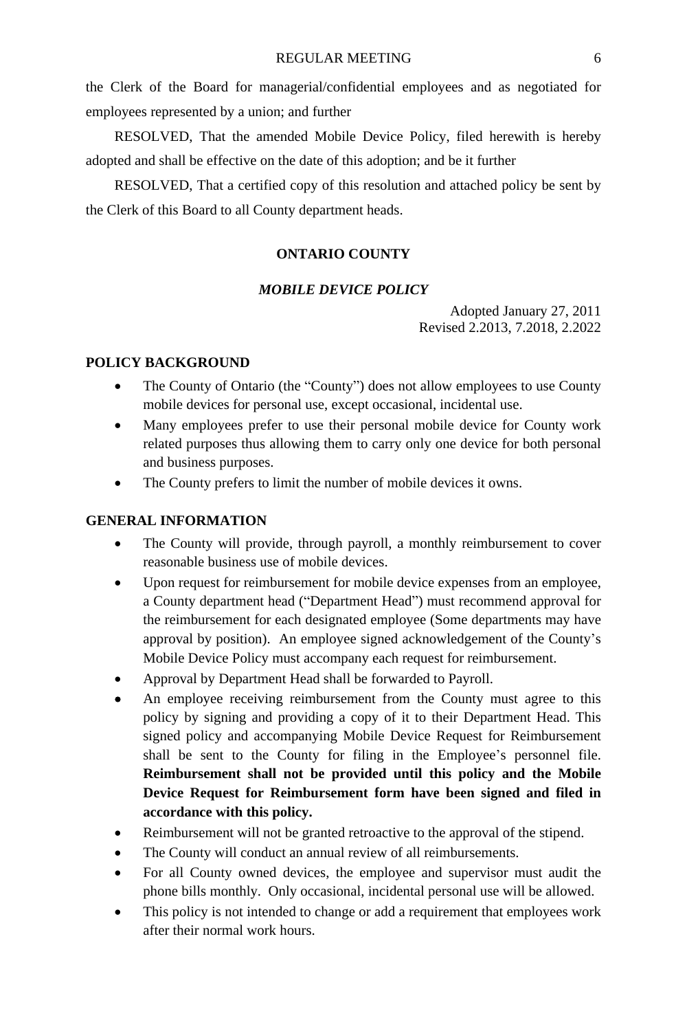the Clerk of the Board for managerial/confidential employees and as negotiated for employees represented by a union; and further

RESOLVED, That the amended Mobile Device Policy, filed herewith is hereby adopted and shall be effective on the date of this adoption; and be it further

RESOLVED, That a certified copy of this resolution and attached policy be sent by the Clerk of this Board to all County department heads.

# ONTARIO COUNTY

## *MOBILE DEVICE POLICY*

Adopted January 27, 2011
Revised 2.2013, 7.2018, 2.2022

### POLICY BACKGROUND

- The County of Ontario (the "County") does not allow employees to use County mobile devices for personal use, except occasional, incidental use.
- Many employees prefer to use their personal mobile device for County work related purposes thus allowing them to carry only one device for both personal and business purposes.
- The County prefers to limit the number of mobile devices it owns.

### GENERAL INFORMATION

- The County will provide, through payroll, a monthly reimbursement to cover reasonable business use of mobile devices.
- Upon request for reimbursement for mobile device expenses from an employee, a County department head ("Department Head") must recommend approval for the reimbursement for each designated employee (Some departments may have approval by position). An employee signed acknowledgement of the County's Mobile Device Policy must accompany each request for reimbursement.
- Approval by Department Head shall be forwarded to Payroll.
- An employee receiving reimbursement from the County must agree to this policy by signing and providing a copy of it to their Department Head. This signed policy and accompanying Mobile Device Request for Reimbursement shall be sent to the County for filing in the Employee's personnel file. **Reimbursement shall not be provided until this policy and the Mobile Device Request for Reimbursement form have been signed and filed in accordance with this policy.**
- Reimbursement will not be granted retroactive to the approval of the stipend.
- The County will conduct an annual review of all reimbursements.
- For all County owned devices, the employee and supervisor must audit the phone bills monthly. Only occasional, incidental personal use will be allowed.
- This policy is not intended to change or add a requirement that employees work after their normal work hours.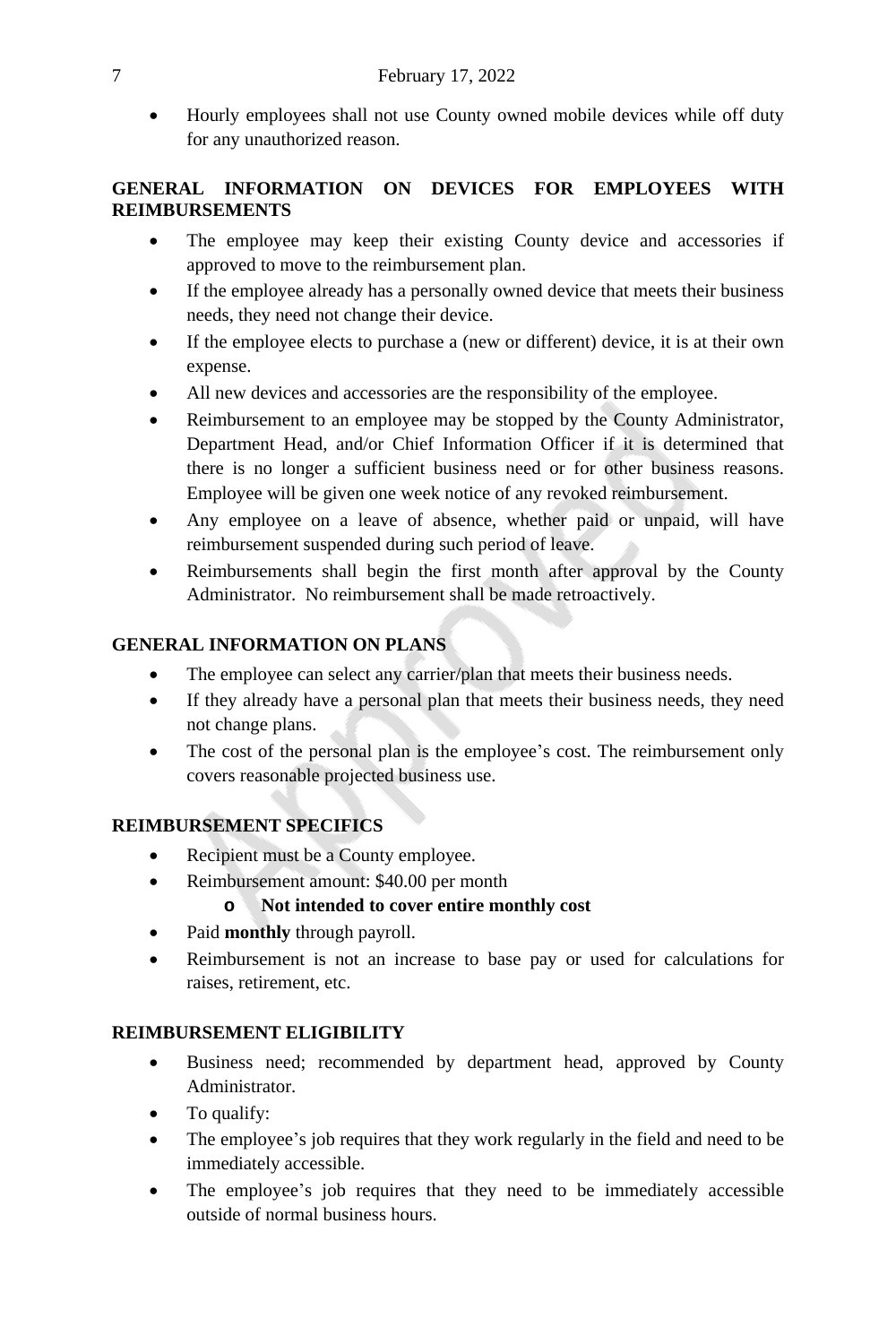- Hourly employees shall not use County owned mobile devices while off duty for any unauthorized reason.

**GENERAL INFORMATION ON DEVICES FOR EMPLOYEES WITH REIMBURSEMENTS**

- The employee may keep their existing County device and accessories if approved to move to the reimbursement plan.
- If the employee already has a personally owned device that meets their business needs, they need not change their device.
- If the employee elects to purchase a (new or different) device, it is at their own expense.
- All new devices and accessories are the responsibility of the employee.
- Reimbursement to an employee may be stopped by the County Administrator, Department Head, and/or Chief Information Officer if it is determined that there is no longer a sufficient business need or for other business reasons. Employee will be given one week notice of any revoked reimbursement.
- Any employee on a leave of absence, whether paid or unpaid, will have reimbursement suspended during such period of leave.
- Reimbursements shall begin the first month after approval by the County Administrator. No reimbursement shall be made retroactively.

**GENERAL INFORMATION ON PLANS**

- The employee can select any carrier/plan that meets their business needs.
- If they already have a personal plan that meets their business needs, they need not change plans.
- The cost of the personal plan is the employee's cost. The reimbursement only covers reasonable projected business use.

**REIMBURSEMENT SPECIFICS**

- Recipient must be a County employee.
- Reimbursement amount: $40.00 per month
  - **Not intended to cover entire monthly cost**
- Paid **monthly** through payroll.
- Reimbursement is not an increase to base pay or used for calculations for raises, retirement, etc.

**REIMBURSEMENT ELIGIBILITY**

- Business need; recommended by department head, approved by County Administrator.
- To qualify:
- The employee's job requires that they work regularly in the field and need to be immediately accessible.
- The employee's job requires that they need to be immediately accessible outside of normal business hours.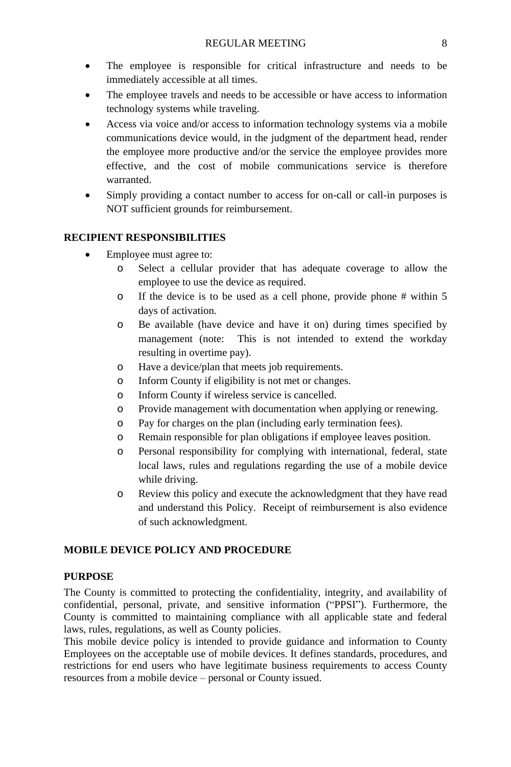- The employee is responsible for critical infrastructure and needs to be immediately accessible at all times.
- The employee travels and needs to be accessible or have access to information technology systems while traveling.
- Access via voice and/or access to information technology systems via a mobile communications device would, in the judgment of the department head, render the employee more productive and/or the service the employee provides more effective, and the cost of mobile communications service is therefore warranted.
- Simply providing a contact number to access for on-call or call-in purposes is NOT sufficient grounds for reimbursement.

**RECIPIENT RESPONSIBILITIES**

- Employee must agree to:
  - Select a cellular provider that has adequate coverage to allow the employee to use the device as required.
  - If the device is to be used as a cell phone, provide phone # within 5 days of activation.
  - Be available (have device and have it on) during times specified by management (note: This is not intended to extend the workday resulting in overtime pay).
  - Have a device/plan that meets job requirements.
  - Inform County if eligibility is not met or changes.
  - Inform County if wireless service is cancelled.
  - Provide management with documentation when applying or renewing.
  - Pay for charges on the plan (including early termination fees).
  - Remain responsible for plan obligations if employee leaves position.
  - Personal responsibility for complying with international, federal, state local laws, rules and regulations regarding the use of a mobile device while driving.
  - Review this policy and execute the acknowledgment that they have read and understand this Policy. Receipt of reimbursement is also evidence of such acknowledgment.

**MOBILE DEVICE POLICY AND PROCEDURE**

**PURPOSE**

The County is committed to protecting the confidentiality, integrity, and availability of confidential, personal, private, and sensitive information ("PPSI"). Furthermore, the County is committed to maintaining compliance with all applicable state and federal laws, rules, regulations, as well as County policies.

This mobile device policy is intended to provide guidance and information to County Employees on the acceptable use of mobile devices. It defines standards, procedures, and restrictions for end users who have legitimate business requirements to access County resources from a mobile device – personal or County issued.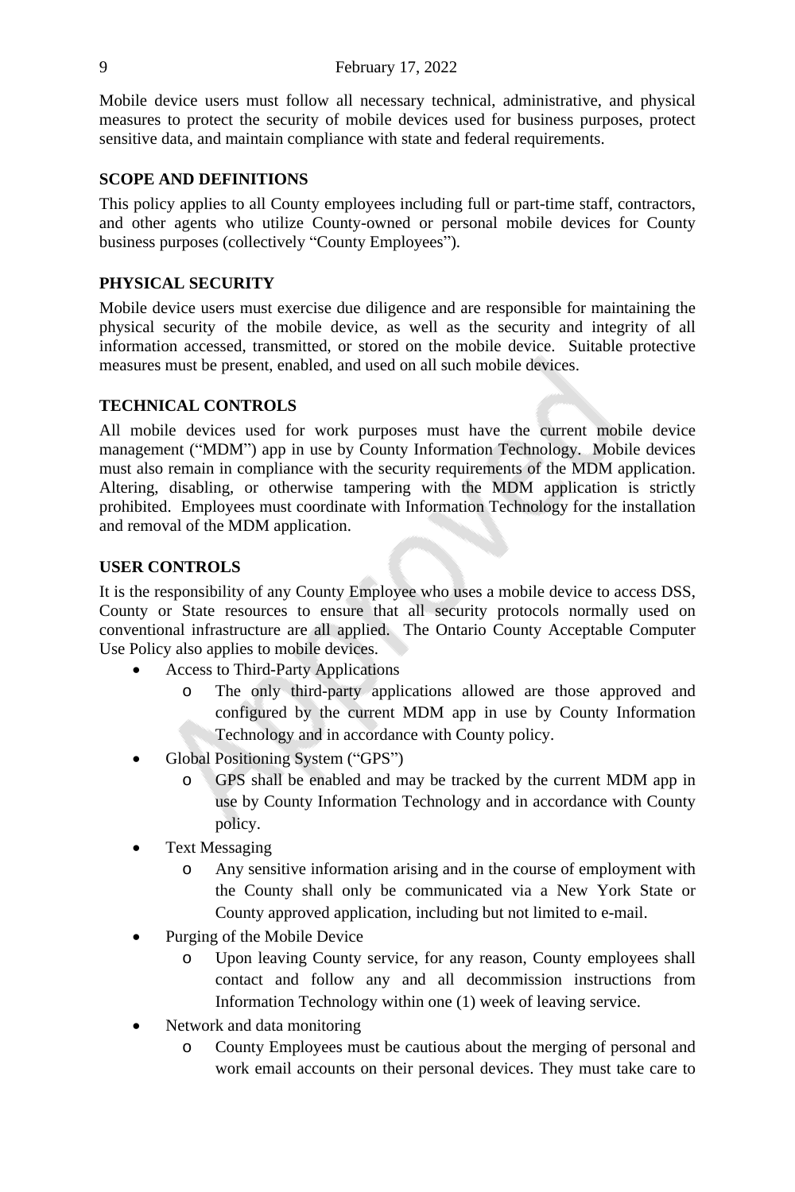Mobile device users must follow all necessary technical, administrative, and physical measures to protect the security of mobile devices used for business purposes, protect sensitive data, and maintain compliance with state and federal requirements.

**SCOPE AND DEFINITIONS**

This policy applies to all County employees including full or part-time staff, contractors, and other agents who utilize County-owned or personal mobile devices for County business purposes (collectively "County Employees").

**PHYSICAL SECURITY**

Mobile device users must exercise due diligence and are responsible for maintaining the physical security of the mobile device, as well as the security and integrity of all information accessed, transmitted, or stored on the mobile device. Suitable protective measures must be present, enabled, and used on all such mobile devices.

**TECHNICAL CONTROLS**

All mobile devices used for work purposes must have the current mobile device management ("MDM") app in use by County Information Technology. Mobile devices must also remain in compliance with the security requirements of the MDM application. Altering, disabling, or otherwise tampering with the MDM application is strictly prohibited. Employees must coordinate with Information Technology for the installation and removal of the MDM application.

**USER CONTROLS**

It is the responsibility of any County Employee who uses a mobile device to access DSS, County or State resources to ensure that all security protocols normally used on conventional infrastructure are all applied. The Ontario County Acceptable Computer Use Policy also applies to mobile devices.

- Access to Third-Party Applications
  - The only third-party applications allowed are those approved and configured by the current MDM app in use by County Information Technology and in accordance with County policy.
- Global Positioning System ("GPS")
  - GPS shall be enabled and may be tracked by the current MDM app in use by County Information Technology and in accordance with County policy.
- Text Messaging
  - Any sensitive information arising and in the course of employment with the County shall only be communicated via a New York State or County approved application, including but not limited to e-mail.
- Purging of the Mobile Device
  - Upon leaving County service, for any reason, County employees shall contact and follow any and all decommission instructions from Information Technology within one (1) week of leaving service.
- Network and data monitoring
  - County Employees must be cautious about the merging of personal and work email accounts on their personal devices. They must take care to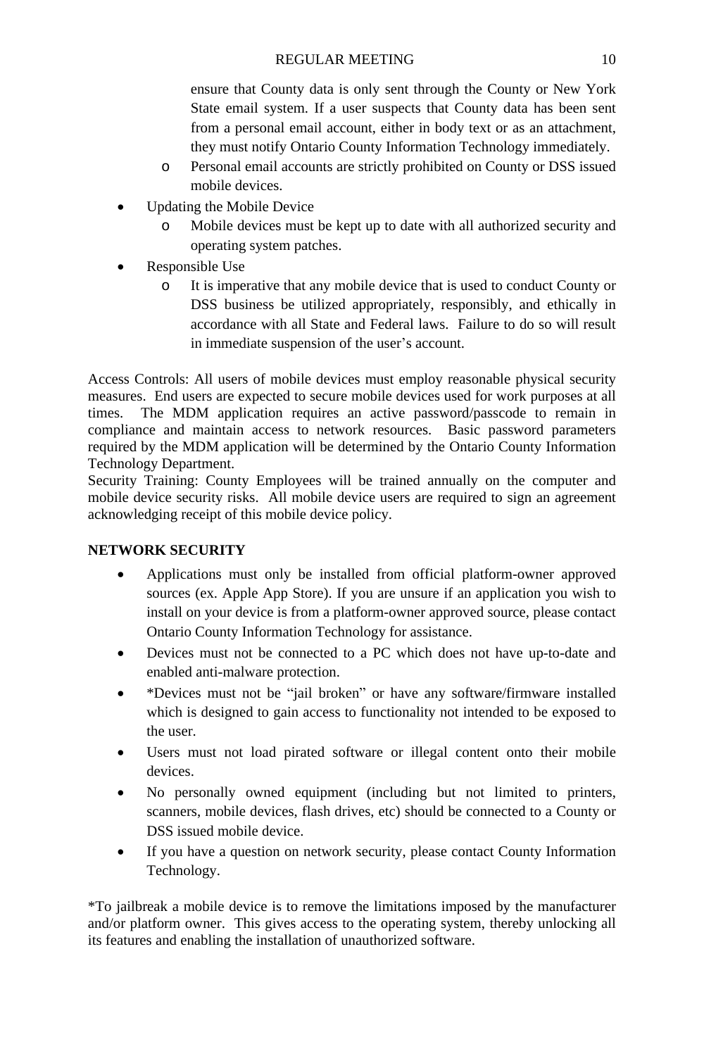- ensure that County data is only sent through the County or New York State email system. If a user suspects that County data has been sent from a personal email account, either in body text or as an attachment, they must notify Ontario County Information Technology immediately.
    - Personal email accounts are strictly prohibited on County or DSS issued mobile devices.
- Updating the Mobile Device
    - Mobile devices must be kept up to date with all authorized security and operating system patches.
- Responsible Use
    - It is imperative that any mobile device that is used to conduct County or DSS business be utilized appropriately, responsibly, and ethically in accordance with all State and Federal laws. Failure to do so will result in immediate suspension of the user's account.

Access Controls: All users of mobile devices must employ reasonable physical security measures. End users are expected to secure mobile devices used for work purposes at all times. The MDM application requires an active password/passcode to remain in compliance and maintain access to network resources. Basic password parameters required by the MDM application will be determined by the Ontario County Information Technology Department.
Security Training: County Employees will be trained annually on the computer and mobile device security risks. All mobile device users are required to sign an agreement acknowledging receipt of this mobile device policy.

**NETWORK SECURITY**

- Applications must only be installed from official platform-owner approved sources (ex. Apple App Store). If you are unsure if an application you wish to install on your device is from a platform-owner approved source, please contact Ontario County Information Technology for assistance.
- Devices must not be connected to a PC which does not have up-to-date and enabled anti-malware protection.
- *Devices must not be "jail broken" or have any software/firmware installed which is designed to gain access to functionality not intended to be exposed to the user.
- Users must not load pirated software or illegal content onto their mobile devices.
- No personally owned equipment (including but not limited to printers, scanners, mobile devices, flash drives, etc) should be connected to a County or DSS issued mobile device.
- If you have a question on network security, please contact County Information Technology.

*To jailbreak a mobile device is to remove the limitations imposed by the manufacturer and/or platform owner. This gives access to the operating system, thereby unlocking all its features and enabling the installation of unauthorized software.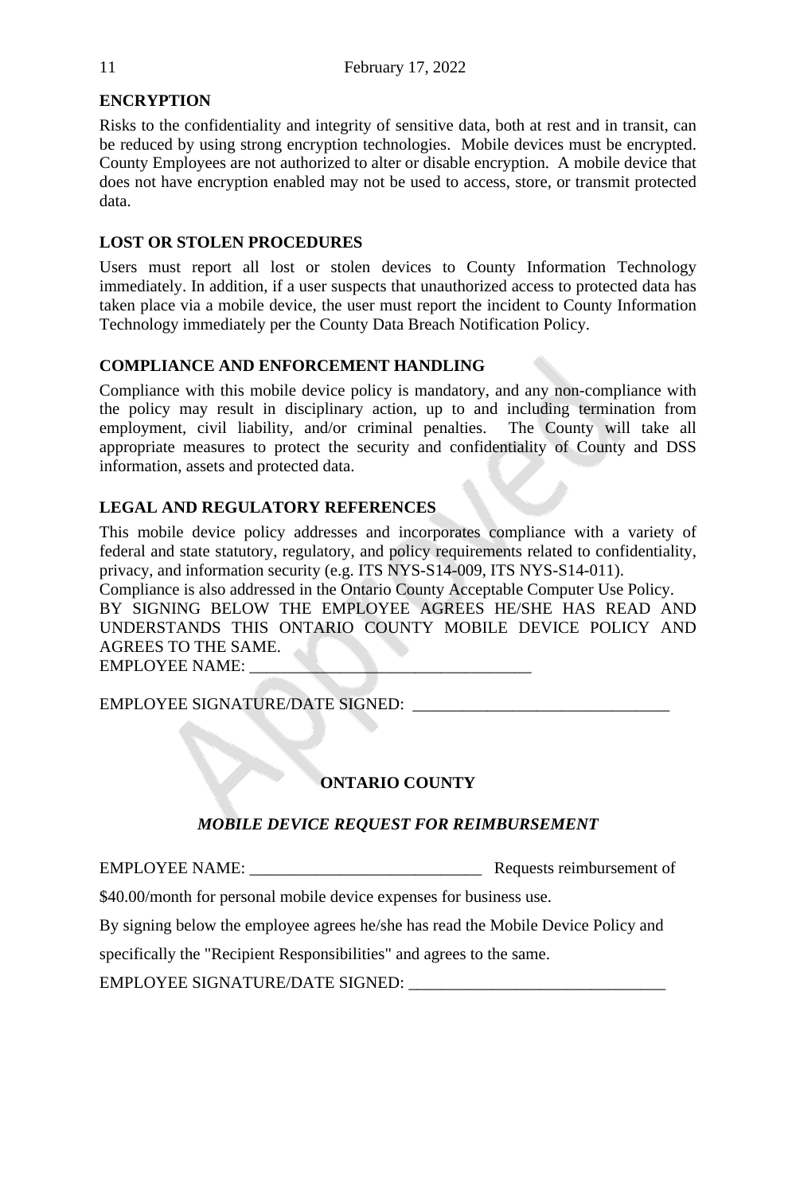## ENCRYPTION

Risks to the confidentiality and integrity of sensitive data, both at rest and in transit, can be reduced by using strong encryption technologies. Mobile devices must be encrypted. County Employees are not authorized to alter or disable encryption. A mobile device that does not have encryption enabled may not be used to access, store, or transmit protected data.

## LOST OR STOLEN PROCEDURES

Users must report all lost or stolen devices to County Information Technology immediately. In addition, if a user suspects that unauthorized access to protected data has taken place via a mobile device, the user must report the incident to County Information Technology immediately per the County Data Breach Notification Policy.

## COMPLIANCE AND ENFORCEMENT HANDLING

Compliance with this mobile device policy is mandatory, and any non-compliance with the policy may result in disciplinary action, up to and including termination from employment, civil liability, and/or criminal penalties. The County will take all appropriate measures to protect the security and confidentiality of County and DSS information, assets and protected data.

## LEGAL AND REGULATORY REFERENCES

This mobile device policy addresses and incorporates compliance with a variety of federal and state statutory, regulatory, and policy requirements related to confidentiality, privacy, and information security (e.g. ITS NYS-S14-009, ITS NYS-S14-011).
Compliance is also addressed in the Ontario County Acceptable Computer Use Policy.
BY SIGNING BELOW THE EMPLOYEE AGREES HE/SHE HAS READ AND UNDERSTANDS THIS ONTARIO COUNTY MOBILE DEVICE POLICY AND AGREES TO THE SAME.
EMPLOYEE NAME: ___________________________________

EMPLOYEE SIGNATURE/DATE SIGNED: _______________________________

## ONTARIO COUNTY

### *MOBILE DEVICE REQUEST FOR REIMBURSEMENT*

EMPLOYEE NAME: ____________________________ Requests reimbursement of

$40.00/month for personal mobile device expenses for business use.

By signing below the employee agrees he/she has read the Mobile Device Policy and specifically the "Recipient Responsibilities" and agrees to the same.

EMPLOYEE SIGNATURE/DATE SIGNED: _______________________________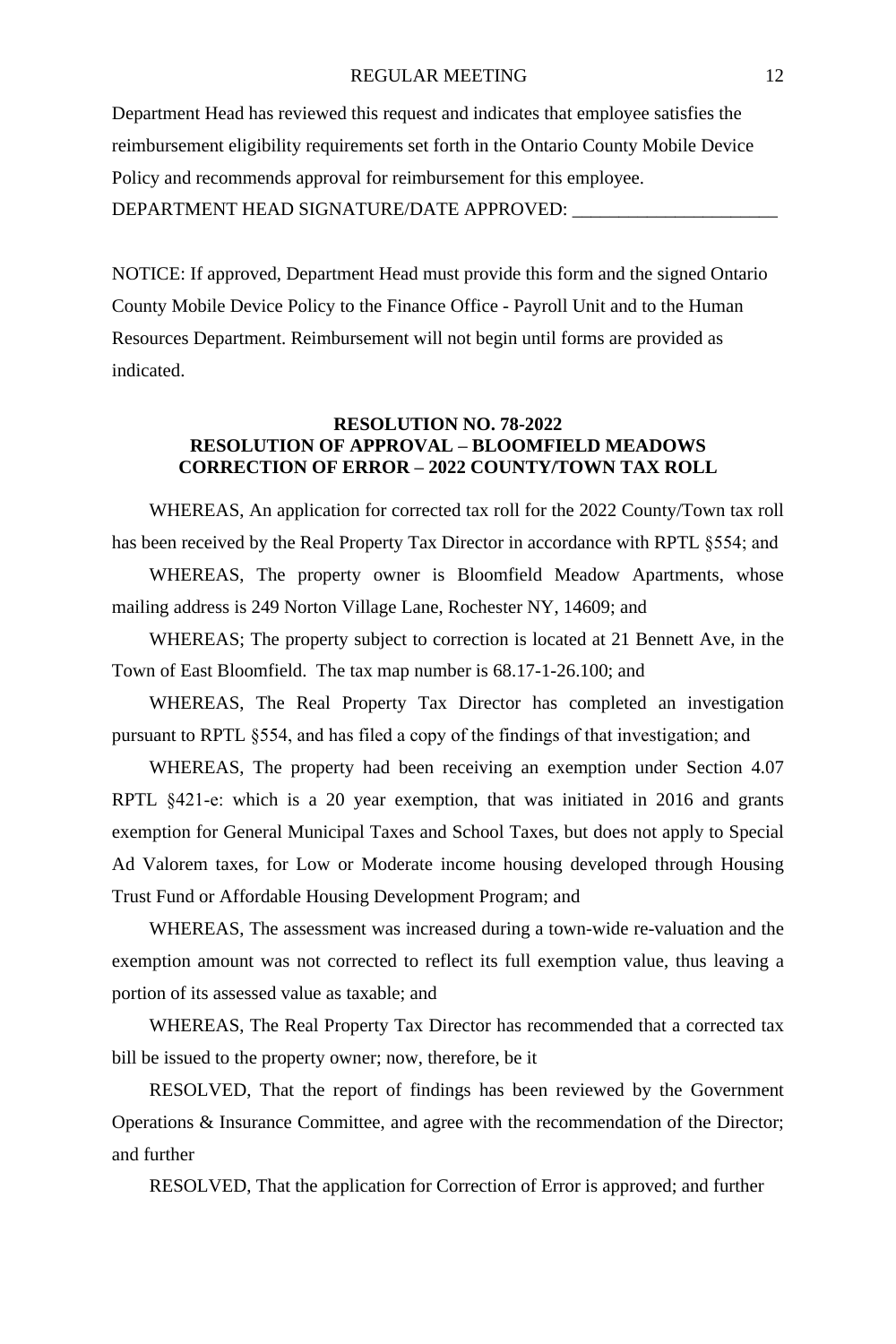Department Head has reviewed this request and indicates that employee satisfies the reimbursement eligibility requirements set forth in the Ontario County Mobile Device Policy and recommends approval for reimbursement for this employee.

DEPARTMENT HEAD SIGNATURE/DATE APPROVED: ______________________

NOTICE: If approved, Department Head must provide this form and the signed Ontario County Mobile Device Policy to the Finance Office - Payroll Unit and to the Human Resources Department. Reimbursement will not begin until forms are provided as indicated.

**RESOLUTION NO. 78-2022**
**RESOLUTION OF APPROVAL – BLOOMFIELD MEADOWS CORRECTION OF ERROR – 2022 COUNTY/TOWN TAX ROLL**

WHEREAS, An application for corrected tax roll for the 2022 County/Town tax roll has been received by the Real Property Tax Director in accordance with RPTL §554; and

WHEREAS, The property owner is Bloomfield Meadow Apartments, whose mailing address is 249 Norton Village Lane, Rochester NY, 14609; and

WHEREAS; The property subject to correction is located at 21 Bennett Ave, in the Town of East Bloomfield. The tax map number is 68.17-1-26.100; and

WHEREAS, The Real Property Tax Director has completed an investigation pursuant to RPTL §554, and has filed a copy of the findings of that investigation; and

WHEREAS, The property had been receiving an exemption under Section 4.07 RPTL §421-e: which is a 20 year exemption, that was initiated in 2016 and grants exemption for General Municipal Taxes and School Taxes, but does not apply to Special Ad Valorem taxes, for Low or Moderate income housing developed through Housing Trust Fund or Affordable Housing Development Program; and

WHEREAS, The assessment was increased during a town-wide re-valuation and the exemption amount was not corrected to reflect its full exemption value, thus leaving a portion of its assessed value as taxable; and

WHEREAS, The Real Property Tax Director has recommended that a corrected tax bill be issued to the property owner; now, therefore, be it

RESOLVED, That the report of findings has been reviewed by the Government Operations & Insurance Committee, and agree with the recommendation of the Director; and further

RESOLVED, That the application for Correction of Error is approved; and further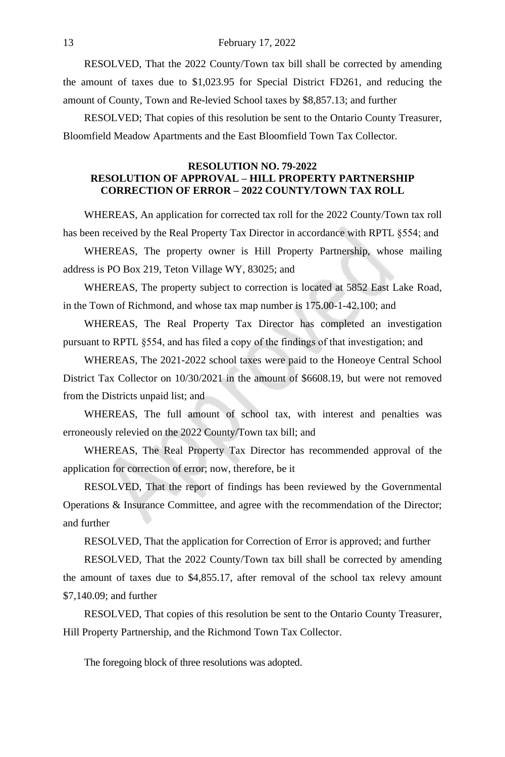RESOLVED, That the 2022 County/Town tax bill shall be corrected by amending the amount of taxes due to $1,023.95 for Special District FD261, and reducing the amount of County, Town and Re-levied School taxes by $8,857.13; and further

RESOLVED; That copies of this resolution be sent to the Ontario County Treasurer, Bloomfield Meadow Apartments and the East Bloomfield Town Tax Collector.

**RESOLUTION NO. 79-2022**
**RESOLUTION OF APPROVAL – HILL PROPERTY PARTNERSHIP CORRECTION OF ERROR – 2022 COUNTY/TOWN TAX ROLL**

WHEREAS, An application for corrected tax roll for the 2022 County/Town tax roll has been received by the Real Property Tax Director in accordance with RPTL §554; and

WHEREAS, The property owner is Hill Property Partnership, whose mailing address is PO Box 219, Teton Village WY, 83025; and

WHEREAS, The property subject to correction is located at 5852 East Lake Road, in the Town of Richmond, and whose tax map number is 175.00-1-42.100; and

WHEREAS, The Real Property Tax Director has completed an investigation pursuant to RPTL §554, and has filed a copy of the findings of that investigation; and

WHEREAS, The 2021-2022 school taxes were paid to the Honeoye Central School District Tax Collector on 10/30/2021 in the amount of $6608.19, but were not removed from the Districts unpaid list; and

WHEREAS, The full amount of school tax, with interest and penalties was erroneously relevied on the 2022 County/Town tax bill; and

WHEREAS, The Real Property Tax Director has recommended approval of the application for correction of error; now, therefore, be it

RESOLVED, That the report of findings has been reviewed by the Governmental Operations & Insurance Committee, and agree with the recommendation of the Director; and further

RESOLVED, That the application for Correction of Error is approved; and further

RESOLVED, That the 2022 County/Town tax bill shall be corrected by amending the amount of taxes due to $4,855.17, after removal of the school tax relevy amount $7,140.09; and further

RESOLVED, That copies of this resolution be sent to the Ontario County Treasurer, Hill Property Partnership, and the Richmond Town Tax Collector.

The foregoing block of three resolutions was adopted.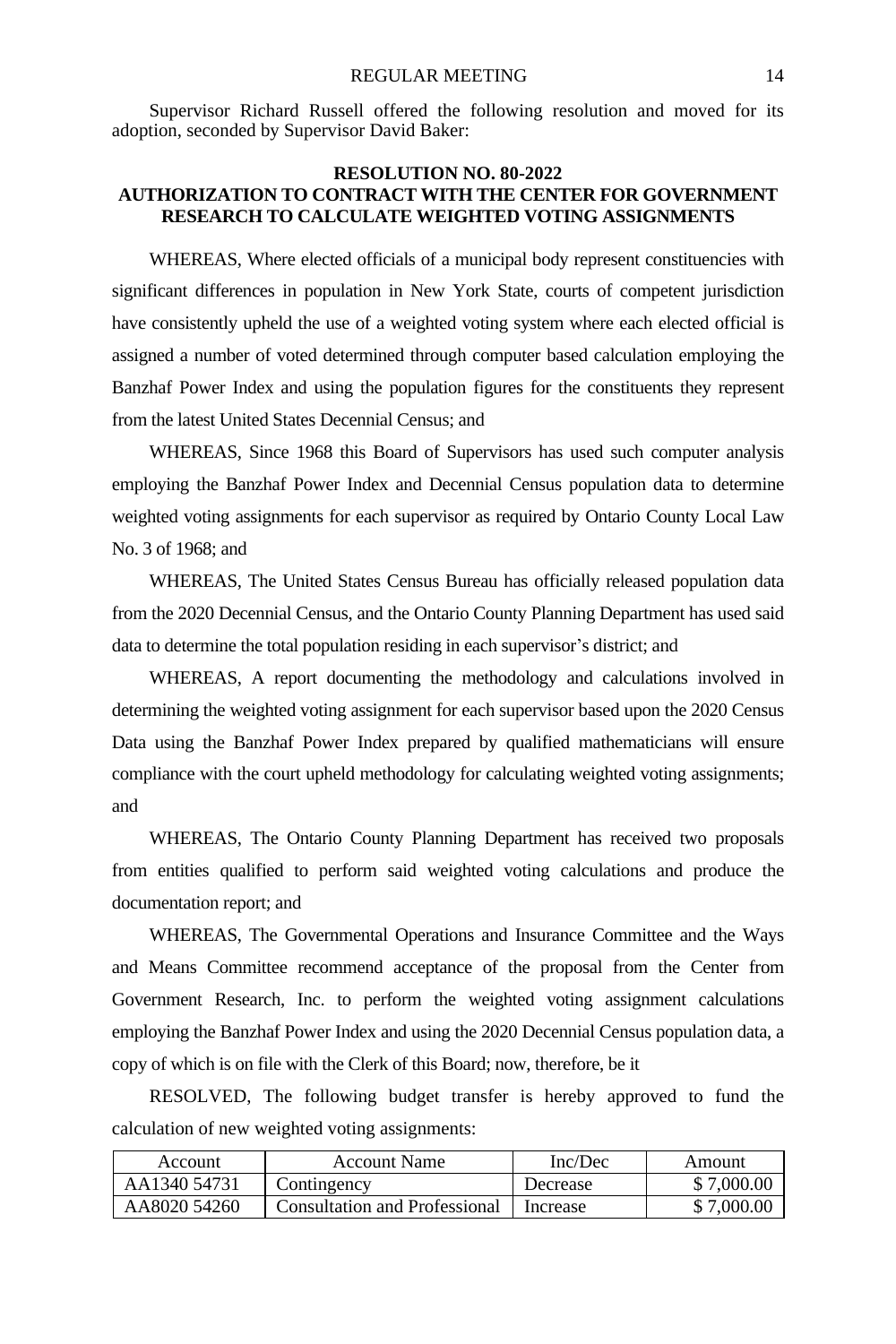Supervisor Richard Russell offered the following resolution and moved for its adoption, seconded by Supervisor David Baker:

**RESOLUTION NO. 80-2022**
**AUTHORIZATION TO CONTRACT WITH THE CENTER FOR GOVERNMENT RESEARCH TO CALCULATE WEIGHTED VOTING ASSIGNMENTS**

WHEREAS, Where elected officials of a municipal body represent constituencies with significant differences in population in New York State, courts of competent jurisdiction have consistently upheld the use of a weighted voting system where each elected official is assigned a number of voted determined through computer based calculation employing the Banzhaf Power Index and using the population figures for the constituents they represent from the latest United States Decennial Census; and

WHEREAS, Since 1968 this Board of Supervisors has used such computer analysis employing the Banzhaf Power Index and Decennial Census population data to determine weighted voting assignments for each supervisor as required by Ontario County Local Law No. 3 of 1968; and

WHEREAS, The United States Census Bureau has officially released population data from the 2020 Decennial Census, and the Ontario County Planning Department has used said data to determine the total population residing in each supervisor's district; and

WHEREAS, A report documenting the methodology and calculations involved in determining the weighted voting assignment for each supervisor based upon the 2020 Census Data using the Banzhaf Power Index prepared by qualified mathematicians will ensure compliance with the court upheld methodology for calculating weighted voting assignments; and

WHEREAS, The Ontario County Planning Department has received two proposals from entities qualified to perform said weighted voting calculations and produce the documentation report; and

WHEREAS, The Governmental Operations and Insurance Committee and the Ways and Means Committee recommend acceptance of the proposal from the Center from Government Research, Inc. to perform the weighted voting assignment calculations employing the Banzhaf Power Index and using the 2020 Decennial Census population data, a copy of which is on file with the Clerk of this Board; now, therefore, be it

RESOLVED, The following budget transfer is hereby approved to fund the calculation of new weighted voting assignments:

| Account | Account Name | Inc/Dec | Amount |
|---|---|---|---|
| AA1340 54731 | Contingency | Decrease | $ 7,000.00 |
| AA8020 54260 | Consultation and Professional | Increase | $ 7,000.00 |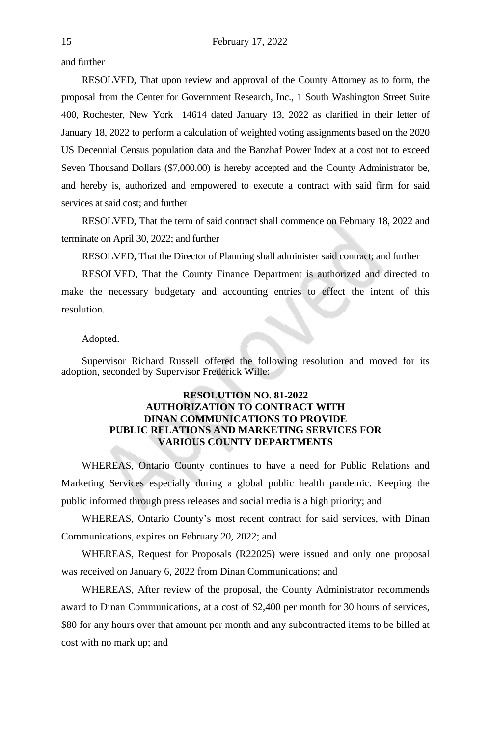and further

RESOLVED, That upon review and approval of the County Attorney as to form, the proposal from the Center for Government Research, Inc., 1 South Washington Street Suite 400, Rochester, New York 14614 dated January 13, 2022 as clarified in their letter of January 18, 2022 to perform a calculation of weighted voting assignments based on the 2020 US Decennial Census population data and the Banzhaf Power Index at a cost not to exceed Seven Thousand Dollars ($7,000.00) is hereby accepted and the County Administrator be, and hereby is, authorized and empowered to execute a contract with said firm for said services at said cost; and further

RESOLVED, That the term of said contract shall commence on February 18, 2022 and terminate on April 30, 2022; and further

RESOLVED, That the Director of Planning shall administer said contract; and further

RESOLVED, That the County Finance Department is authorized and directed to make the necessary budgetary and accounting entries to effect the intent of this resolution.

Adopted.

Supervisor Richard Russell offered the following resolution and moved for its adoption, seconded by Supervisor Frederick Wille:

**RESOLUTION NO. 81-2022**
**AUTHORIZATION TO CONTRACT WITH DINAN COMMUNICATIONS TO PROVIDE PUBLIC RELATIONS AND MARKETING SERVICES FOR VARIOUS COUNTY DEPARTMENTS**

WHEREAS, Ontario County continues to have a need for Public Relations and Marketing Services especially during a global public health pandemic. Keeping the public informed through press releases and social media is a high priority; and

WHEREAS, Ontario County's most recent contract for said services, with Dinan Communications, expires on February 20, 2022; and

WHEREAS, Request for Proposals (R22025) were issued and only one proposal was received on January 6, 2022 from Dinan Communications; and

WHEREAS, After review of the proposal, the County Administrator recommends award to Dinan Communications, at a cost of $2,400 per month for 30 hours of services, $80 for any hours over that amount per month and any subcontracted items to be billed at cost with no mark up; and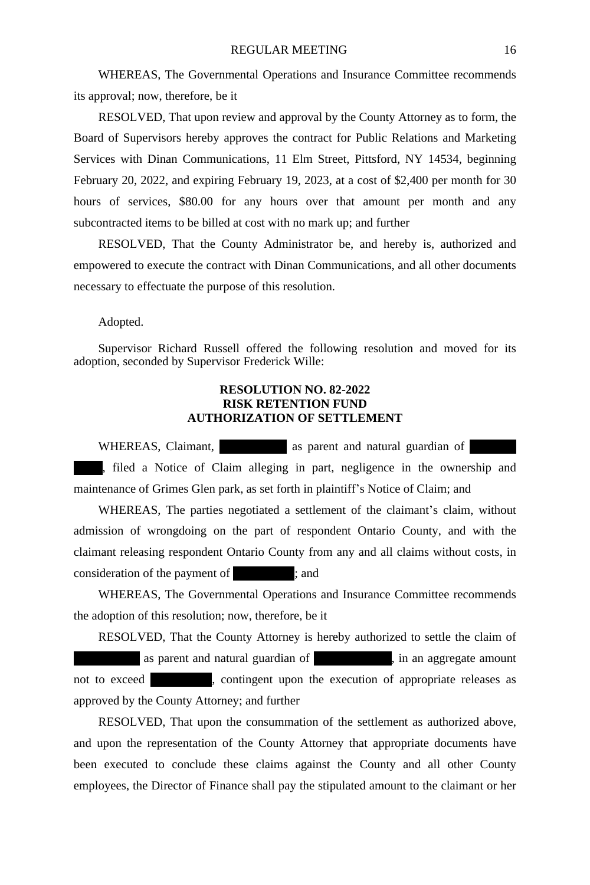WHEREAS, The Governmental Operations and Insurance Committee recommends its approval; now, therefore, be it

RESOLVED, That upon review and approval by the County Attorney as to form, the Board of Supervisors hereby approves the contract for Public Relations and Marketing Services with Dinan Communications, 11 Elm Street, Pittsford, NY 14534, beginning February 20, 2022, and expiring February 19, 2023, at a cost of $2,400 per month for 30 hours of services, $80.00 for any hours over that amount per month and any subcontracted items to be billed at cost with no mark up; and further

RESOLVED, That the County Administrator be, and hereby is, authorized and empowered to execute the contract with Dinan Communications, and all other documents necessary to effectuate the purpose of this resolution.

Adopted.

Supervisor Richard Russell offered the following resolution and moved for its adoption, seconded by Supervisor Frederick Wille:

**RESOLUTION NO. 82-2022**
**RISK RETENTION FUND**
**AUTHORIZATION OF SETTLEMENT**

WHEREAS, Claimant, [REDACTED] as parent and natural guardian of [REDACTED] [REDACTED], filed a Notice of Claim alleging in part, negligence in the ownership and maintenance of Grimes Glen park, as set forth in plaintiff's Notice of Claim; and

WHEREAS, The parties negotiated a settlement of the claimant's claim, without admission of wrongdoing on the part of respondent Ontario County, and with the claimant releasing respondent Ontario County from any and all claims without costs, in consideration of the payment of [REDACTED]; and

WHEREAS, The Governmental Operations and Insurance Committee recommends the adoption of this resolution; now, therefore, be it

RESOLVED, That the County Attorney is hereby authorized to settle the claim of [REDACTED] as parent and natural guardian of [REDACTED], in an aggregate amount not to exceed [REDACTED], contingent upon the execution of appropriate releases as approved by the County Attorney; and further

RESOLVED, That upon the consummation of the settlement as authorized above, and upon the representation of the County Attorney that appropriate documents have been executed to conclude these claims against the County and all other County employees, the Director of Finance shall pay the stipulated amount to the claimant or her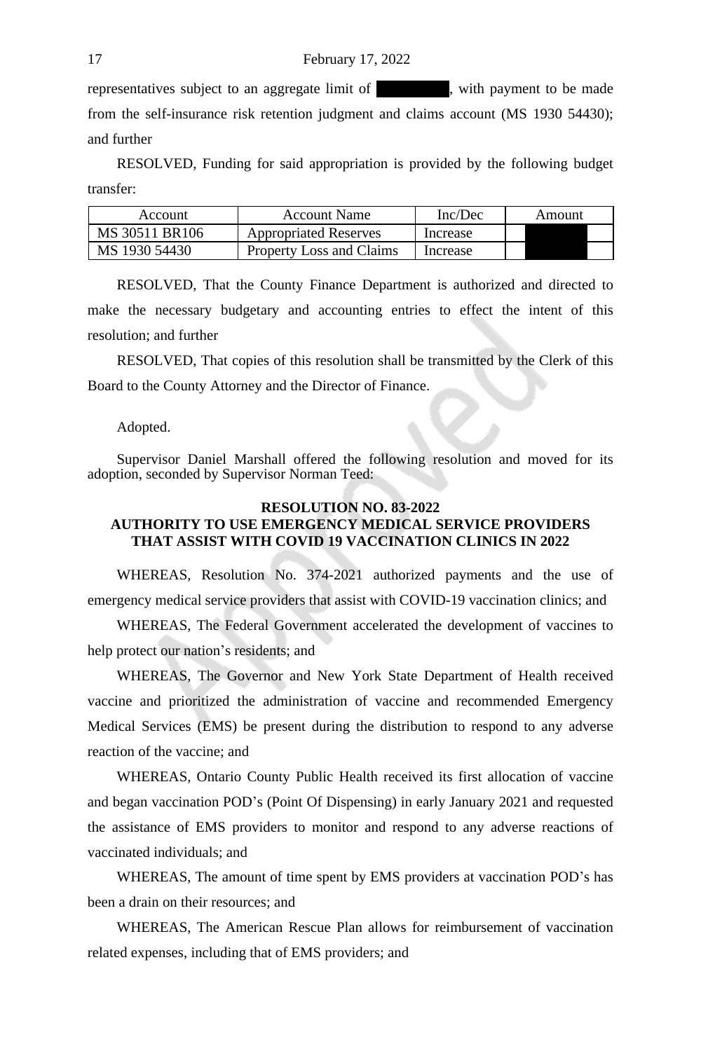representatives subject to an aggregate limit of , with payment to be made from the self-insurance risk retention judgment and claims account (MS 1930 54430); and further

RESOLVED, Funding for said appropriation is provided by the following budget transfer:

| Account | Account Name | Inc/Dec | Amount |
|---|---|---|---|
| MS 30511 BR106 | Appropriated Reserves | Increase | |
| MS 1930 54430 | Property Loss and Claims | Increase | |

RESOLVED, That the County Finance Department is authorized and directed to make the necessary budgetary and accounting entries to effect the intent of this resolution; and further

RESOLVED, That copies of this resolution shall be transmitted by the Clerk of this Board to the County Attorney and the Director of Finance.

Adopted.

Supervisor Daniel Marshall offered the following resolution and moved for its adoption, seconded by Supervisor Norman Teed:

**RESOLUTION NO. 83-2022**
**AUTHORITY TO USE EMERGENCY MEDICAL SERVICE PROVIDERS THAT ASSIST WITH COVID 19 VACCINATION CLINICS IN 2022**

WHEREAS, Resolution No. 374-2021 authorized payments and the use of emergency medical service providers that assist with COVID-19 vaccination clinics; and

WHEREAS, The Federal Government accelerated the development of vaccines to help protect our nation's residents; and

WHEREAS, The Governor and New York State Department of Health received vaccine and prioritized the administration of vaccine and recommended Emergency Medical Services (EMS) be present during the distribution to respond to any adverse reaction of the vaccine; and

WHEREAS, Ontario County Public Health received its first allocation of vaccine and began vaccination POD's (Point Of Dispensing) in early January 2021 and requested the assistance of EMS providers to monitor and respond to any adverse reactions of vaccinated individuals; and

WHEREAS, The amount of time spent by EMS providers at vaccination POD's has been a drain on their resources; and

WHEREAS, The American Rescue Plan allows for reimbursement of vaccination related expenses, including that of EMS providers; and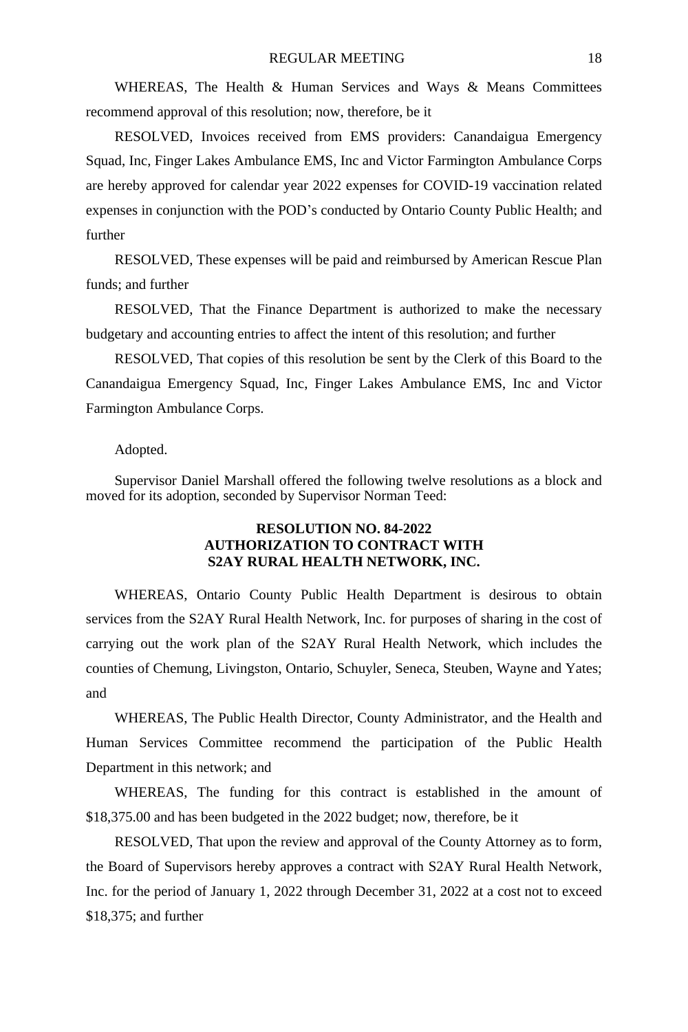WHEREAS, The Health & Human Services and Ways & Means Committees recommend approval of this resolution; now, therefore, be it

RESOLVED, Invoices received from EMS providers: Canandaigua Emergency Squad, Inc, Finger Lakes Ambulance EMS, Inc and Victor Farmington Ambulance Corps are hereby approved for calendar year 2022 expenses for COVID-19 vaccination related expenses in conjunction with the POD's conducted by Ontario County Public Health; and further

RESOLVED, These expenses will be paid and reimbursed by American Rescue Plan funds; and further

RESOLVED, That the Finance Department is authorized to make the necessary budgetary and accounting entries to affect the intent of this resolution; and further

RESOLVED, That copies of this resolution be sent by the Clerk of this Board to the Canandaigua Emergency Squad, Inc, Finger Lakes Ambulance EMS, Inc and Victor Farmington Ambulance Corps.

Adopted.

Supervisor Daniel Marshall offered the following twelve resolutions as a block and moved for its adoption, seconded by Supervisor Norman Teed:

**RESOLUTION NO. 84-2022**
**AUTHORIZATION TO CONTRACT WITH**
**S2AY RURAL HEALTH NETWORK, INC.**

WHEREAS, Ontario County Public Health Department is desirous to obtain services from the S2AY Rural Health Network, Inc. for purposes of sharing in the cost of carrying out the work plan of the S2AY Rural Health Network, which includes the counties of Chemung, Livingston, Ontario, Schuyler, Seneca, Steuben, Wayne and Yates; and

WHEREAS, The Public Health Director, County Administrator, and the Health and Human Services Committee recommend the participation of the Public Health Department in this network; and

WHEREAS, The funding for this contract is established in the amount of $18,375.00 and has been budgeted in the 2022 budget; now, therefore, be it

RESOLVED, That upon the review and approval of the County Attorney as to form, the Board of Supervisors hereby approves a contract with S2AY Rural Health Network, Inc. for the period of January 1, 2022 through December 31, 2022 at a cost not to exceed $18,375; and further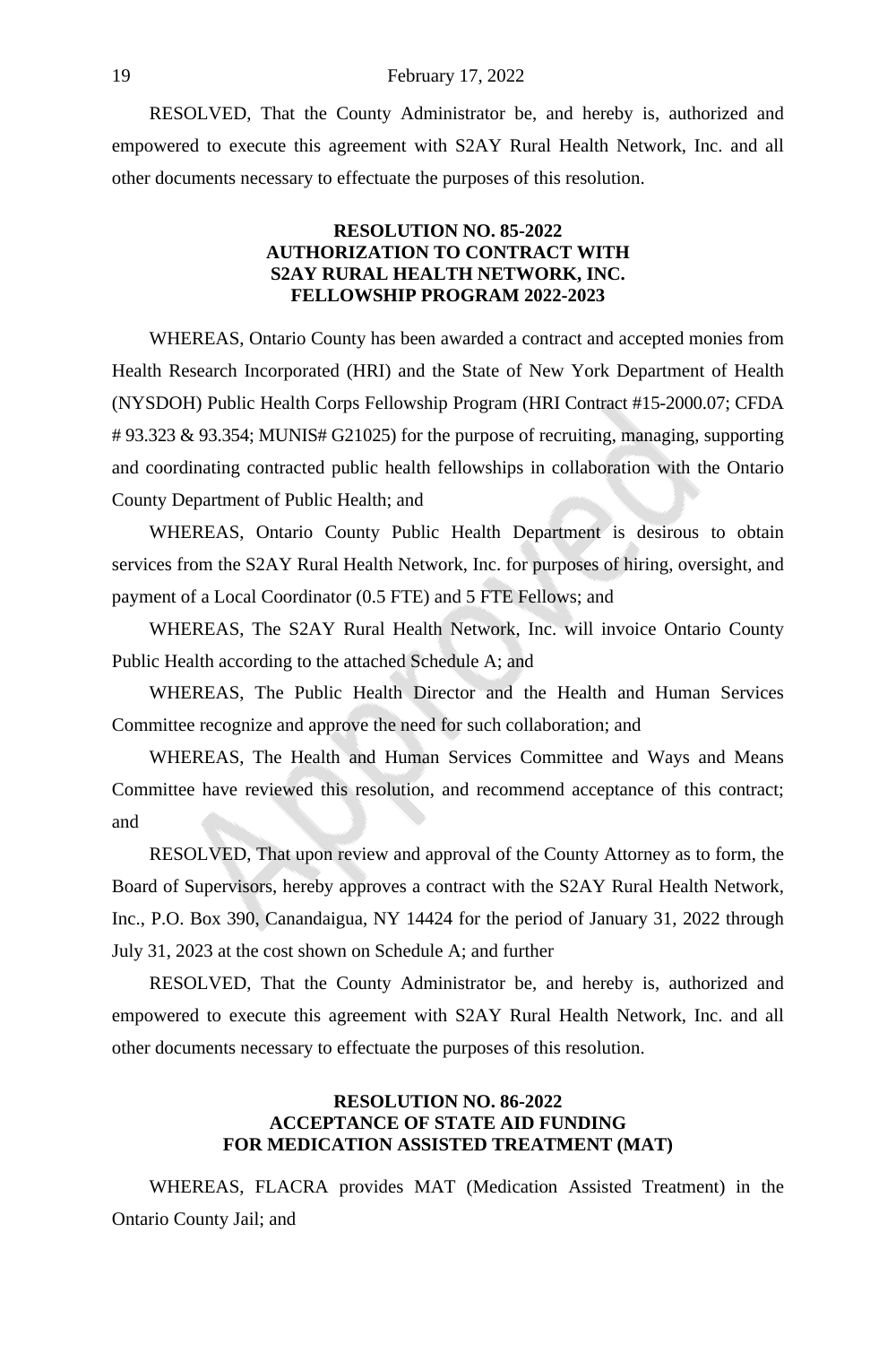RESOLVED, That the County Administrator be, and hereby is, authorized and empowered to execute this agreement with S2AY Rural Health Network, Inc. and all other documents necessary to effectuate the purposes of this resolution.

**RESOLUTION NO. 85-2022**
**AUTHORIZATION TO CONTRACT WITH**
**S2AY RURAL HEALTH NETWORK, INC.**
**FELLOWSHIP PROGRAM 2022-2023**

WHEREAS, Ontario County has been awarded a contract and accepted monies from Health Research Incorporated (HRI) and the State of New York Department of Health (NYSDOH) Public Health Corps Fellowship Program (HRI Contract #15-2000.07; CFDA # 93.323 & 93.354; MUNIS# G21025) for the purpose of recruiting, managing, supporting and coordinating contracted public health fellowships in collaboration with the Ontario County Department of Public Health; and

WHEREAS, Ontario County Public Health Department is desirous to obtain services from the S2AY Rural Health Network, Inc. for purposes of hiring, oversight, and payment of a Local Coordinator (0.5 FTE) and 5 FTE Fellows; and

WHEREAS, The S2AY Rural Health Network, Inc. will invoice Ontario County Public Health according to the attached Schedule A; and

WHEREAS, The Public Health Director and the Health and Human Services Committee recognize and approve the need for such collaboration; and

WHEREAS, The Health and Human Services Committee and Ways and Means Committee have reviewed this resolution, and recommend acceptance of this contract; and

RESOLVED, That upon review and approval of the County Attorney as to form, the Board of Supervisors, hereby approves a contract with the S2AY Rural Health Network, Inc., P.O. Box 390, Canandaigua, NY 14424 for the period of January 31, 2022 through July 31, 2023 at the cost shown on Schedule A; and further

RESOLVED, That the County Administrator be, and hereby is, authorized and empowered to execute this agreement with S2AY Rural Health Network, Inc. and all other documents necessary to effectuate the purposes of this resolution.

**RESOLUTION NO. 86-2022**
**ACCEPTANCE OF STATE AID FUNDING**
**FOR MEDICATION ASSISTED TREATMENT (MAT)**

WHEREAS, FLACRA provides MAT (Medication Assisted Treatment) in the Ontario County Jail; and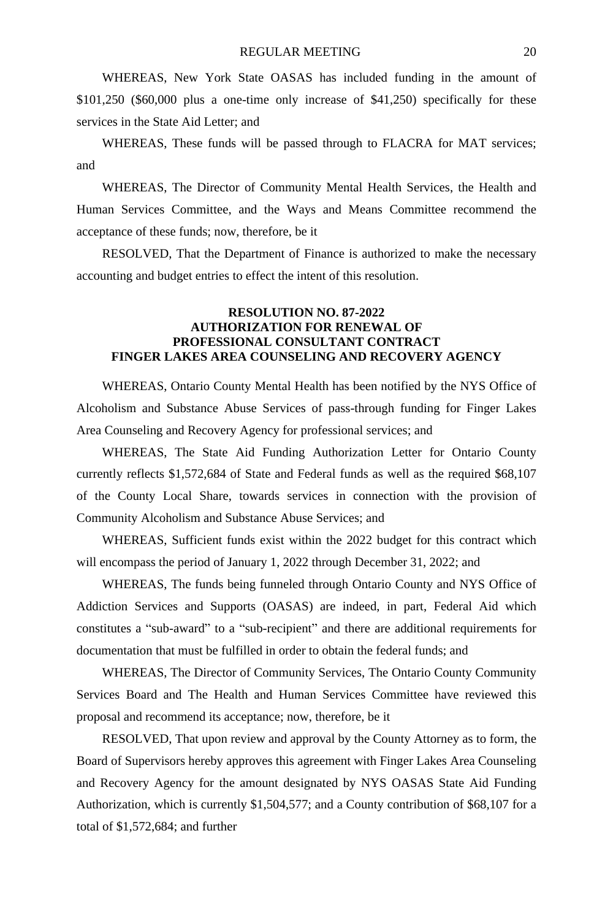WHEREAS, New York State OASAS has included funding in the amount of $101,250 ($60,000 plus a one-time only increase of $41,250) specifically for these services in the State Aid Letter; and

WHEREAS, These funds will be passed through to FLACRA for MAT services; and

WHEREAS, The Director of Community Mental Health Services, the Health and Human Services Committee, and the Ways and Means Committee recommend the acceptance of these funds; now, therefore, be it

RESOLVED, That the Department of Finance is authorized to make the necessary accounting and budget entries to effect the intent of this resolution.

**RESOLUTION NO. 87-2022**
**AUTHORIZATION FOR RENEWAL OF**
**PROFESSIONAL CONSULTANT CONTRACT**
**FINGER LAKES AREA COUNSELING AND RECOVERY AGENCY**

WHEREAS, Ontario County Mental Health has been notified by the NYS Office of Alcoholism and Substance Abuse Services of pass-through funding for Finger Lakes Area Counseling and Recovery Agency for professional services; and

WHEREAS, The State Aid Funding Authorization Letter for Ontario County currently reflects $1,572,684 of State and Federal funds as well as the required $68,107 of the County Local Share, towards services in connection with the provision of Community Alcoholism and Substance Abuse Services; and

WHEREAS, Sufficient funds exist within the 2022 budget for this contract which will encompass the period of January 1, 2022 through December 31, 2022; and

WHEREAS, The funds being funneled through Ontario County and NYS Office of Addiction Services and Supports (OASAS) are indeed, in part, Federal Aid which constitutes a “sub-award” to a “sub-recipient” and there are additional requirements for documentation that must be fulfilled in order to obtain the federal funds; and

WHEREAS, The Director of Community Services, The Ontario County Community Services Board and The Health and Human Services Committee have reviewed this proposal and recommend its acceptance; now, therefore, be it

RESOLVED, That upon review and approval by the County Attorney as to form, the Board of Supervisors hereby approves this agreement with Finger Lakes Area Counseling and Recovery Agency for the amount designated by NYS OASAS State Aid Funding Authorization, which is currently $1,504,577; and a County contribution of $68,107 for a total of $1,572,684; and further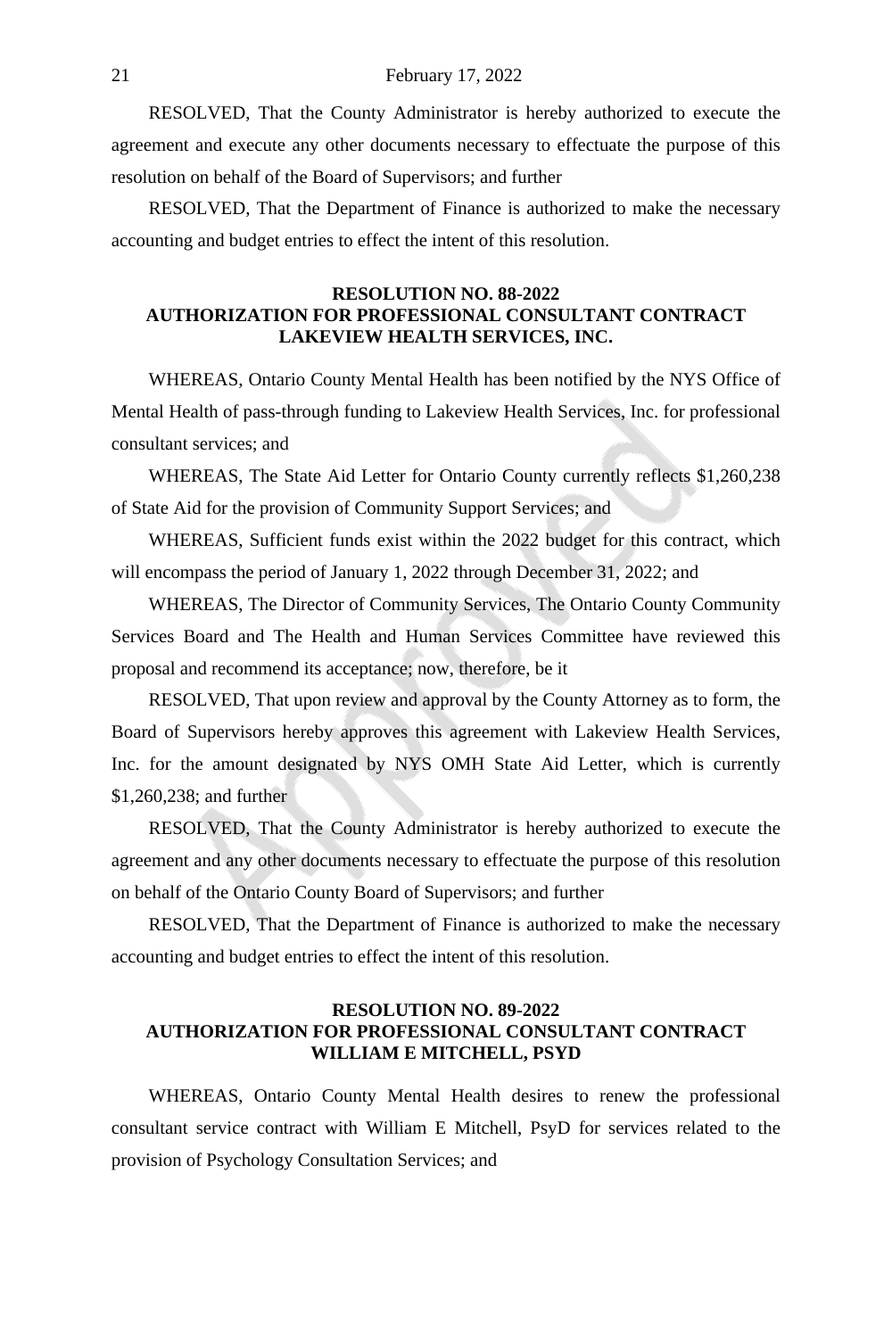RESOLVED, That the County Administrator is hereby authorized to execute the agreement and execute any other documents necessary to effectuate the purpose of this resolution on behalf of the Board of Supervisors; and further

RESOLVED, That the Department of Finance is authorized to make the necessary accounting and budget entries to effect the intent of this resolution.

**RESOLUTION NO. 88-2022**
**AUTHORIZATION FOR PROFESSIONAL CONSULTANT CONTRACT**
**LAKEVIEW HEALTH SERVICES, INC.**

WHEREAS, Ontario County Mental Health has been notified by the NYS Office of Mental Health of pass-through funding to Lakeview Health Services, Inc. for professional consultant services; and

WHEREAS, The State Aid Letter for Ontario County currently reflects $1,260,238 of State Aid for the provision of Community Support Services; and

WHEREAS, Sufficient funds exist within the 2022 budget for this contract, which will encompass the period of January 1, 2022 through December 31, 2022; and

WHEREAS, The Director of Community Services, The Ontario County Community Services Board and The Health and Human Services Committee have reviewed this proposal and recommend its acceptance; now, therefore, be it

RESOLVED, That upon review and approval by the County Attorney as to form, the Board of Supervisors hereby approves this agreement with Lakeview Health Services, Inc. for the amount designated by NYS OMH State Aid Letter, which is currently $1,260,238; and further

RESOLVED, That the County Administrator is hereby authorized to execute the agreement and any other documents necessary to effectuate the purpose of this resolution on behalf of the Ontario County Board of Supervisors; and further

RESOLVED, That the Department of Finance is authorized to make the necessary accounting and budget entries to effect the intent of this resolution.

**RESOLUTION NO. 89-2022**
**AUTHORIZATION FOR PROFESSIONAL CONSULTANT CONTRACT**
**WILLIAM E MITCHELL, PSYD**

WHEREAS, Ontario County Mental Health desires to renew the professional consultant service contract with William E Mitchell, PsyD for services related to the provision of Psychology Consultation Services; and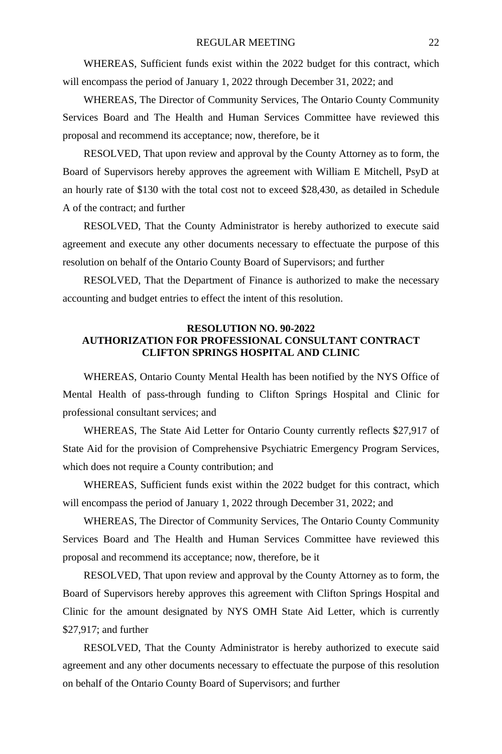WHEREAS, Sufficient funds exist within the 2022 budget for this contract, which will encompass the period of January 1, 2022 through December 31, 2022; and

WHEREAS, The Director of Community Services, The Ontario County Community Services Board and The Health and Human Services Committee have reviewed this proposal and recommend its acceptance; now, therefore, be it

RESOLVED, That upon review and approval by the County Attorney as to form, the Board of Supervisors hereby approves the agreement with William E Mitchell, PsyD at an hourly rate of $130 with the total cost not to exceed $28,430, as detailed in Schedule A of the contract; and further

RESOLVED, That the County Administrator is hereby authorized to execute said agreement and execute any other documents necessary to effectuate the purpose of this resolution on behalf of the Ontario County Board of Supervisors; and further

RESOLVED, That the Department of Finance is authorized to make the necessary accounting and budget entries to effect the intent of this resolution.

**RESOLUTION NO. 90-2022**
**AUTHORIZATION FOR PROFESSIONAL CONSULTANT CONTRACT**
**CLIFTON SPRINGS HOSPITAL AND CLINIC**

WHEREAS, Ontario County Mental Health has been notified by the NYS Office of Mental Health of pass-through funding to Clifton Springs Hospital and Clinic for professional consultant services; and

WHEREAS, The State Aid Letter for Ontario County currently reflects $27,917 of State Aid for the provision of Comprehensive Psychiatric Emergency Program Services, which does not require a County contribution; and

WHEREAS, Sufficient funds exist within the 2022 budget for this contract, which will encompass the period of January 1, 2022 through December 31, 2022; and

WHEREAS, The Director of Community Services, The Ontario County Community Services Board and The Health and Human Services Committee have reviewed this proposal and recommend its acceptance; now, therefore, be it

RESOLVED, That upon review and approval by the County Attorney as to form, the Board of Supervisors hereby approves this agreement with Clifton Springs Hospital and Clinic for the amount designated by NYS OMH State Aid Letter, which is currently $27,917; and further

RESOLVED, That the County Administrator is hereby authorized to execute said agreement and any other documents necessary to effectuate the purpose of this resolution on behalf of the Ontario County Board of Supervisors; and further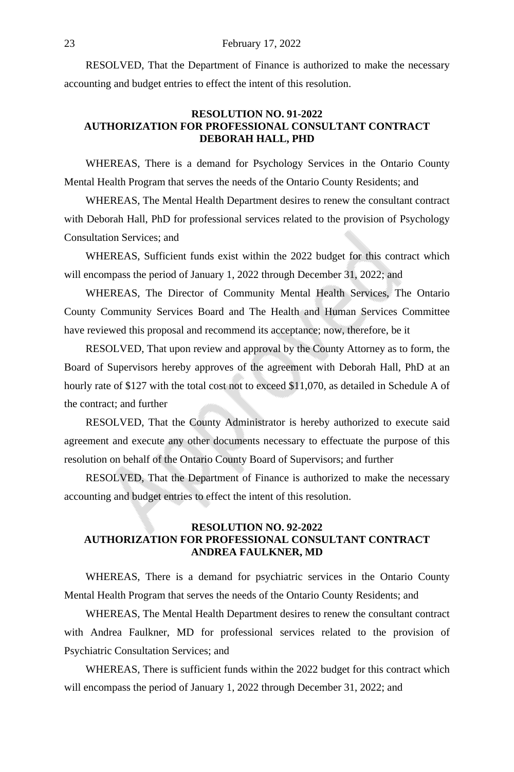RESOLVED, That the Department of Finance is authorized to make the necessary accounting and budget entries to effect the intent of this resolution.

## RESOLUTION NO. 91-2022
## AUTHORIZATION FOR PROFESSIONAL CONSULTANT CONTRACT
## DEBORAH HALL, PHD

WHEREAS, There is a demand for Psychology Services in the Ontario County Mental Health Program that serves the needs of the Ontario County Residents; and

WHEREAS, The Mental Health Department desires to renew the consultant contract with Deborah Hall, PhD for professional services related to the provision of Psychology Consultation Services; and

WHEREAS, Sufficient funds exist within the 2022 budget for this contract which will encompass the period of January 1, 2022 through December 31, 2022; and

WHEREAS, The Director of Community Mental Health Services, The Ontario County Community Services Board and The Health and Human Services Committee have reviewed this proposal and recommend its acceptance; now, therefore, be it

RESOLVED, That upon review and approval by the County Attorney as to form, the Board of Supervisors hereby approves of the agreement with Deborah Hall, PhD at an hourly rate of $127 with the total cost not to exceed $11,070, as detailed in Schedule A of the contract; and further

RESOLVED, That the County Administrator is hereby authorized to execute said agreement and execute any other documents necessary to effectuate the purpose of this resolution on behalf of the Ontario County Board of Supervisors; and further

RESOLVED, That the Department of Finance is authorized to make the necessary accounting and budget entries to effect the intent of this resolution.

## RESOLUTION NO. 92-2022
## AUTHORIZATION FOR PROFESSIONAL CONSULTANT CONTRACT
## ANDREA FAULKNER, MD

WHEREAS, There is a demand for psychiatric services in the Ontario County Mental Health Program that serves the needs of the Ontario County Residents; and

WHEREAS, The Mental Health Department desires to renew the consultant contract with Andrea Faulkner, MD for professional services related to the provision of Psychiatric Consultation Services; and

WHEREAS, There is sufficient funds within the 2022 budget for this contract which will encompass the period of January 1, 2022 through December 31, 2022; and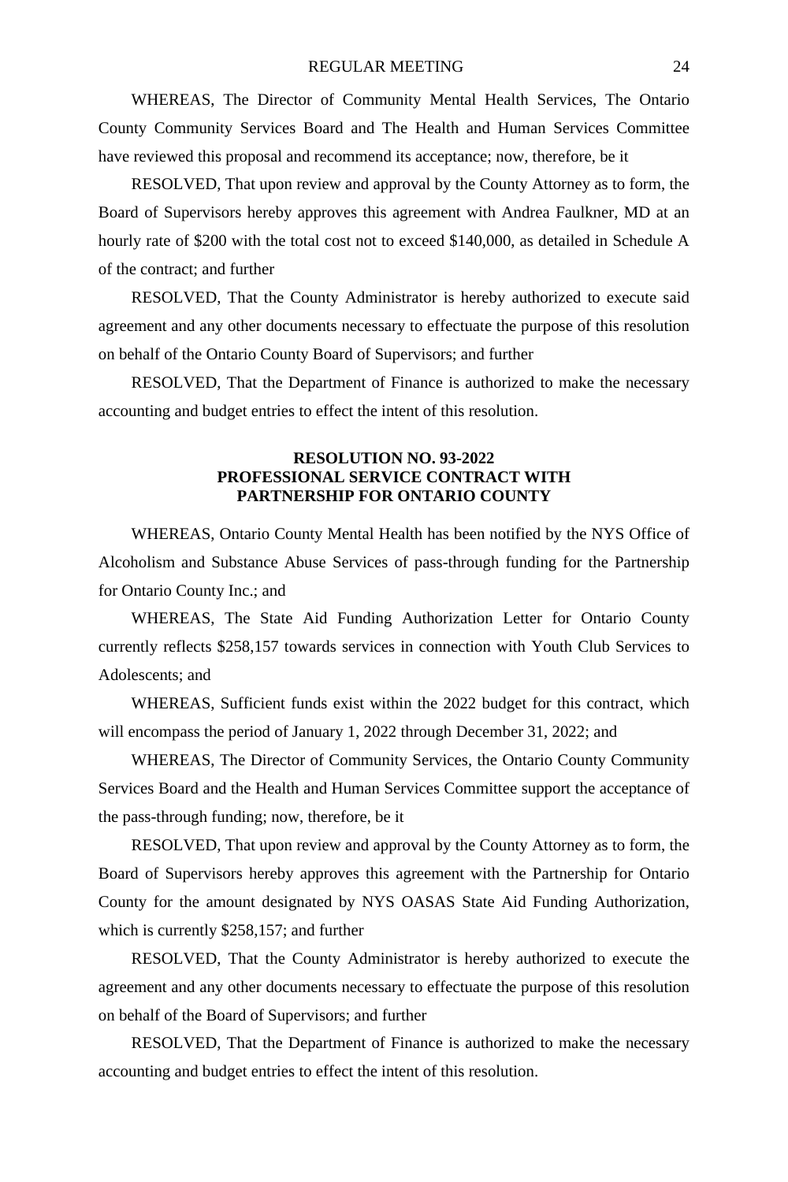WHEREAS, The Director of Community Mental Health Services, The Ontario County Community Services Board and The Health and Human Services Committee have reviewed this proposal and recommend its acceptance; now, therefore, be it

RESOLVED, That upon review and approval by the County Attorney as to form, the Board of Supervisors hereby approves this agreement with Andrea Faulkner, MD at an hourly rate of $200 with the total cost not to exceed $140,000, as detailed in Schedule A of the contract; and further

RESOLVED, That the County Administrator is hereby authorized to execute said agreement and any other documents necessary to effectuate the purpose of this resolution on behalf of the Ontario County Board of Supervisors; and further

RESOLVED, That the Department of Finance is authorized to make the necessary accounting and budget entries to effect the intent of this resolution.

## RESOLUTION NO. 93-2022
## PROFESSIONAL SERVICE CONTRACT WITH PARTNERSHIP FOR ONTARIO COUNTY

WHEREAS, Ontario County Mental Health has been notified by the NYS Office of Alcoholism and Substance Abuse Services of pass-through funding for the Partnership for Ontario County Inc.; and

WHEREAS, The State Aid Funding Authorization Letter for Ontario County currently reflects $258,157 towards services in connection with Youth Club Services to Adolescents; and

WHEREAS, Sufficient funds exist within the 2022 budget for this contract, which will encompass the period of January 1, 2022 through December 31, 2022; and

WHEREAS, The Director of Community Services, the Ontario County Community Services Board and the Health and Human Services Committee support the acceptance of the pass-through funding; now, therefore, be it

RESOLVED, That upon review and approval by the County Attorney as to form, the Board of Supervisors hereby approves this agreement with the Partnership for Ontario County for the amount designated by NYS OASAS State Aid Funding Authorization, which is currently $258,157; and further

RESOLVED, That the County Administrator is hereby authorized to execute the agreement and any other documents necessary to effectuate the purpose of this resolution on behalf of the Board of Supervisors; and further

RESOLVED, That the Department of Finance is authorized to make the necessary accounting and budget entries to effect the intent of this resolution.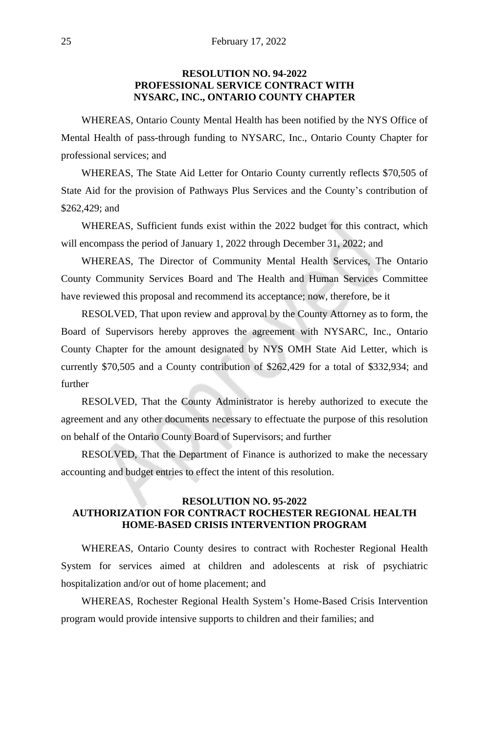### RESOLUTION NO. 94-2022
### PROFESSIONAL SERVICE CONTRACT WITH NYSARC, INC., ONTARIO COUNTY CHAPTER

WHEREAS, Ontario County Mental Health has been notified by the NYS Office of Mental Health of pass-through funding to NYSARC, Inc., Ontario County Chapter for professional services; and

WHEREAS, The State Aid Letter for Ontario County currently reflects $70,505 of State Aid for the provision of Pathways Plus Services and the County's contribution of $262,429; and

WHEREAS, Sufficient funds exist within the 2022 budget for this contract, which will encompass the period of January 1, 2022 through December 31, 2022; and

WHEREAS, The Director of Community Mental Health Services, The Ontario County Community Services Board and The Health and Human Services Committee have reviewed this proposal and recommend its acceptance; now, therefore, be it

RESOLVED, That upon review and approval by the County Attorney as to form, the Board of Supervisors hereby approves the agreement with NYSARC, Inc., Ontario County Chapter for the amount designated by NYS OMH State Aid Letter, which is currently $70,505 and a County contribution of $262,429 for a total of $332,934; and further

RESOLVED, That the County Administrator is hereby authorized to execute the agreement and any other documents necessary to effectuate the purpose of this resolution on behalf of the Ontario County Board of Supervisors; and further

RESOLVED, That the Department of Finance is authorized to make the necessary accounting and budget entries to effect the intent of this resolution.

### RESOLUTION NO. 95-2022
### AUTHORIZATION FOR CONTRACT ROCHESTER REGIONAL HEALTH HOME-BASED CRISIS INTERVENTION PROGRAM

WHEREAS, Ontario County desires to contract with Rochester Regional Health System for services aimed at children and adolescents at risk of psychiatric hospitalization and/or out of home placement; and

WHEREAS, Rochester Regional Health System's Home-Based Crisis Intervention program would provide intensive supports to children and their families; and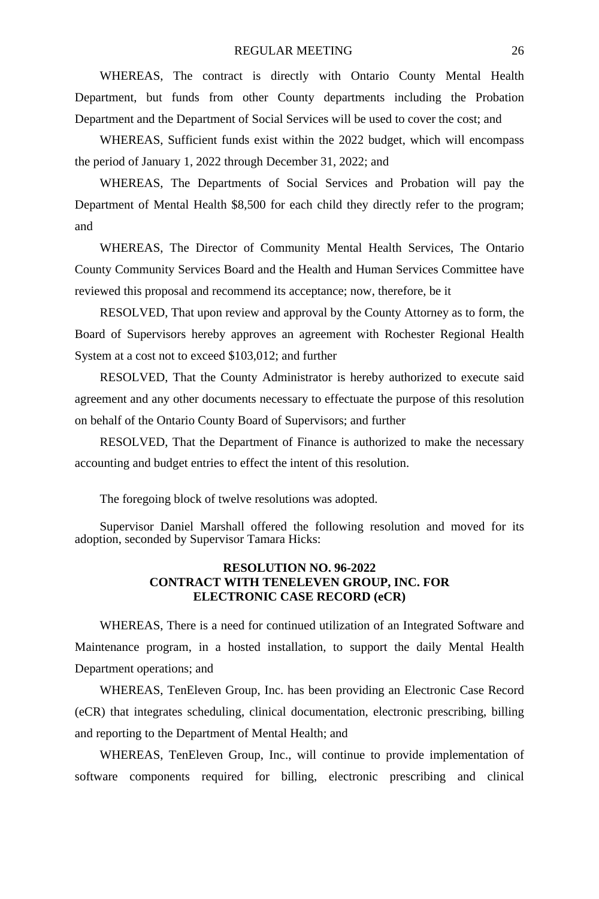WHEREAS, The contract is directly with Ontario County Mental Health Department, but funds from other County departments including the Probation Department and the Department of Social Services will be used to cover the cost; and

WHEREAS, Sufficient funds exist within the 2022 budget, which will encompass the period of January 1, 2022 through December 31, 2022; and

WHEREAS, The Departments of Social Services and Probation will pay the Department of Mental Health $8,500 for each child they directly refer to the program; and

WHEREAS, The Director of Community Mental Health Services, The Ontario County Community Services Board and the Health and Human Services Committee have reviewed this proposal and recommend its acceptance; now, therefore, be it

RESOLVED, That upon review and approval by the County Attorney as to form, the Board of Supervisors hereby approves an agreement with Rochester Regional Health System at a cost not to exceed $103,012; and further

RESOLVED, That the County Administrator is hereby authorized to execute said agreement and any other documents necessary to effectuate the purpose of this resolution on behalf of the Ontario County Board of Supervisors; and further

RESOLVED, That the Department of Finance is authorized to make the necessary accounting and budget entries to effect the intent of this resolution.

The foregoing block of twelve resolutions was adopted.

Supervisor Daniel Marshall offered the following resolution and moved for its adoption, seconded by Supervisor Tamara Hicks:

**RESOLUTION NO. 96-2022**
**CONTRACT WITH TENELEVEN GROUP, INC. FOR ELECTRONIC CASE RECORD (eCR)**

WHEREAS, There is a need for continued utilization of an Integrated Software and Maintenance program, in a hosted installation, to support the daily Mental Health Department operations; and

WHEREAS, TenEleven Group, Inc. has been providing an Electronic Case Record (eCR) that integrates scheduling, clinical documentation, electronic prescribing, billing and reporting to the Department of Mental Health; and

WHEREAS, TenEleven Group, Inc., will continue to provide implementation of software components required for billing, electronic prescribing and clinical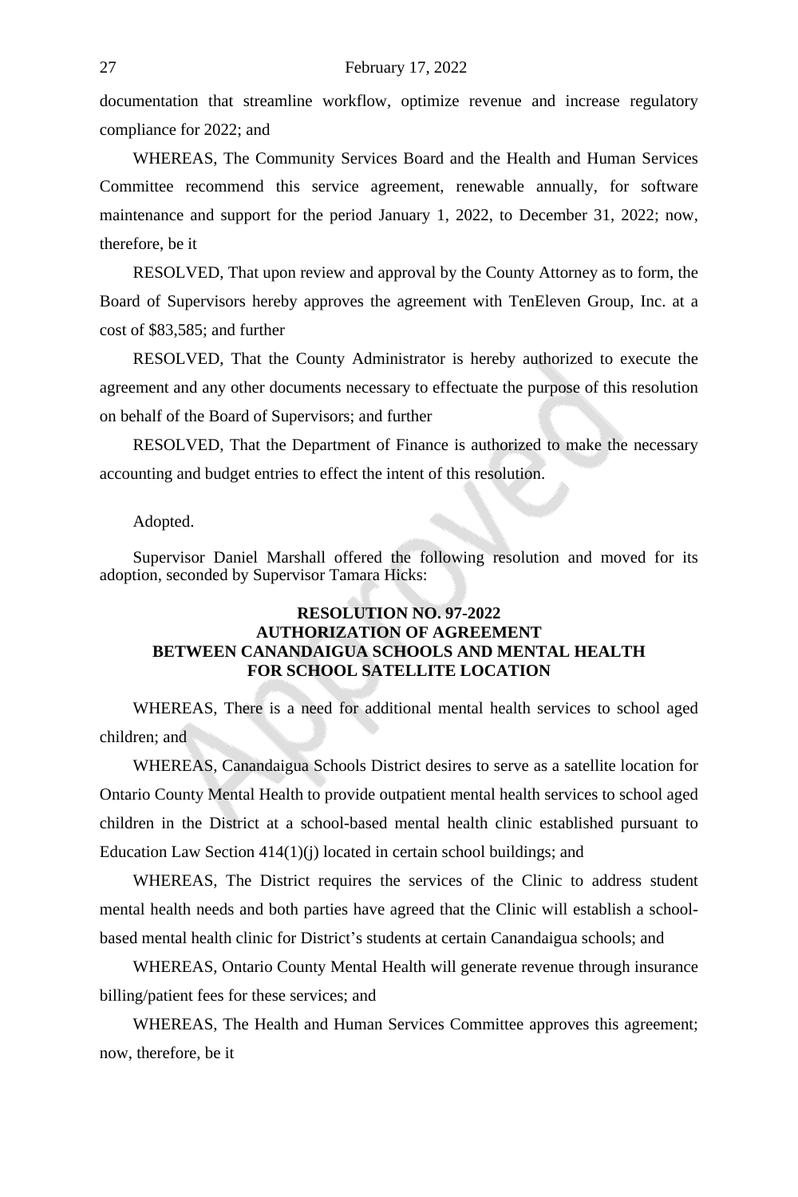documentation that streamline workflow, optimize revenue and increase regulatory compliance for 2022; and

WHEREAS, The Community Services Board and the Health and Human Services Committee recommend this service agreement, renewable annually, for software maintenance and support for the period January 1, 2022, to December 31, 2022; now, therefore, be it

RESOLVED, That upon review and approval by the County Attorney as to form, the Board of Supervisors hereby approves the agreement with TenEleven Group, Inc. at a cost of $83,585; and further

RESOLVED, That the County Administrator is hereby authorized to execute the agreement and any other documents necessary to effectuate the purpose of this resolution on behalf of the Board of Supervisors; and further

RESOLVED, That the Department of Finance is authorized to make the necessary accounting and budget entries to effect the intent of this resolution.

Adopted.

Supervisor Daniel Marshall offered the following resolution and moved for its adoption, seconded by Supervisor Tamara Hicks:

**RESOLUTION NO. 97-2022**
**AUTHORIZATION OF AGREEMENT**
**BETWEEN CANANDAIGUA SCHOOLS AND MENTAL HEALTH**
**FOR SCHOOL SATELLITE LOCATION**

WHEREAS, There is a need for additional mental health services to school aged children; and

WHEREAS, Canandaigua Schools District desires to serve as a satellite location for Ontario County Mental Health to provide outpatient mental health services to school aged children in the District at a school-based mental health clinic established pursuant to Education Law Section 414(1)(j) located in certain school buildings; and

WHEREAS, The District requires the services of the Clinic to address student mental health needs and both parties have agreed that the Clinic will establish a school-based mental health clinic for District's students at certain Canandaigua schools; and

WHEREAS, Ontario County Mental Health will generate revenue through insurance billing/patient fees for these services; and

WHEREAS, The Health and Human Services Committee approves this agreement; now, therefore, be it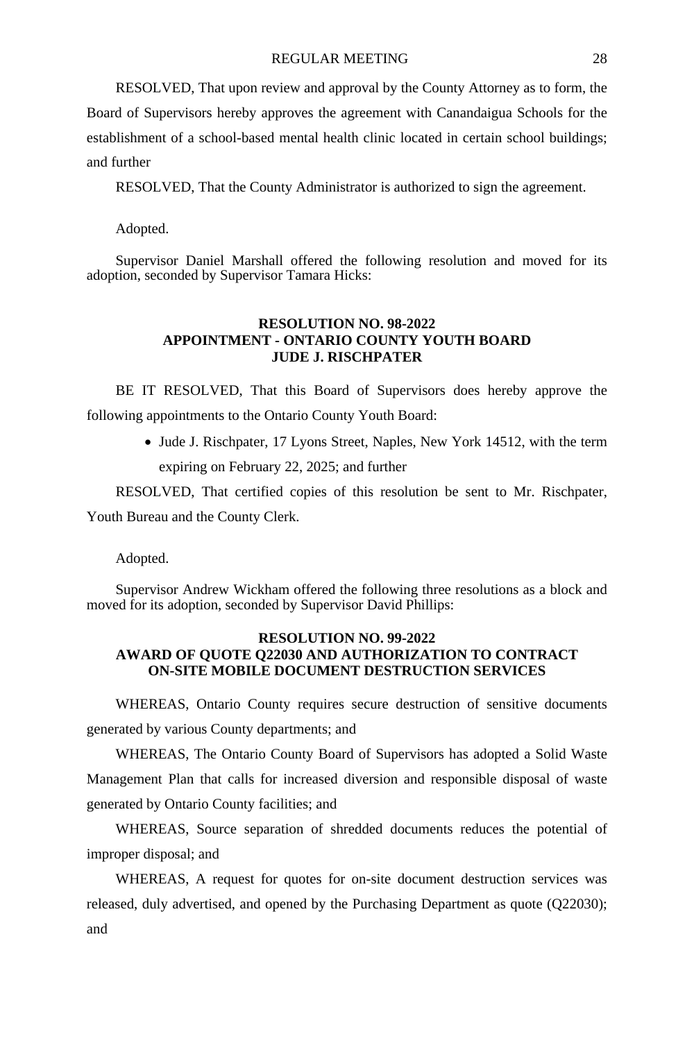RESOLVED, That upon review and approval by the County Attorney as to form, the Board of Supervisors hereby approves the agreement with Canandaigua Schools for the establishment of a school-based mental health clinic located in certain school buildings; and further

RESOLVED, That the County Administrator is authorized to sign the agreement.

Adopted.

Supervisor Daniel Marshall offered the following resolution and moved for its adoption, seconded by Supervisor Tamara Hicks:

**RESOLUTION NO. 98-2022**
**APPOINTMENT - ONTARIO COUNTY YOUTH BOARD**
**JUDE J. RISCHPATER**

BE IT RESOLVED, That this Board of Supervisors does hereby approve the following appointments to the Ontario County Youth Board:

- Jude J. Rischpater, 17 Lyons Street, Naples, New York 14512, with the term expiring on February 22, 2025; and further

RESOLVED, That certified copies of this resolution be sent to Mr. Rischpater, Youth Bureau and the County Clerk.

Adopted.

Supervisor Andrew Wickham offered the following three resolutions as a block and moved for its adoption, seconded by Supervisor David Phillips:

**RESOLUTION NO. 99-2022**
**AWARD OF QUOTE Q22030 AND AUTHORIZATION TO CONTRACT ON-SITE MOBILE DOCUMENT DESTRUCTION SERVICES**

WHEREAS, Ontario County requires secure destruction of sensitive documents generated by various County departments; and

WHEREAS, The Ontario County Board of Supervisors has adopted a Solid Waste Management Plan that calls for increased diversion and responsible disposal of waste generated by Ontario County facilities; and

WHEREAS, Source separation of shredded documents reduces the potential of improper disposal; and

WHEREAS, A request for quotes for on-site document destruction services was released, duly advertised, and opened by the Purchasing Department as quote (Q22030); and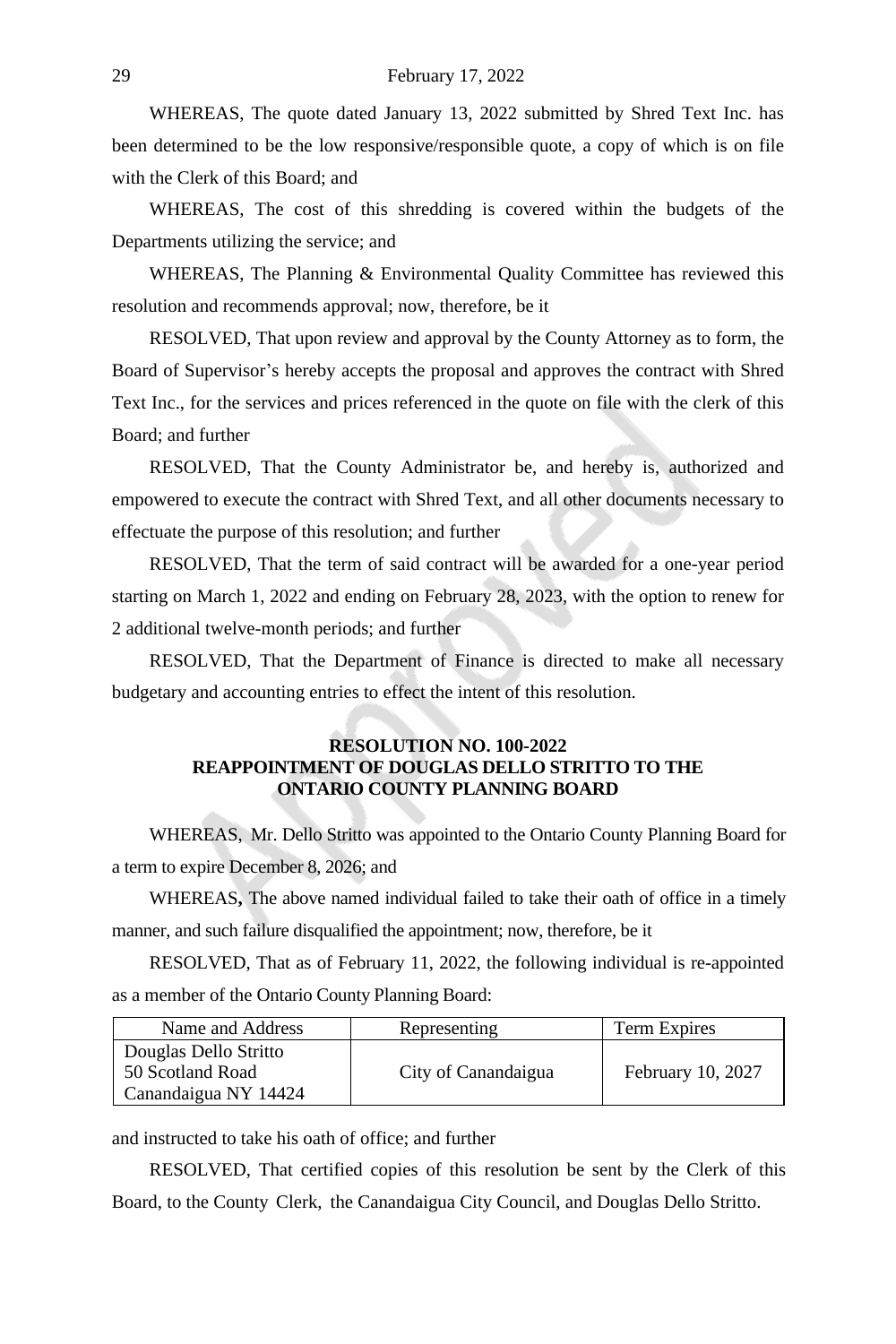WHEREAS, The quote dated January 13, 2022 submitted by Shred Text Inc. has been determined to be the low responsive/responsible quote, a copy of which is on file with the Clerk of this Board; and

WHEREAS, The cost of this shredding is covered within the budgets of the Departments utilizing the service; and

WHEREAS, The Planning & Environmental Quality Committee has reviewed this resolution and recommends approval; now, therefore, be it

RESOLVED, That upon review and approval by the County Attorney as to form, the Board of Supervisor's hereby accepts the proposal and approves the contract with Shred Text Inc., for the services and prices referenced in the quote on file with the clerk of this Board; and further

RESOLVED, That the County Administrator be, and hereby is, authorized and empowered to execute the contract with Shred Text, and all other documents necessary to effectuate the purpose of this resolution; and further

RESOLVED, That the term of said contract will be awarded for a one-year period starting on March 1, 2022 and ending on February 28, 2023, with the option to renew for 2 additional twelve-month periods; and further

RESOLVED, That the Department of Finance is directed to make all necessary budgetary and accounting entries to effect the intent of this resolution.

**RESOLUTION NO. 100-2022**
**REAPPOINTMENT OF DOUGLAS DELLO STRITTO TO THE ONTARIO COUNTY PLANNING BOARD**

WHEREAS, Mr. Dello Stritto was appointed to the Ontario County Planning Board for a term to expire December 8, 2026; and

WHEREAS, The above named individual failed to take their oath of office in a timely manner, and such failure disqualified the appointment; now, therefore, be it

RESOLVED, That as of February 11, 2022, the following individual is re-appointed as a member of the Ontario County Planning Board:

| Name and Address | Representing | Term Expires |
|---|---|---|
| Douglas Dello Stritto<br>50 Scotland Road<br>Canandaigua NY 14424 | City of Canandaigua | February 10, 2027 |

and instructed to take his oath of office; and further

RESOLVED, That certified copies of this resolution be sent by the Clerk of this Board, to the County Clerk, the Canandaigua City Council, and Douglas Dello Stritto.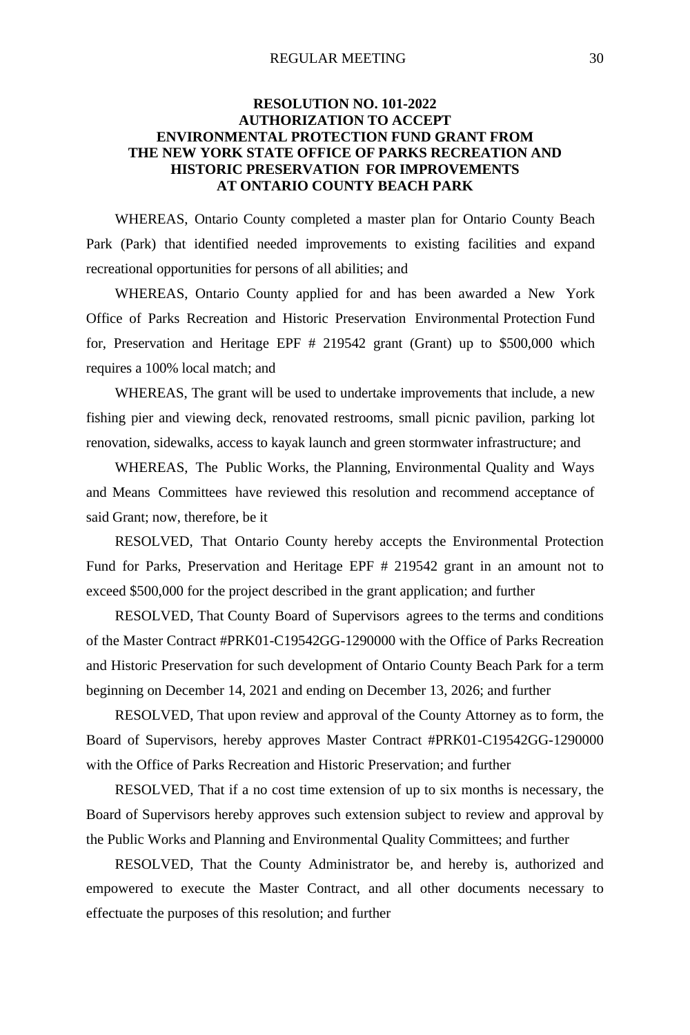**RESOLUTION NO. 101-2022**
**AUTHORIZATION TO ACCEPT**
**ENVIRONMENTAL PROTECTION FUND GRANT FROM**
**THE NEW YORK STATE OFFICE OF PARKS RECREATION AND**
**HISTORIC PRESERVATION FOR IMPROVEMENTS**
**AT ONTARIO COUNTY BEACH PARK**

WHEREAS, Ontario County completed a master plan for Ontario County Beach Park (Park) that identified needed improvements to existing facilities and expand recreational opportunities for persons of all abilities; and

WHEREAS, Ontario County applied for and has been awarded a New York Office of Parks Recreation and Historic Preservation Environmental Protection Fund for, Preservation and Heritage EPF # 219542 grant (Grant) up to $500,000 which requires a 100% local match; and

WHEREAS, The grant will be used to undertake improvements that include, a new fishing pier and viewing deck, renovated restrooms, small picnic pavilion, parking lot renovation, sidewalks, access to kayak launch and green stormwater infrastructure; and

WHEREAS, The Public Works, the Planning, Environmental Quality and Ways and Means Committees have reviewed this resolution and recommend acceptance of said Grant; now, therefore, be it

RESOLVED, That Ontario County hereby accepts the Environmental Protection Fund for Parks, Preservation and Heritage EPF # 219542 grant in an amount not to exceed $500,000 for the project described in the grant application; and further

RESOLVED, That County Board of Supervisors agrees to the terms and conditions of the Master Contract #PRK01-C19542GG-1290000 with the Office of Parks Recreation and Historic Preservation for such development of Ontario County Beach Park for a term beginning on December 14, 2021 and ending on December 13, 2026; and further

RESOLVED, That upon review and approval of the County Attorney as to form, the Board of Supervisors, hereby approves Master Contract #PRK01-C19542GG-1290000 with the Office of Parks Recreation and Historic Preservation; and further

RESOLVED, That if a no cost time extension of up to six months is necessary, the Board of Supervisors hereby approves such extension subject to review and approval by the Public Works and Planning and Environmental Quality Committees; and further

RESOLVED, That the County Administrator be, and hereby is, authorized and empowered to execute the Master Contract, and all other documents necessary to effectuate the purposes of this resolution; and further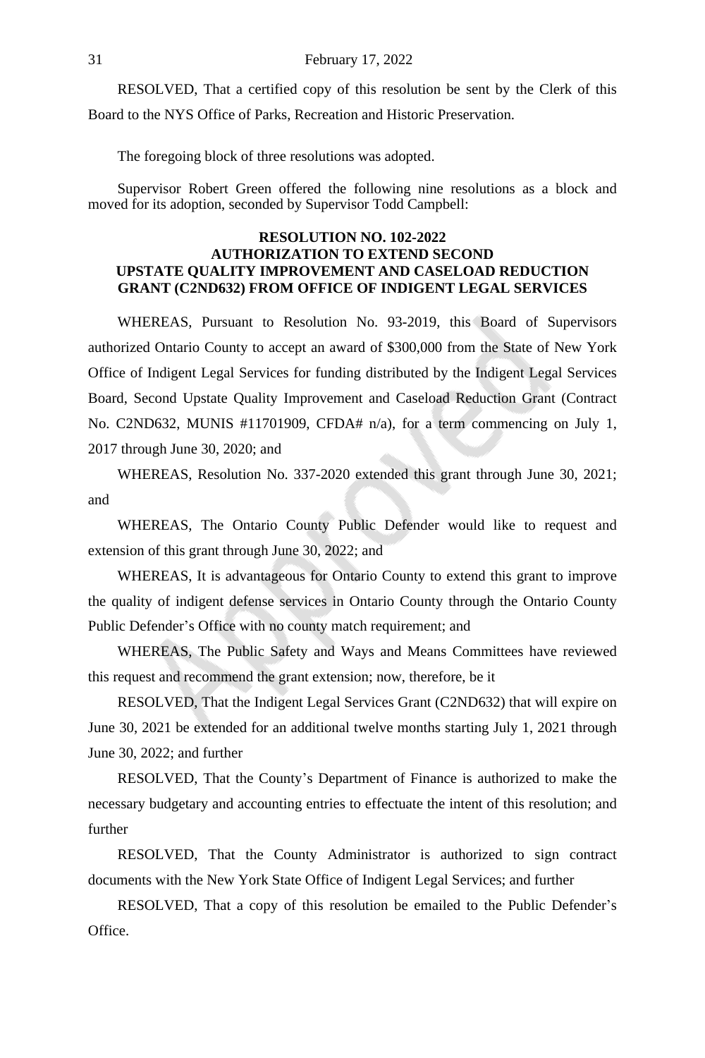RESOLVED, That a certified copy of this resolution be sent by the Clerk of this Board to the NYS Office of Parks, Recreation and Historic Preservation.

The foregoing block of three resolutions was adopted.

Supervisor Robert Green offered the following nine resolutions as a block and moved for its adoption, seconded by Supervisor Todd Campbell:

**RESOLUTION NO. 102-2022**
**AUTHORIZATION TO EXTEND SECOND UPSTATE QUALITY IMPROVEMENT AND CASELOAD REDUCTION GRANT (C2ND632) FROM OFFICE OF INDIGENT LEGAL SERVICES**

WHEREAS, Pursuant to Resolution No. 93-2019, this Board of Supervisors authorized Ontario County to accept an award of $300,000 from the State of New York Office of Indigent Legal Services for funding distributed by the Indigent Legal Services Board, Second Upstate Quality Improvement and Caseload Reduction Grant (Contract No. C2ND632, MUNIS #11701909, CFDA# n/a), for a term commencing on July 1, 2017 through June 30, 2020; and

WHEREAS, Resolution No. 337-2020 extended this grant through June 30, 2021; and

WHEREAS, The Ontario County Public Defender would like to request and extension of this grant through June 30, 2022; and

WHEREAS, It is advantageous for Ontario County to extend this grant to improve the quality of indigent defense services in Ontario County through the Ontario County Public Defender's Office with no county match requirement; and

WHEREAS, The Public Safety and Ways and Means Committees have reviewed this request and recommend the grant extension; now, therefore, be it

RESOLVED, That the Indigent Legal Services Grant (C2ND632) that will expire on June 30, 2021 be extended for an additional twelve months starting July 1, 2021 through June 30, 2022; and further

RESOLVED, That the County's Department of Finance is authorized to make the necessary budgetary and accounting entries to effectuate the intent of this resolution; and further

RESOLVED, That the County Administrator is authorized to sign contract documents with the New York State Office of Indigent Legal Services; and further

RESOLVED, That a copy of this resolution be emailed to the Public Defender's Office.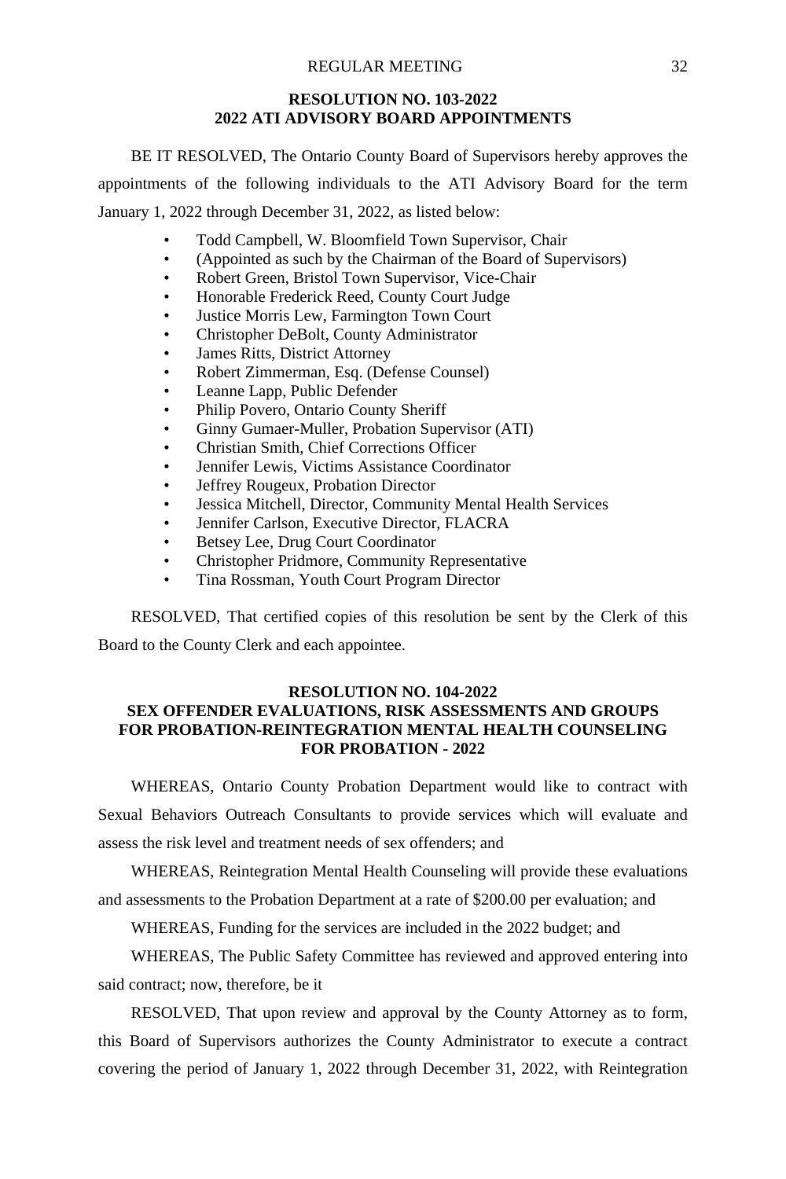**RESOLUTION NO. 103-2022**
**2022 ATI ADVISORY BOARD APPOINTMENTS**

BE IT RESOLVED, The Ontario County Board of Supervisors hereby approves the appointments of the following individuals to the ATI Advisory Board for the term January 1, 2022 through December 31, 2022, as listed below:

- Todd Campbell, W. Bloomfield Town Supervisor, Chair
- (Appointed as such by the Chairman of the Board of Supervisors)
- Robert Green, Bristol Town Supervisor, Vice-Chair
- Honorable Frederick Reed, County Court Judge
- Justice Morris Lew, Farmington Town Court
- Christopher DeBolt, County Administrator
- James Ritts, District Attorney
- Robert Zimmerman, Esq. (Defense Counsel)
- Leanne Lapp, Public Defender
- Philip Povero, Ontario County Sheriff
- Ginny Gumaer-Muller, Probation Supervisor (ATI)
- Christian Smith, Chief Corrections Officer
- Jennifer Lewis, Victims Assistance Coordinator
- Jeffrey Rougeux, Probation Director
- Jessica Mitchell, Director, Community Mental Health Services
- Jennifer Carlson, Executive Director, FLACRA
- Betsey Lee, Drug Court Coordinator
- Christopher Pridmore, Community Representative
- Tina Rossman, Youth Court Program Director

RESOLVED, That certified copies of this resolution be sent by the Clerk of this Board to the County Clerk and each appointee.

**RESOLUTION NO. 104-2022**
**SEX OFFENDER EVALUATIONS, RISK ASSESSMENTS AND GROUPS FOR PROBATION-REINTEGRATION MENTAL HEALTH COUNSELING FOR PROBATION - 2022**

WHEREAS, Ontario County Probation Department would like to contract with Sexual Behaviors Outreach Consultants to provide services which will evaluate and assess the risk level and treatment needs of sex offenders; and

WHEREAS, Reintegration Mental Health Counseling will provide these evaluations and assessments to the Probation Department at a rate of $200.00 per evaluation; and

WHEREAS, Funding for the services are included in the 2022 budget; and

WHEREAS, The Public Safety Committee has reviewed and approved entering into said contract; now, therefore, be it

RESOLVED, That upon review and approval by the County Attorney as to form, this Board of Supervisors authorizes the County Administrator to execute a contract covering the period of January 1, 2022 through December 31, 2022, with Reintegration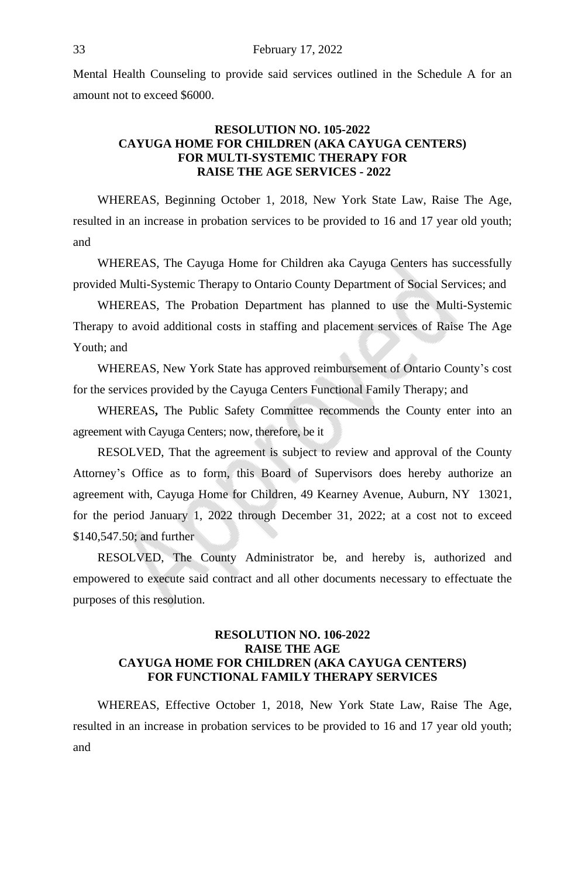Mental Health Counseling to provide said services outlined in the Schedule A for an amount not to exceed $6000.

**RESOLUTION NO. 105-2022**
**CAYUGA HOME FOR CHILDREN (AKA CAYUGA CENTERS)**
**FOR MULTI-SYSTEMIC THERAPY FOR**
**RAISE THE AGE SERVICES - 2022**

WHEREAS, Beginning October 1, 2018, New York State Law, Raise The Age, resulted in an increase in probation services to be provided to 16 and 17 year old youth; and

WHEREAS, The Cayuga Home for Children aka Cayuga Centers has successfully provided Multi-Systemic Therapy to Ontario County Department of Social Services; and

WHEREAS, The Probation Department has planned to use the Multi-Systemic Therapy to avoid additional costs in staffing and placement services of Raise The Age Youth; and

WHEREAS, New York State has approved reimbursement of Ontario County's cost for the services provided by the Cayuga Centers Functional Family Therapy; and

WHEREAS**,** The Public Safety Committee recommends the County enter into an agreement with Cayuga Centers; now, therefore, be it

RESOLVED, That the agreement is subject to review and approval of the County Attorney's Office as to form, this Board of Supervisors does hereby authorize an agreement with, Cayuga Home for Children, 49 Kearney Avenue, Auburn, NY 13021, for the period January 1, 2022 through December 31, 2022; at a cost not to exceed $140,547.50; and further

RESOLVED, The County Administrator be, and hereby is, authorized and empowered to execute said contract and all other documents necessary to effectuate the purposes of this resolution.

**RESOLUTION NO. 106-2022**
**RAISE THE AGE**
**CAYUGA HOME FOR CHILDREN (AKA CAYUGA CENTERS)**
**FOR FUNCTIONAL FAMILY THERAPY SERVICES**

WHEREAS, Effective October 1, 2018, New York State Law, Raise The Age, resulted in an increase in probation services to be provided to 16 and 17 year old youth; and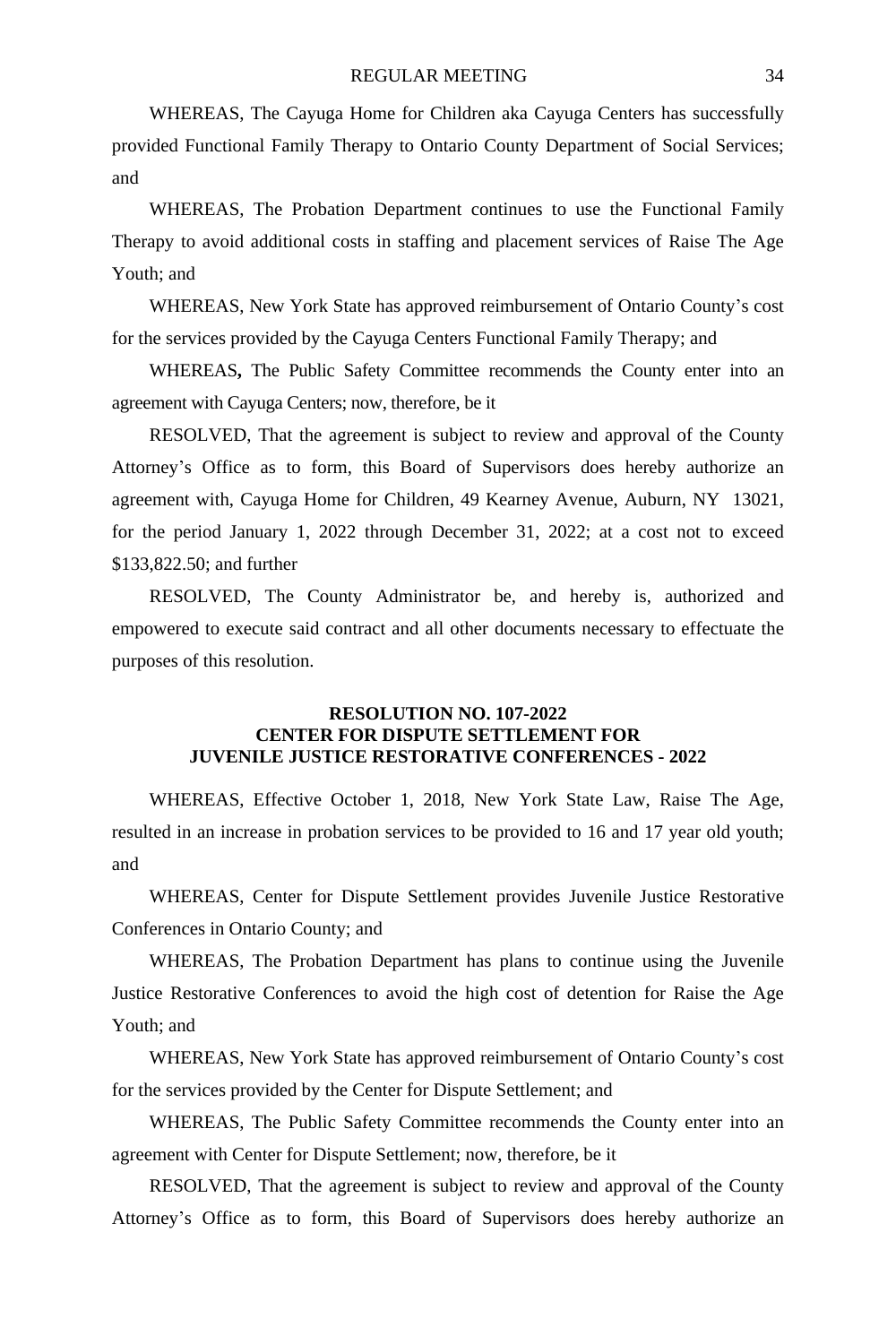WHEREAS, The Cayuga Home for Children aka Cayuga Centers has successfully provided Functional Family Therapy to Ontario County Department of Social Services; and

WHEREAS, The Probation Department continues to use the Functional Family Therapy to avoid additional costs in staffing and placement services of Raise The Age Youth; and

WHEREAS, New York State has approved reimbursement of Ontario County's cost for the services provided by the Cayuga Centers Functional Family Therapy; and

WHEREAS**,** The Public Safety Committee recommends the County enter into an agreement with Cayuga Centers; now, therefore, be it

RESOLVED, That the agreement is subject to review and approval of the County Attorney's Office as to form, this Board of Supervisors does hereby authorize an agreement with, Cayuga Home for Children, 49 Kearney Avenue, Auburn, NY 13021, for the period January 1, 2022 through December 31, 2022; at a cost not to exceed $133,822.50; and further

RESOLVED, The County Administrator be, and hereby is, authorized and empowered to execute said contract and all other documents necessary to effectuate the purposes of this resolution.

**RESOLUTION NO. 107-2022**
**CENTER FOR DISPUTE SETTLEMENT FOR**
**JUVENILE JUSTICE RESTORATIVE CONFERENCES - 2022**

WHEREAS, Effective October 1, 2018, New York State Law, Raise The Age, resulted in an increase in probation services to be provided to 16 and 17 year old youth; and

WHEREAS, Center for Dispute Settlement provides Juvenile Justice Restorative Conferences in Ontario County; and

WHEREAS, The Probation Department has plans to continue using the Juvenile Justice Restorative Conferences to avoid the high cost of detention for Raise the Age Youth; and

WHEREAS, New York State has approved reimbursement of Ontario County's cost for the services provided by the Center for Dispute Settlement; and

WHEREAS, The Public Safety Committee recommends the County enter into an agreement with Center for Dispute Settlement; now, therefore, be it

RESOLVED, That the agreement is subject to review and approval of the County Attorney's Office as to form, this Board of Supervisors does hereby authorize an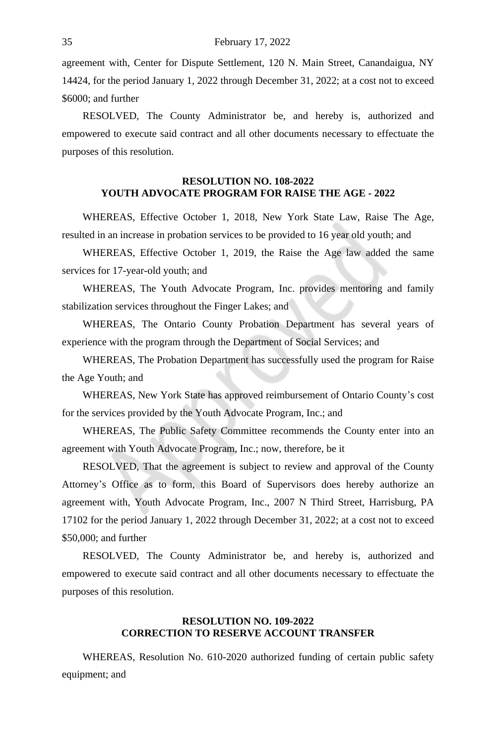agreement with, Center for Dispute Settlement, 120 N. Main Street, Canandaigua, NY 14424, for the period January 1, 2022 through December 31, 2022; at a cost not to exceed $6000; and further

RESOLVED, The County Administrator be, and hereby is, authorized and empowered to execute said contract and all other documents necessary to effectuate the purposes of this resolution.

**RESOLUTION NO. 108-2022**
**YOUTH ADVOCATE PROGRAM FOR RAISE THE AGE - 2022**

WHEREAS, Effective October 1, 2018, New York State Law, Raise The Age, resulted in an increase in probation services to be provided to 16 year old youth; and

WHEREAS, Effective October 1, 2019, the Raise the Age law added the same services for 17-year-old youth; and

WHEREAS, The Youth Advocate Program, Inc. provides mentoring and family stabilization services throughout the Finger Lakes; and

WHEREAS, The Ontario County Probation Department has several years of experience with the program through the Department of Social Services; and

WHEREAS, The Probation Department has successfully used the program for Raise the Age Youth; and

WHEREAS, New York State has approved reimbursement of Ontario County's cost for the services provided by the Youth Advocate Program, Inc.; and

WHEREAS, The Public Safety Committee recommends the County enter into an agreement with Youth Advocate Program, Inc.; now, therefore, be it

RESOLVED, That the agreement is subject to review and approval of the County Attorney's Office as to form, this Board of Supervisors does hereby authorize an agreement with, Youth Advocate Program, Inc., 2007 N Third Street, Harrisburg, PA 17102 for the period January 1, 2022 through December 31, 2022; at a cost not to exceed $50,000; and further

RESOLVED, The County Administrator be, and hereby is, authorized and empowered to execute said contract and all other documents necessary to effectuate the purposes of this resolution.

**RESOLUTION NO. 109-2022**
**CORRECTION TO RESERVE ACCOUNT TRANSFER**

WHEREAS, Resolution No. 610-2020 authorized funding of certain public safety equipment; and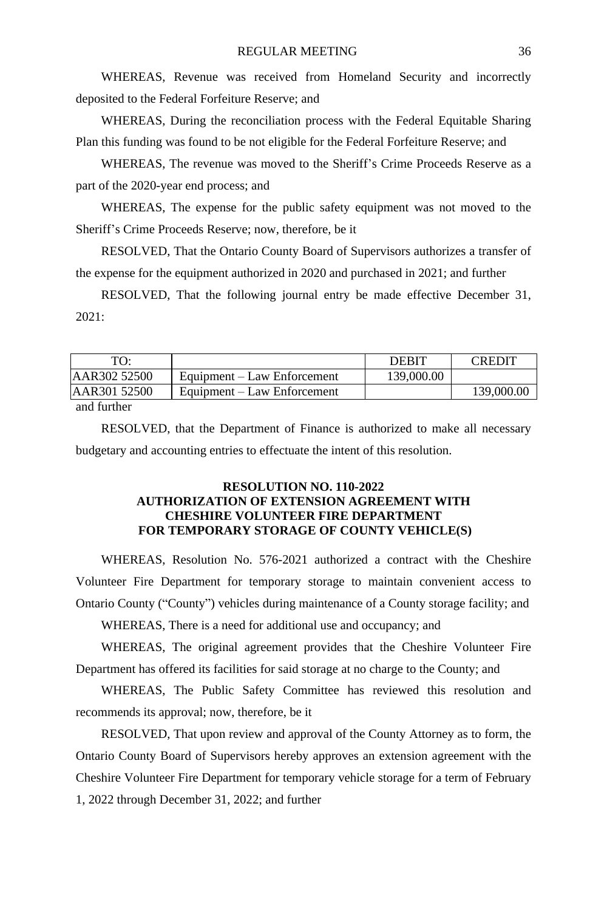WHEREAS, Revenue was received from Homeland Security and incorrectly deposited to the Federal Forfeiture Reserve; and

WHEREAS, During the reconciliation process with the Federal Equitable Sharing Plan this funding was found to be not eligible for the Federal Forfeiture Reserve; and

WHEREAS, The revenue was moved to the Sheriff's Crime Proceeds Reserve as a part of the 2020-year end process; and

WHEREAS, The expense for the public safety equipment was not moved to the Sheriff's Crime Proceeds Reserve; now, therefore, be it

RESOLVED, That the Ontario County Board of Supervisors authorizes a transfer of the expense for the equipment authorized in 2020 and purchased in 2021; and further

RESOLVED, That the following journal entry be made effective December 31, 2021:

| TO: | | DEBIT | CREDIT |
|---|---|---|---|
| AAR302 52500 | Equipment – Law Enforcement | 139,000.00 | |
| AAR301 52500 | Equipment – Law Enforcement | | 139,000.00 |

and further

RESOLVED, that the Department of Finance is authorized to make all necessary budgetary and accounting entries to effectuate the intent of this resolution.

**RESOLUTION NO. 110-2022**
**AUTHORIZATION OF EXTENSION AGREEMENT WITH CHESHIRE VOLUNTEER FIRE DEPARTMENT FOR TEMPORARY STORAGE OF COUNTY VEHICLE(S)**

WHEREAS, Resolution No. 576-2021 authorized a contract with the Cheshire Volunteer Fire Department for temporary storage to maintain convenient access to Ontario County ("County") vehicles during maintenance of a County storage facility; and

WHEREAS, There is a need for additional use and occupancy; and

WHEREAS, The original agreement provides that the Cheshire Volunteer Fire Department has offered its facilities for said storage at no charge to the County; and

WHEREAS, The Public Safety Committee has reviewed this resolution and recommends its approval; now, therefore, be it

RESOLVED, That upon review and approval of the County Attorney as to form, the Ontario County Board of Supervisors hereby approves an extension agreement with the Cheshire Volunteer Fire Department for temporary vehicle storage for a term of February 1, 2022 through December 31, 2022; and further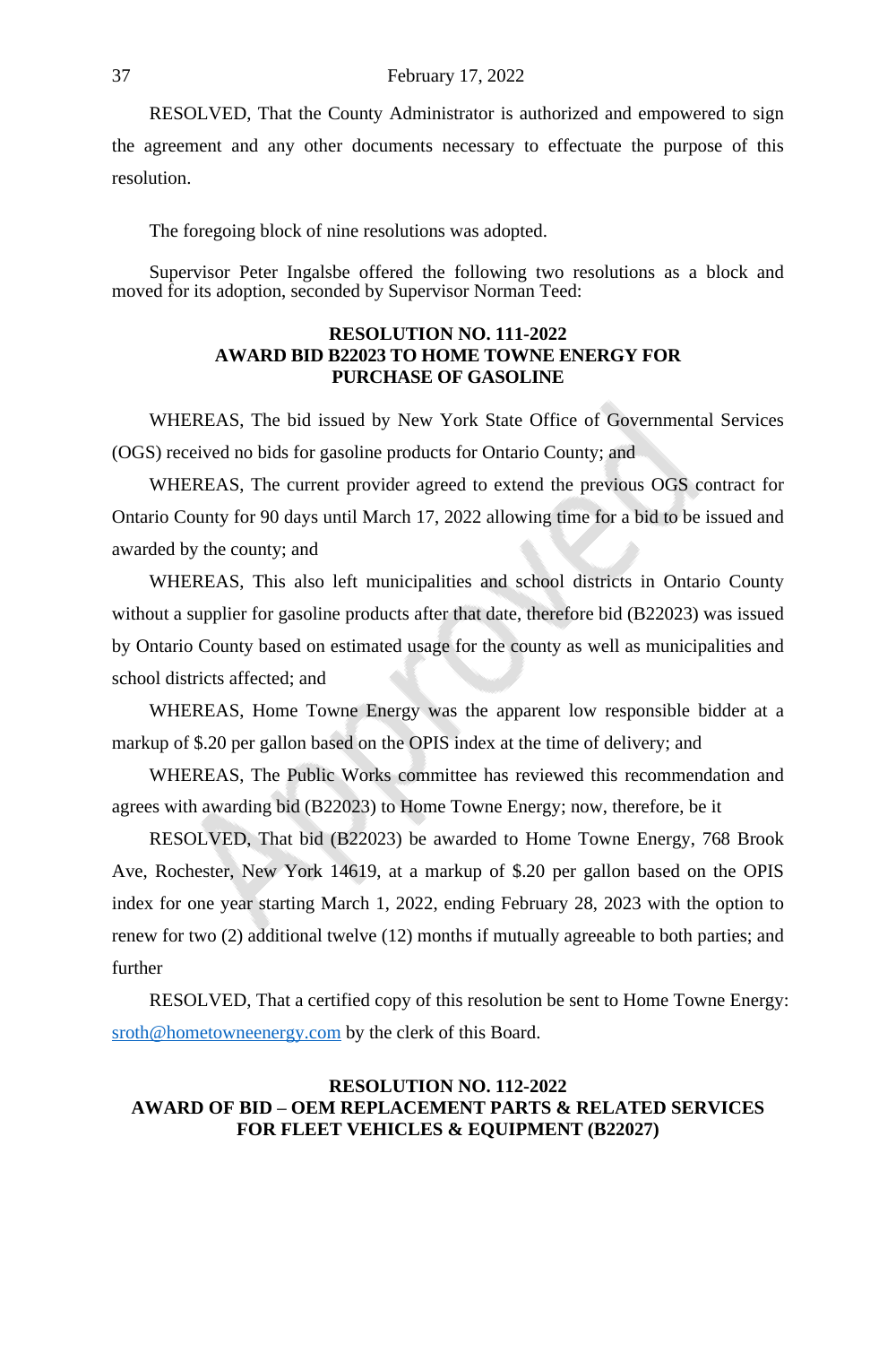RESOLVED, That the County Administrator is authorized and empowered to sign the agreement and any other documents necessary to effectuate the purpose of this resolution.

The foregoing block of nine resolutions was adopted.

Supervisor Peter Ingalsbe offered the following two resolutions as a block and moved for its adoption, seconded by Supervisor Norman Teed:

**RESOLUTION NO. 111-2022**
**AWARD BID B22023 TO HOME TOWNE ENERGY FOR PURCHASE OF GASOLINE**

WHEREAS, The bid issued by New York State Office of Governmental Services (OGS) received no bids for gasoline products for Ontario County; and

WHEREAS, The current provider agreed to extend the previous OGS contract for Ontario County for 90 days until March 17, 2022 allowing time for a bid to be issued and awarded by the county; and

WHEREAS, This also left municipalities and school districts in Ontario County without a supplier for gasoline products after that date, therefore bid (B22023) was issued by Ontario County based on estimated usage for the county as well as municipalities and school districts affected; and

WHEREAS, Home Towne Energy was the apparent low responsible bidder at a markup of $.20 per gallon based on the OPIS index at the time of delivery; and

WHEREAS, The Public Works committee has reviewed this recommendation and agrees with awarding bid (B22023) to Home Towne Energy; now, therefore, be it

RESOLVED, That bid (B22023) be awarded to Home Towne Energy, 768 Brook Ave, Rochester, New York 14619, at a markup of $.20 per gallon based on the OPIS index for one year starting March 1, 2022, ending February 28, 2023 with the option to renew for two (2) additional twelve (12) months if mutually agreeable to both parties; and further

RESOLVED, That a certified copy of this resolution be sent to Home Towne Energy: sroth@hometowneenergy.com by the clerk of this Board.

**RESOLUTION NO. 112-2022**
**AWARD OF BID – OEM REPLACEMENT PARTS & RELATED SERVICES FOR FLEET VEHICLES & EQUIPMENT (B22027)**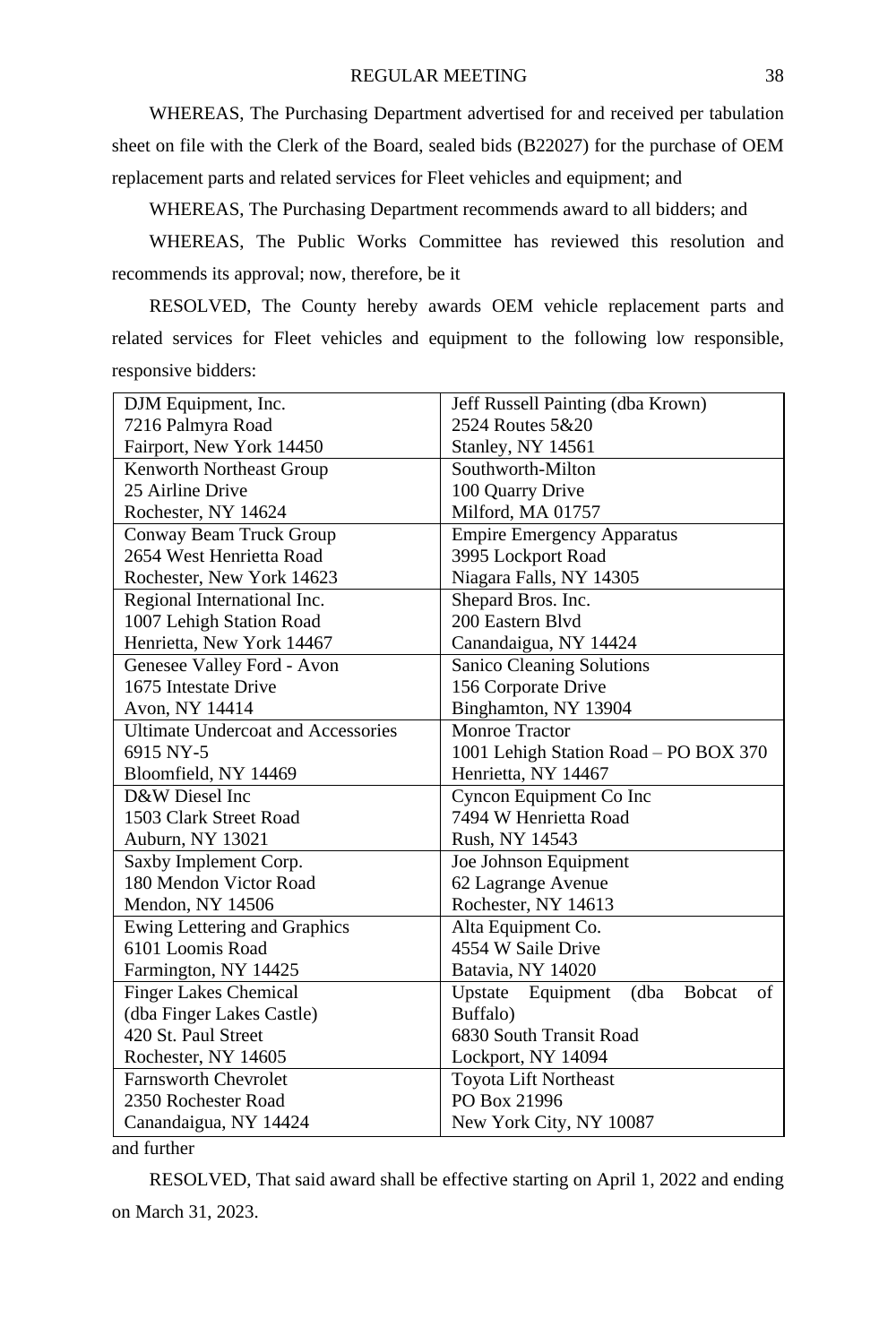WHEREAS, The Purchasing Department advertised for and received per tabulation sheet on file with the Clerk of the Board, sealed bids (B22027) for the purchase of OEM replacement parts and related services for Fleet vehicles and equipment; and

WHEREAS, The Purchasing Department recommends award to all bidders; and

WHEREAS, The Public Works Committee has reviewed this resolution and recommends its approval; now, therefore, be it

RESOLVED, The County hereby awards OEM vehicle replacement parts and related services for Fleet vehicles and equipment to the following low responsible, responsive bidders:

| | |
|---|---|
| DJM Equipment, Inc.<br>7216 Palmyra Road<br>Fairport, New York 14450 | Jeff Russell Painting (dba Krown)<br>2524 Routes 5&20<br>Stanley, NY 14561 |
| Kenworth Northeast Group<br>25 Airline Drive<br>Rochester, NY 14624 | Southworth-Milton<br>100 Quarry Drive<br>Milford, MA 01757 |
| Conway Beam Truck Group<br>2654 West Henrietta Road<br>Rochester, New York 14623 | Empire Emergency Apparatus<br>3995 Lockport Road<br>Niagara Falls, NY 14305 |
| Regional International Inc.<br>1007 Lehigh Station Road<br>Henrietta, New York 14467 | Shepard Bros. Inc.<br>200 Eastern Blvd<br>Canandaigua, NY 14424 |
| Genesee Valley Ford - Avon<br>1675 Intestate Drive<br>Avon, NY 14414 | Sanico Cleaning Solutions<br>156 Corporate Drive<br>Binghamton, NY 13904 |
| Ultimate Undercoat and Accessories<br>6915 NY-5<br>Bloomfield, NY 14469 | Monroe Tractor<br>1001 Lehigh Station Road – PO BOX 370<br>Henrietta, NY 14467 |
| D&W Diesel Inc<br>1503 Clark Street Road<br>Auburn, NY 13021 | Cyncon Equipment Co Inc<br>7494 W Henrietta Road<br>Rush, NY 14543 |
| Saxby Implement Corp.<br>180 Mendon Victor Road<br>Mendon, NY 14506 | Joe Johnson Equipment<br>62 Lagrange Avenue<br>Rochester, NY 14613 |
| Ewing Lettering and Graphics<br>6101 Loomis Road<br>Farmington, NY 14425 | Alta Equipment Co.<br>4554 W Saile Drive<br>Batavia, NY 14020 |
| Finger Lakes Chemical<br>(dba Finger Lakes Castle)<br>420 St. Paul Street<br>Rochester, NY 14605 | Upstate Equipment (dba Bobcat of Buffalo)<br>6830 South Transit Road<br>Lockport, NY 14094 |
| Farnsworth Chevrolet<br>2350 Rochester Road<br>Canandaigua, NY 14424 | Toyota Lift Northeast<br>PO Box 21996<br>New York City, NY 10087 |

and further

RESOLVED, That said award shall be effective starting on April 1, 2022 and ending on March 31, 2023.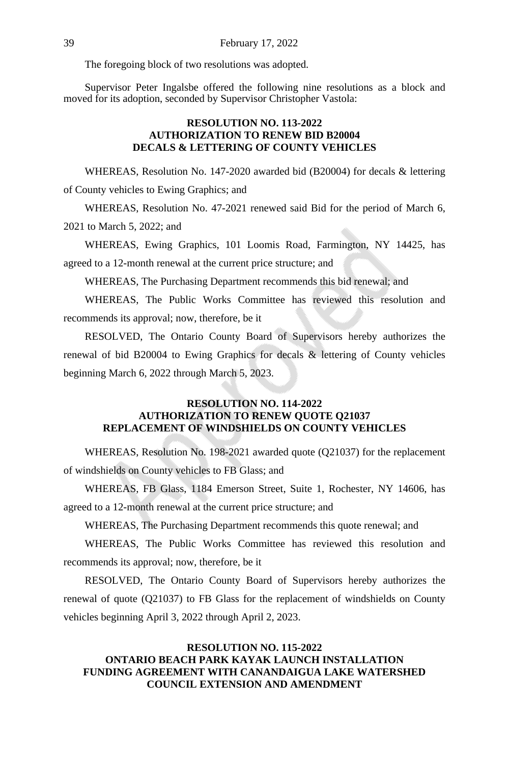The foregoing block of two resolutions was adopted.

Supervisor Peter Ingalsbe offered the following nine resolutions as a block and moved for its adoption, seconded by Supervisor Christopher Vastola:

**RESOLUTION NO. 113-2022**
**AUTHORIZATION TO RENEW BID B20004**
**DECALS & LETTERING OF COUNTY VEHICLES**

WHEREAS, Resolution No. 147-2020 awarded bid (B20004) for decals & lettering of County vehicles to Ewing Graphics; and

WHEREAS, Resolution No. 47-2021 renewed said Bid for the period of March 6, 2021 to March 5, 2022; and

WHEREAS, Ewing Graphics, 101 Loomis Road, Farmington, NY 14425, has agreed to a 12-month renewal at the current price structure; and

WHEREAS, The Purchasing Department recommends this bid renewal; and

WHEREAS, The Public Works Committee has reviewed this resolution and recommends its approval; now, therefore, be it

RESOLVED, The Ontario County Board of Supervisors hereby authorizes the renewal of bid B20004 to Ewing Graphics for decals & lettering of County vehicles beginning March 6, 2022 through March 5, 2023.

**RESOLUTION NO. 114-2022**
**AUTHORIZATION TO RENEW QUOTE Q21037**
**REPLACEMENT OF WINDSHIELDS ON COUNTY VEHICLES**

WHEREAS, Resolution No. 198-2021 awarded quote (Q21037) for the replacement of windshields on County vehicles to FB Glass; and

WHEREAS, FB Glass, 1184 Emerson Street, Suite 1, Rochester, NY 14606, has agreed to a 12-month renewal at the current price structure; and

WHEREAS, The Purchasing Department recommends this quote renewal; and

WHEREAS, The Public Works Committee has reviewed this resolution and recommends its approval; now, therefore, be it

RESOLVED, The Ontario County Board of Supervisors hereby authorizes the renewal of quote (Q21037) to FB Glass for the replacement of windshields on County vehicles beginning April 3, 2022 through April 2, 2023.

**RESOLUTION NO. 115-2022**
**ONTARIO BEACH PARK KAYAK LAUNCH INSTALLATION FUNDING AGREEMENT WITH CANANDAIGUA LAKE WATERSHED COUNCIL EXTENSION AND AMENDMENT**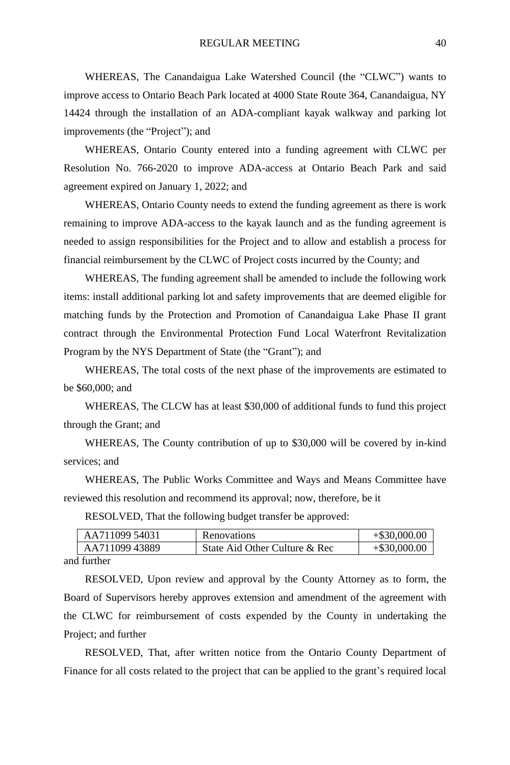WHEREAS, The Canandaigua Lake Watershed Council (the "CLWC") wants to improve access to Ontario Beach Park located at 4000 State Route 364, Canandaigua, NY 14424 through the installation of an ADA-compliant kayak walkway and parking lot improvements (the "Project"); and

WHEREAS, Ontario County entered into a funding agreement with CLWC per Resolution No. 766-2020 to improve ADA-access at Ontario Beach Park and said agreement expired on January 1, 2022; and

WHEREAS, Ontario County needs to extend the funding agreement as there is work remaining to improve ADA-access to the kayak launch and as the funding agreement is needed to assign responsibilities for the Project and to allow and establish a process for financial reimbursement by the CLWC of Project costs incurred by the County; and

WHEREAS, The funding agreement shall be amended to include the following work items: install additional parking lot and safety improvements that are deemed eligible for matching funds by the Protection and Promotion of Canandaigua Lake Phase II grant contract through the Environmental Protection Fund Local Waterfront Revitalization Program by the NYS Department of State (the "Grant"); and

WHEREAS, The total costs of the next phase of the improvements are estimated to be $60,000; and

WHEREAS, The CLCW has at least $30,000 of additional funds to fund this project through the Grant; and

WHEREAS, The County contribution of up to $30,000 will be covered by in-kind services; and

WHEREAS, The Public Works Committee and Ways and Means Committee have reviewed this resolution and recommend its approval; now, therefore, be it

RESOLVED, That the following budget transfer be approved:

| | | |
|---|---|---|
| AA711099 54031 | Renovations | +$30,000.00 |
| AA711099 43889 | State Aid Other Culture & Rec | +$30,000.00 |

and further

RESOLVED, Upon review and approval by the County Attorney as to form, the Board of Supervisors hereby approves extension and amendment of the agreement with the CLWC for reimbursement of costs expended by the County in undertaking the Project; and further

RESOLVED, That, after written notice from the Ontario County Department of Finance for all costs related to the project that can be applied to the grant's required local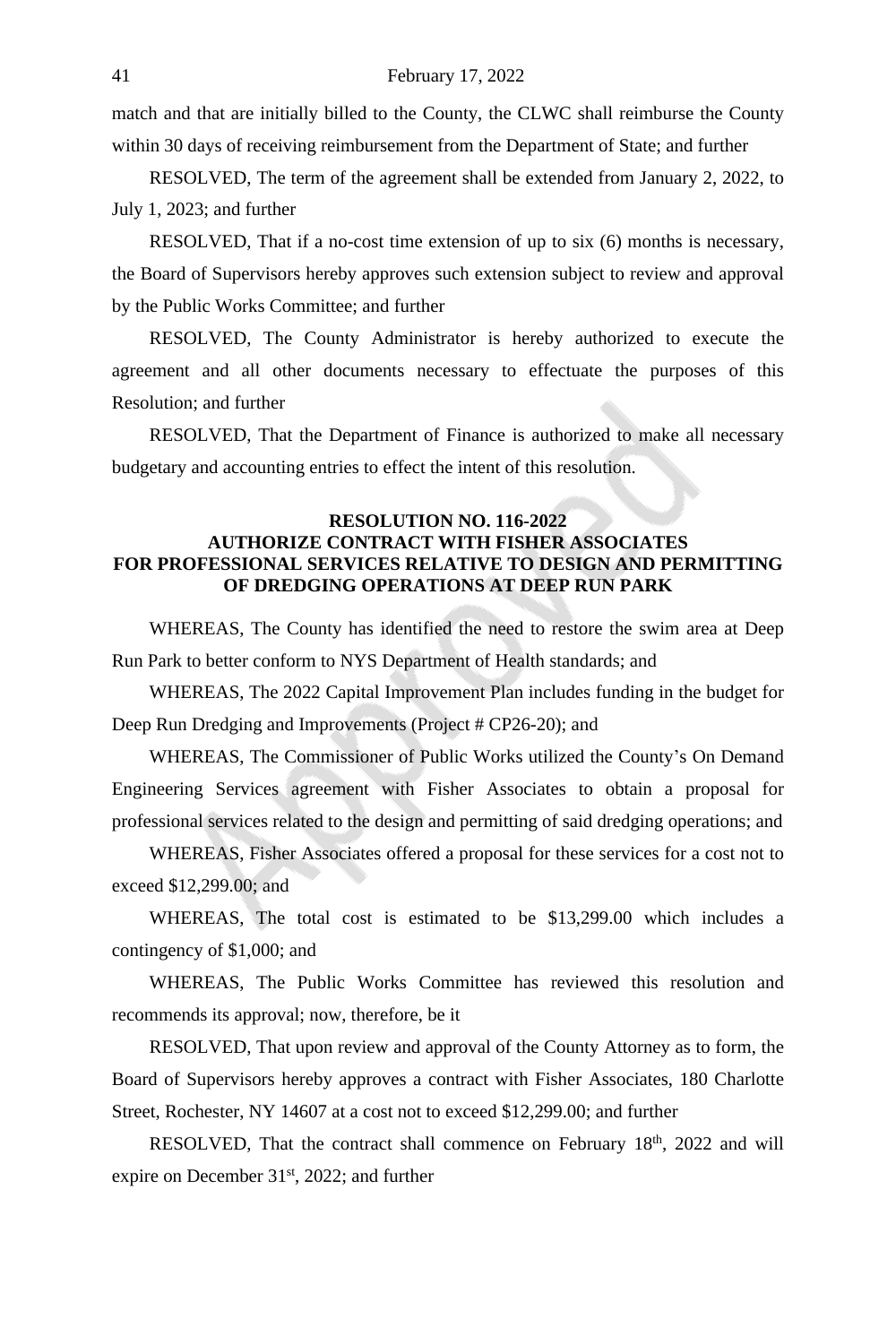match and that are initially billed to the County, the CLWC shall reimburse the County within 30 days of receiving reimbursement from the Department of State; and further

RESOLVED, The term of the agreement shall be extended from January 2, 2022, to July 1, 2023; and further

RESOLVED, That if a no-cost time extension of up to six (6) months is necessary, the Board of Supervisors hereby approves such extension subject to review and approval by the Public Works Committee; and further

RESOLVED, The County Administrator is hereby authorized to execute the agreement and all other documents necessary to effectuate the purposes of this Resolution; and further

RESOLVED, That the Department of Finance is authorized to make all necessary budgetary and accounting entries to effect the intent of this resolution.

## RESOLUTION NO. 116-2022
## AUTHORIZE CONTRACT WITH FISHER ASSOCIATES FOR PROFESSIONAL SERVICES RELATIVE TO DESIGN AND PERMITTING OF DREDGING OPERATIONS AT DEEP RUN PARK

WHEREAS, The County has identified the need to restore the swim area at Deep Run Park to better conform to NYS Department of Health standards; and

WHEREAS, The 2022 Capital Improvement Plan includes funding in the budget for Deep Run Dredging and Improvements (Project # CP26-20); and

WHEREAS, The Commissioner of Public Works utilized the County's On Demand Engineering Services agreement with Fisher Associates to obtain a proposal for professional services related to the design and permitting of said dredging operations; and

WHEREAS, Fisher Associates offered a proposal for these services for a cost not to exceed $12,299.00; and

WHEREAS, The total cost is estimated to be $13,299.00 which includes a contingency of $1,000; and

WHEREAS, The Public Works Committee has reviewed this resolution and recommends its approval; now, therefore, be it

RESOLVED, That upon review and approval of the County Attorney as to form, the Board of Supervisors hereby approves a contract with Fisher Associates, 180 Charlotte Street, Rochester, NY 14607 at a cost not to exceed $12,299.00; and further

RESOLVED, That the contract shall commence on February 18th, 2022 and will expire on December 31st, 2022; and further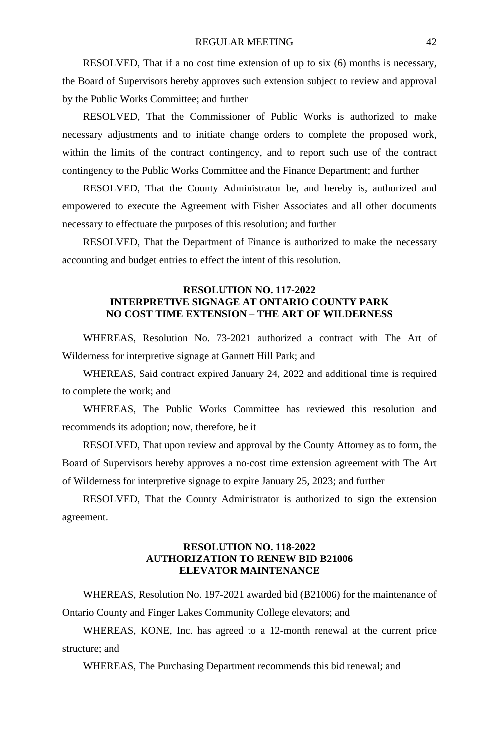RESOLVED, That if a no cost time extension of up to six (6) months is necessary, the Board of Supervisors hereby approves such extension subject to review and approval by the Public Works Committee; and further

RESOLVED, That the Commissioner of Public Works is authorized to make necessary adjustments and to initiate change orders to complete the proposed work, within the limits of the contract contingency, and to report such use of the contract contingency to the Public Works Committee and the Finance Department; and further

RESOLVED, That the County Administrator be, and hereby is, authorized and empowered to execute the Agreement with Fisher Associates and all other documents necessary to effectuate the purposes of this resolution; and further

RESOLVED, That the Department of Finance is authorized to make the necessary accounting and budget entries to effect the intent of this resolution.

### RESOLUTION NO. 117-2022
### INTERPRETIVE SIGNAGE AT ONTARIO COUNTY PARK
### NO COST TIME EXTENSION – THE ART OF WILDERNESS

WHEREAS, Resolution No. 73-2021 authorized a contract with The Art of Wilderness for interpretive signage at Gannett Hill Park; and

WHEREAS, Said contract expired January 24, 2022 and additional time is required to complete the work; and

WHEREAS, The Public Works Committee has reviewed this resolution and recommends its adoption; now, therefore, be it

RESOLVED, That upon review and approval by the County Attorney as to form, the Board of Supervisors hereby approves a no-cost time extension agreement with The Art of Wilderness for interpretive signage to expire January 25, 2023; and further

RESOLVED, That the County Administrator is authorized to sign the extension agreement.

### RESOLUTION NO. 118-2022
### AUTHORIZATION TO RENEW BID B21006
### ELEVATOR MAINTENANCE

WHEREAS, Resolution No. 197-2021 awarded bid (B21006) for the maintenance of Ontario County and Finger Lakes Community College elevators; and

WHEREAS, KONE, Inc. has agreed to a 12-month renewal at the current price structure; and

WHEREAS, The Purchasing Department recommends this bid renewal; and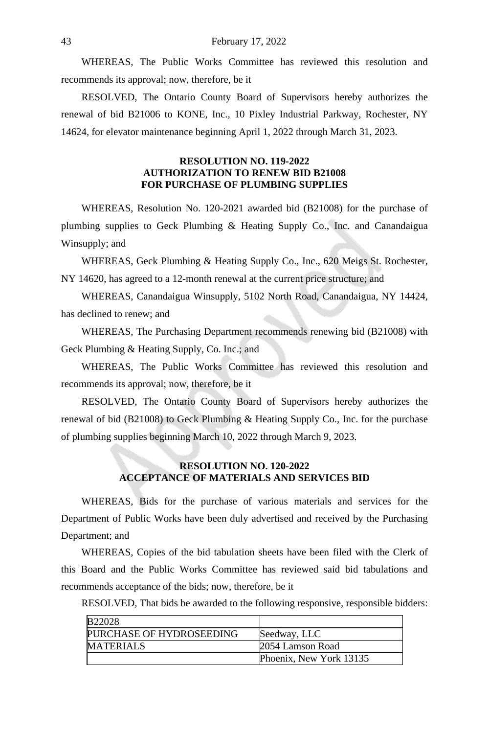WHEREAS, The Public Works Committee has reviewed this resolution and recommends its approval; now, therefore, be it

RESOLVED, The Ontario County Board of Supervisors hereby authorizes the renewal of bid B21006 to KONE, Inc., 10 Pixley Industrial Parkway, Rochester, NY 14624, for elevator maintenance beginning April 1, 2022 through March 31, 2023.

**RESOLUTION NO. 119-2022**
**AUTHORIZATION TO RENEW BID B21008**
**FOR PURCHASE OF PLUMBING SUPPLIES**

WHEREAS, Resolution No. 120-2021 awarded bid (B21008) for the purchase of plumbing supplies to Geck Plumbing & Heating Supply Co., Inc. and Canandaigua Winsupply; and

WHEREAS, Geck Plumbing & Heating Supply Co., Inc., 620 Meigs St. Rochester, NY 14620, has agreed to a 12-month renewal at the current price structure; and

WHEREAS, Canandaigua Winsupply, 5102 North Road, Canandaigua, NY 14424, has declined to renew; and

WHEREAS, The Purchasing Department recommends renewing bid (B21008) with Geck Plumbing & Heating Supply, Co. Inc.; and

WHEREAS, The Public Works Committee has reviewed this resolution and recommends its approval; now, therefore, be it

RESOLVED, The Ontario County Board of Supervisors hereby authorizes the renewal of bid (B21008) to Geck Plumbing & Heating Supply Co., Inc. for the purchase of plumbing supplies beginning March 10, 2022 through March 9, 2023.

**RESOLUTION NO. 120-2022**
**ACCEPTANCE OF MATERIALS AND SERVICES BID**

WHEREAS, Bids for the purchase of various materials and services for the Department of Public Works have been duly advertised and received by the Purchasing Department; and

WHEREAS, Copies of the bid tabulation sheets have been filed with the Clerk of this Board and the Public Works Committee has reviewed said bid tabulations and recommends acceptance of the bids; now, therefore, be it

RESOLVED, That bids be awarded to the following responsive, responsible bidders:

| B22028 | |
|---|---|
| PURCHASE OF HYDROSEEDING | Seedway, LLC |
| MATERIALS | 2054 Lamson Road |
| | Phoenix, New York 13135 |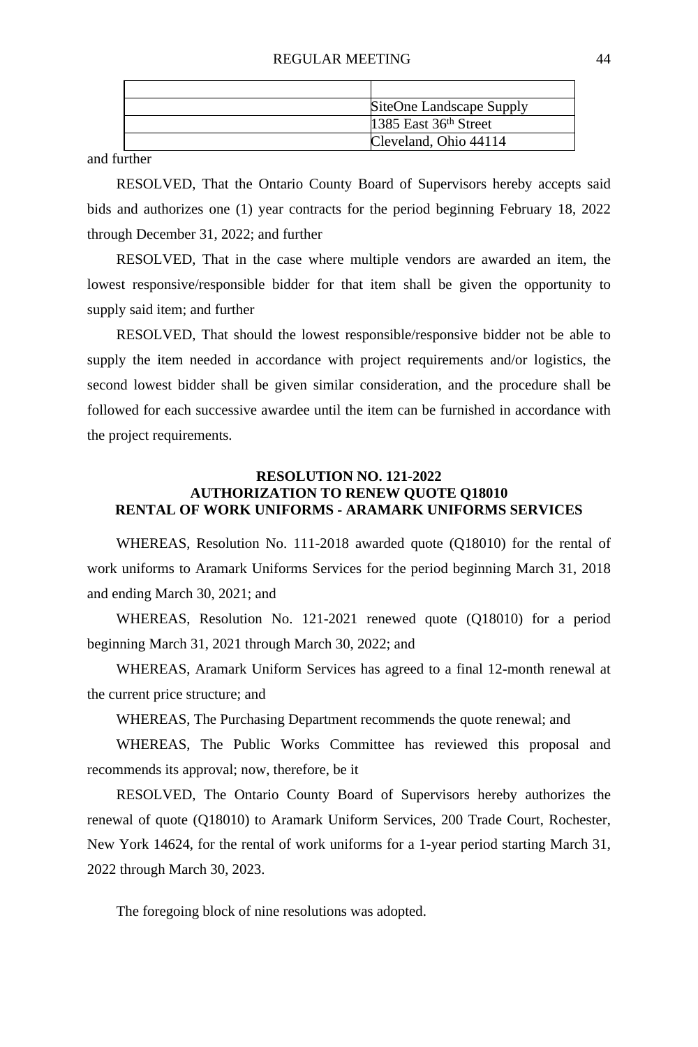| | |
|---|---|
| | SiteOne Landscape Supply |
| | 1385 East 36th Street |
| | Cleveland, Ohio 44114 |

and further

RESOLVED, That the Ontario County Board of Supervisors hereby accepts said bids and authorizes one (1) year contracts for the period beginning February 18, 2022 through December 31, 2022; and further

RESOLVED, That in the case where multiple vendors are awarded an item, the lowest responsive/responsible bidder for that item shall be given the opportunity to supply said item; and further

RESOLVED, That should the lowest responsible/responsive bidder not be able to supply the item needed in accordance with project requirements and/or logistics, the second lowest bidder shall be given similar consideration, and the procedure shall be followed for each successive awardee until the item can be furnished in accordance with the project requirements.

**RESOLUTION NO. 121-2022**
**AUTHORIZATION TO RENEW QUOTE Q18010**
**RENTAL OF WORK UNIFORMS - ARAMARK UNIFORMS SERVICES**

WHEREAS, Resolution No. 111-2018 awarded quote (Q18010) for the rental of work uniforms to Aramark Uniforms Services for the period beginning March 31, 2018 and ending March 30, 2021; and

WHEREAS, Resolution No. 121-2021 renewed quote (Q18010) for a period beginning March 31, 2021 through March 30, 2022; and

WHEREAS, Aramark Uniform Services has agreed to a final 12-month renewal at the current price structure; and

WHEREAS, The Purchasing Department recommends the quote renewal; and

WHEREAS, The Public Works Committee has reviewed this proposal and recommends its approval; now, therefore, be it

RESOLVED, The Ontario County Board of Supervisors hereby authorizes the renewal of quote (Q18010) to Aramark Uniform Services, 200 Trade Court, Rochester, New York 14624, for the rental of work uniforms for a 1-year period starting March 31, 2022 through March 30, 2023.

The foregoing block of nine resolutions was adopted.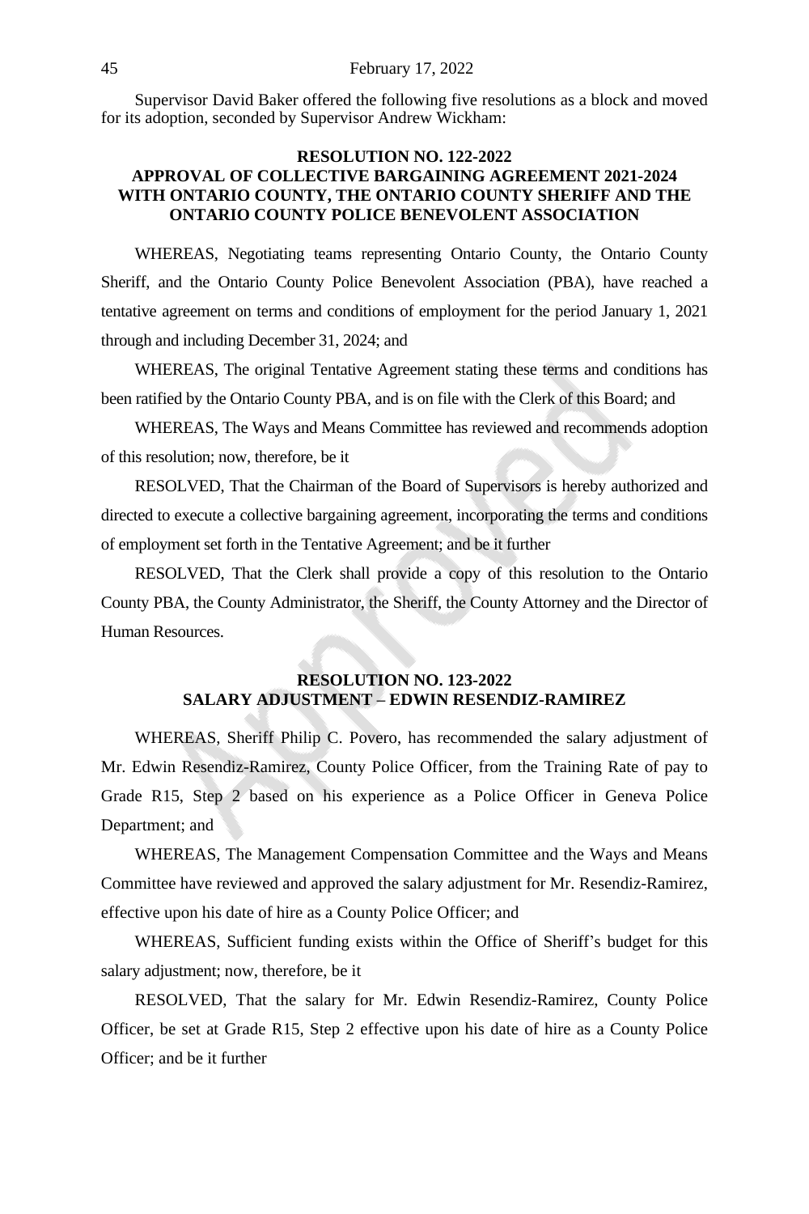Supervisor David Baker offered the following five resolutions as a block and moved for its adoption, seconded by Supervisor Andrew Wickham:

**RESOLUTION NO. 122-2022**
**APPROVAL OF COLLECTIVE BARGAINING AGREEMENT 2021-2024 WITH ONTARIO COUNTY, THE ONTARIO COUNTY SHERIFF AND THE ONTARIO COUNTY POLICE BENEVOLENT ASSOCIATION**

WHEREAS, Negotiating teams representing Ontario County, the Ontario County Sheriff, and the Ontario County Police Benevolent Association (PBA), have reached a tentative agreement on terms and conditions of employment for the period January 1, 2021 through and including December 31, 2024; and

WHEREAS, The original Tentative Agreement stating these terms and conditions has been ratified by the Ontario County PBA, and is on file with the Clerk of this Board; and

WHEREAS, The Ways and Means Committee has reviewed and recommends adoption of this resolution; now, therefore, be it

RESOLVED, That the Chairman of the Board of Supervisors is hereby authorized and directed to execute a collective bargaining agreement, incorporating the terms and conditions of employment set forth in the Tentative Agreement; and be it further

RESOLVED, That the Clerk shall provide a copy of this resolution to the Ontario County PBA, the County Administrator, the Sheriff, the County Attorney and the Director of Human Resources.

**RESOLUTION NO. 123-2022**
**SALARY ADJUSTMENT – EDWIN RESENDIZ-RAMIREZ**

WHEREAS, Sheriff Philip C. Povero, has recommended the salary adjustment of Mr. Edwin Resendiz-Ramirez, County Police Officer, from the Training Rate of pay to Grade R15, Step 2 based on his experience as a Police Officer in Geneva Police Department; and

WHEREAS, The Management Compensation Committee and the Ways and Means Committee have reviewed and approved the salary adjustment for Mr. Resendiz-Ramirez, effective upon his date of hire as a County Police Officer; and

WHEREAS, Sufficient funding exists within the Office of Sheriff's budget for this salary adjustment; now, therefore, be it

RESOLVED, That the salary for Mr. Edwin Resendiz-Ramirez, County Police Officer, be set at Grade R15, Step 2 effective upon his date of hire as a County Police Officer; and be it further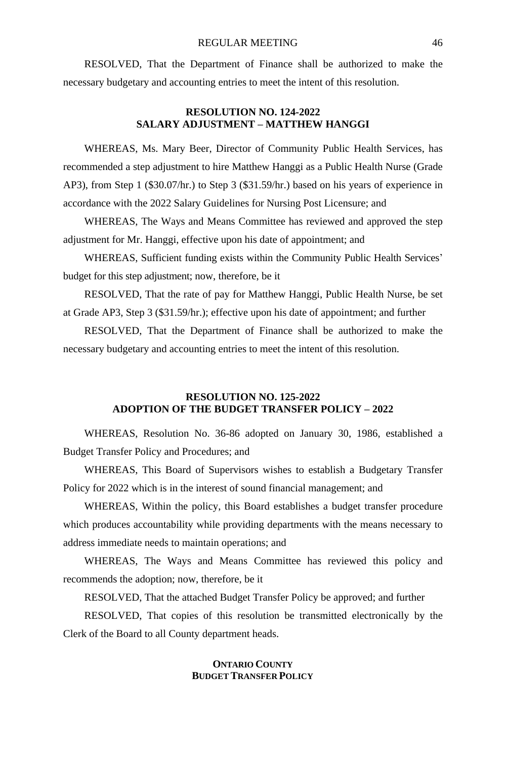RESOLVED, That the Department of Finance shall be authorized to make the necessary budgetary and accounting entries to meet the intent of this resolution.

## RESOLUTION NO. 124-2022
## SALARY ADJUSTMENT – MATTHEW HANGGI

WHEREAS, Ms. Mary Beer, Director of Community Public Health Services, has recommended a step adjustment to hire Matthew Hanggi as a Public Health Nurse (Grade AP3), from Step 1 ($30.07/hr.) to Step 3 ($31.59/hr.) based on his years of experience in accordance with the 2022 Salary Guidelines for Nursing Post Licensure; and

WHEREAS, The Ways and Means Committee has reviewed and approved the step adjustment for Mr. Hanggi, effective upon his date of appointment; and

WHEREAS, Sufficient funding exists within the Community Public Health Services' budget for this step adjustment; now, therefore, be it

RESOLVED, That the rate of pay for Matthew Hanggi, Public Health Nurse, be set at Grade AP3, Step 3 ($31.59/hr.); effective upon his date of appointment; and further

RESOLVED, That the Department of Finance shall be authorized to make the necessary budgetary and accounting entries to meet the intent of this resolution.

## RESOLUTION NO. 125-2022
## ADOPTION OF THE BUDGET TRANSFER POLICY – 2022

WHEREAS, Resolution No. 36-86 adopted on January 30, 1986, established a Budget Transfer Policy and Procedures; and

WHEREAS, This Board of Supervisors wishes to establish a Budgetary Transfer Policy for 2022 which is in the interest of sound financial management; and

WHEREAS, Within the policy, this Board establishes a budget transfer procedure which produces accountability while providing departments with the means necessary to address immediate needs to maintain operations; and

WHEREAS, The Ways and Means Committee has reviewed this policy and recommends the adoption; now, therefore, be it

RESOLVED, That the attached Budget Transfer Policy be approved; and further

RESOLVED, That copies of this resolution be transmitted electronically by the Clerk of the Board to all County department heads.

### ONTARIO COUNTY
### BUDGET TRANSFER POLICY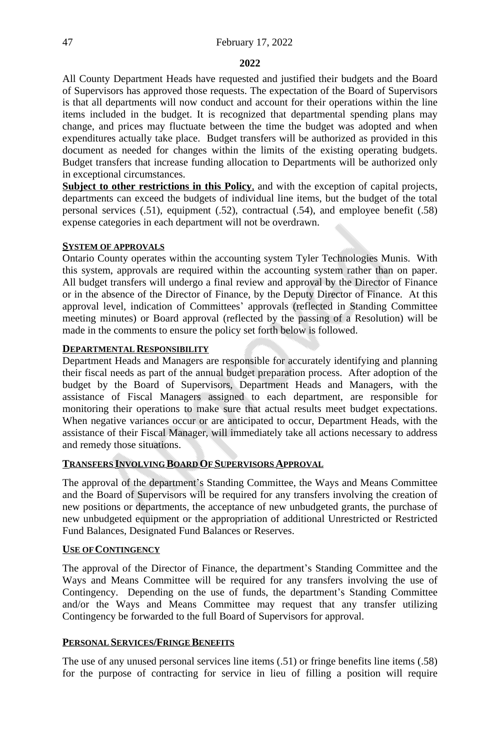**2022**

All County Department Heads have requested and justified their budgets and the Board of Supervisors has approved those requests. The expectation of the Board of Supervisors is that all departments will now conduct and account for their operations within the line items included in the budget. It is recognized that departmental spending plans may change, and prices may fluctuate between the time the budget was adopted and when expenditures actually take place. Budget transfers will be authorized as provided in this document as needed for changes within the limits of the existing operating budgets. Budget transfers that increase funding allocation to Departments will be authorized only in exceptional circumstances.

**Subject to other restrictions in this Policy**, and with the exception of capital projects, departments can exceed the budgets of individual line items, but the budget of the total personal services (.51), equipment (.52), contractual (.54), and employee benefit (.58) expense categories in each department will not be overdrawn.

**SYSTEM OF APPROVALS**

Ontario County operates within the accounting system Tyler Technologies Munis. With this system, approvals are required within the accounting system rather than on paper. All budget transfers will undergo a final review and approval by the Director of Finance or in the absence of the Director of Finance, by the Deputy Director of Finance. At this approval level, indication of Committees' approvals (reflected in Standing Committee meeting minutes) or Board approval (reflected by the passing of a Resolution) will be made in the comments to ensure the policy set forth below is followed.

**DEPARTMENTAL RESPONSIBILITY**

Department Heads and Managers are responsible for accurately identifying and planning their fiscal needs as part of the annual budget preparation process. After adoption of the budget by the Board of Supervisors, Department Heads and Managers, with the assistance of Fiscal Managers assigned to each department, are responsible for monitoring their operations to make sure that actual results meet budget expectations. When negative variances occur or are anticipated to occur, Department Heads, with the assistance of their Fiscal Manager, will immediately take all actions necessary to address and remedy those situations.

**TRANSFERS INVOLVING BOARD OF SUPERVISORS APPROVAL**

The approval of the department's Standing Committee, the Ways and Means Committee and the Board of Supervisors will be required for any transfers involving the creation of new positions or departments, the acceptance of new unbudgeted grants, the purchase of new unbudgeted equipment or the appropriation of additional Unrestricted or Restricted Fund Balances, Designated Fund Balances or Reserves.

**USE OF CONTINGENCY**

The approval of the Director of Finance, the department's Standing Committee and the Ways and Means Committee will be required for any transfers involving the use of Contingency. Depending on the use of funds, the department's Standing Committee and/or the Ways and Means Committee may request that any transfer utilizing Contingency be forwarded to the full Board of Supervisors for approval.

**PERSONAL SERVICES/FRINGE BENEFITS**

The use of any unused personal services line items (.51) or fringe benefits line items (.58) for the purpose of contracting for service in lieu of filling a position will require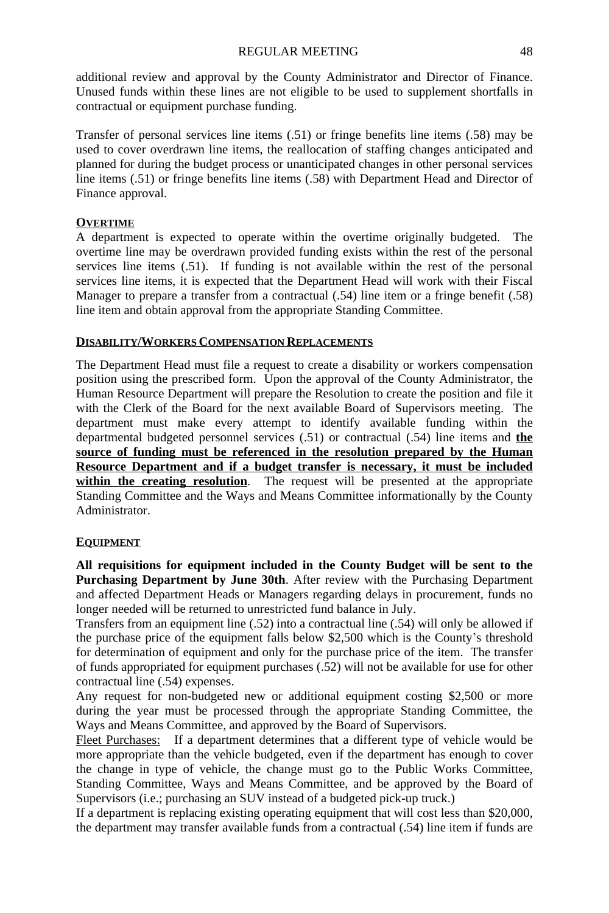additional review and approval by the County Administrator and Director of Finance. Unused funds within these lines are not eligible to be used to supplement shortfalls in contractual or equipment purchase funding.

Transfer of personal services line items (.51) or fringe benefits line items (.58) may be used to cover overdrawn line items, the reallocation of staffing changes anticipated and planned for during the budget process or unanticipated changes in other personal services line items (.51) or fringe benefits line items (.58) with Department Head and Director of Finance approval.

**OVERTIME**

A department is expected to operate within the overtime originally budgeted. The overtime line may be overdrawn provided funding exists within the rest of the personal services line items (.51). If funding is not available within the rest of the personal services line items, it is expected that the Department Head will work with their Fiscal Manager to prepare a transfer from a contractual (.54) line item or a fringe benefit (.58) line item and obtain approval from the appropriate Standing Committee.

**DISABILITY/WORKERS COMPENSATION REPLACEMENTS**

The Department Head must file a request to create a disability or workers compensation position using the prescribed form. Upon the approval of the County Administrator, the Human Resource Department will prepare the Resolution to create the position and file it with the Clerk of the Board for the next available Board of Supervisors meeting. The department must make every attempt to identify available funding within the departmental budgeted personnel services (.51) or contractual (.54) line items and **the source of funding must be referenced in the resolution prepared by the Human Resource Department and if a budget transfer is necessary, it must be included within the creating resolution**. The request will be presented at the appropriate Standing Committee and the Ways and Means Committee informationally by the County Administrator.

**EQUIPMENT**

**All requisitions for equipment included in the County Budget will be sent to the Purchasing Department by June 30th**. After review with the Purchasing Department and affected Department Heads or Managers regarding delays in procurement, funds no longer needed will be returned to unrestricted fund balance in July.

Transfers from an equipment line (.52) into a contractual line (.54) will only be allowed if the purchase price of the equipment falls below $2,500 which is the County's threshold for determination of equipment and only for the purchase price of the item. The transfer of funds appropriated for equipment purchases (.52) will not be available for use for other contractual line (.54) expenses.

Any request for non-budgeted new or additional equipment costing $2,500 or more during the year must be processed through the appropriate Standing Committee, the Ways and Means Committee, and approved by the Board of Supervisors.

Fleet Purchases: If a department determines that a different type of vehicle would be more appropriate than the vehicle budgeted, even if the department has enough to cover the change in type of vehicle, the change must go to the Public Works Committee, Standing Committee, Ways and Means Committee, and be approved by the Board of Supervisors (i.e.; purchasing an SUV instead of a budgeted pick-up truck.)

If a department is replacing existing operating equipment that will cost less than $20,000, the department may transfer available funds from a contractual (.54) line item if funds are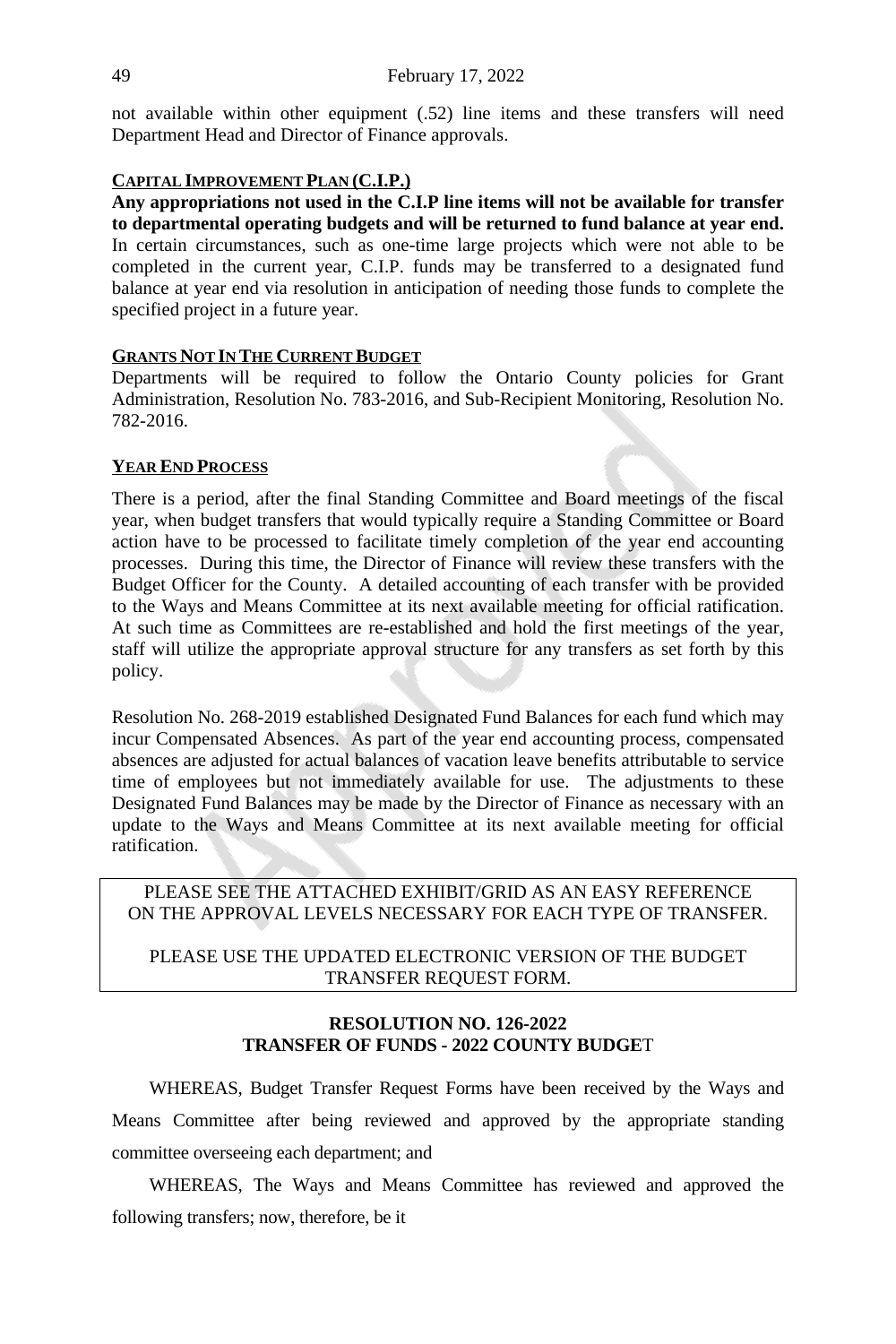not available within other equipment (.52) line items and these transfers will need Department Head and Director of Finance approvals.

**CAPITAL IMPROVEMENT PLAN (C.I.P.)**

**Any appropriations not used in the C.I.P line items will not be available for transfer to departmental operating budgets and will be returned to fund balance at year end.** In certain circumstances, such as one-time large projects which were not able to be completed in the current year, C.I.P. funds may be transferred to a designated fund balance at year end via resolution in anticipation of needing those funds to complete the specified project in a future year.

**GRANTS NOT IN THE CURRENT BUDGET**

Departments will be required to follow the Ontario County policies for Grant Administration, Resolution No. 783-2016, and Sub-Recipient Monitoring, Resolution No. 782-2016.

**YEAR END PROCESS**

There is a period, after the final Standing Committee and Board meetings of the fiscal year, when budget transfers that would typically require a Standing Committee or Board action have to be processed to facilitate timely completion of the year end accounting processes. During this time, the Director of Finance will review these transfers with the Budget Officer for the County. A detailed accounting of each transfer with be provided to the Ways and Means Committee at its next available meeting for official ratification. At such time as Committees are re-established and hold the first meetings of the year, staff will utilize the appropriate approval structure for any transfers as set forth by this policy.

Resolution No. 268-2019 established Designated Fund Balances for each fund which may incur Compensated Absences. As part of the year end accounting process, compensated absences are adjusted for actual balances of vacation leave benefits attributable to service time of employees but not immediately available for use. The adjustments to these Designated Fund Balances may be made by the Director of Finance as necessary with an update to the Ways and Means Committee at its next available meeting for official ratification.

PLEASE SEE THE ATTACHED EXHIBIT/GRID AS AN EASY REFERENCE ON THE APPROVAL LEVELS NECESSARY FOR EACH TYPE OF TRANSFER.

PLEASE USE THE UPDATED ELECTRONIC VERSION OF THE BUDGET TRANSFER REQUEST FORM.

**RESOLUTION NO. 126-2022**
**TRANSFER OF FUNDS - 2022 COUNTY BUDGET**

WHEREAS, Budget Transfer Request Forms have been received by the Ways and Means Committee after being reviewed and approved by the appropriate standing committee overseeing each department; and

WHEREAS, The Ways and Means Committee has reviewed and approved the following transfers; now, therefore, be it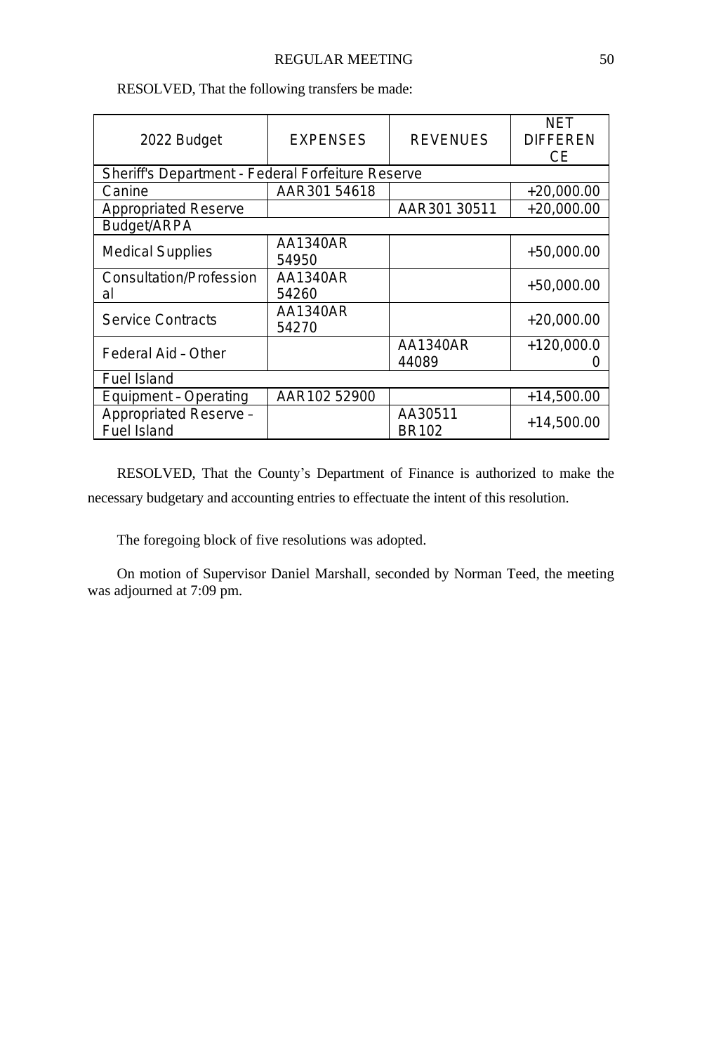RESOLVED, That the following transfers be made:

| 2022 Budget | EXPENSES | REVENUES | NET DIFFERENCE |
|---|---|---|---|
| Sheriff's Department - Federal Forfeiture Reserve | | | |
| Canine | AAR301 54618 | | +20,000.00 |
| Appropriated Reserve | | AAR301 30511 | +20,000.00 |
| Budget/ARPA | | | |
| Medical Supplies | AA1340AR 54950 | | +50,000.00 |
| Consultation/Professional | AA1340AR 54260 | | +50,000.00 |
| Service Contracts | AA1340AR 54270 | | +20,000.00 |
| Federal Aid – Other | | AA1340AR 44089 | +120,000.00 |
| Fuel Island | | | |
| Equipment – Operating | AAR102 52900 | | +14,500.00 |
| Appropriated Reserve – Fuel Island | | AA30511 BR102 | +14,500.00 |

RESOLVED, That the County's Department of Finance is authorized to make the necessary budgetary and accounting entries to effectuate the intent of this resolution.

The foregoing block of five resolutions was adopted.

On motion of Supervisor Daniel Marshall, seconded by Norman Teed, the meeting was adjourned at 7:09 pm.